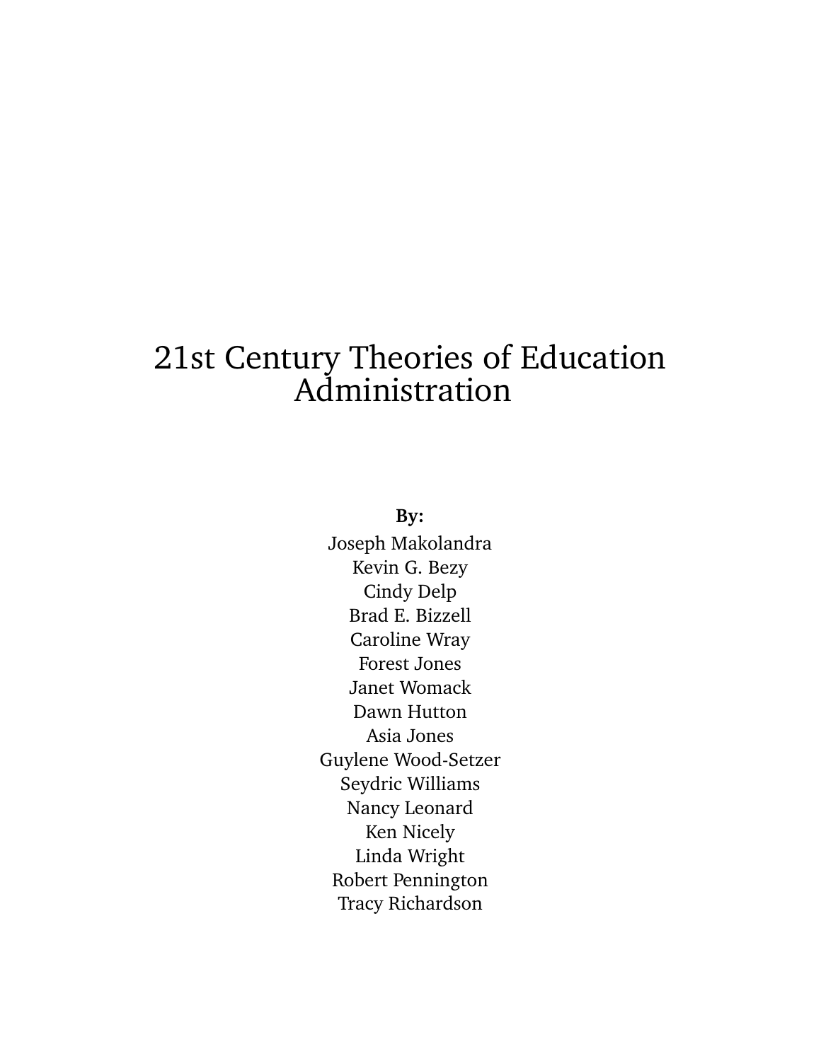# 21st Century Theories of Education Administration

**By:**

Joseph Makolandra
Kevin G. Bezy
Cindy Delp
Brad E. Bizzell
Caroline Wray
Forest Jones
Janet Womack
Dawn Hutton
Asia Jones
Guylene Wood-Setzer
Seydric Williams
Nancy Leonard
Ken Nicely
Linda Wright
Robert Pennington
Tracy Richardson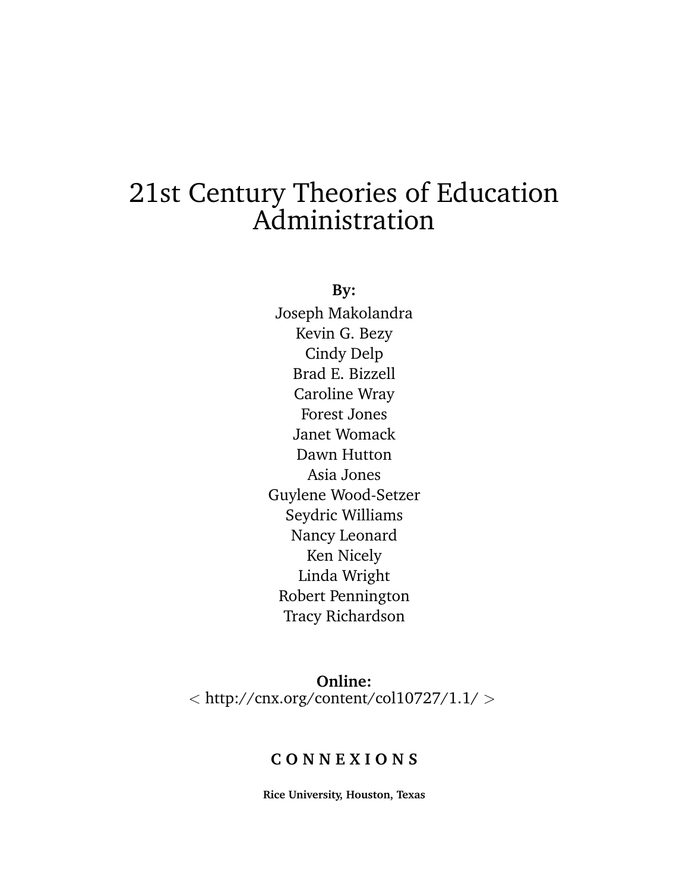# 21st Century Theories of Education Administration

**By:**

Joseph Makolandra
Kevin G. Bezy
Cindy Delp
Brad E. Bizzell
Caroline Wray
Forest Jones
Janet Womack
Dawn Hutton
Asia Jones
Guylene Wood-Setzer
Seydric Williams
Nancy Leonard
Ken Nicely
Linda Wright
Robert Pennington
Tracy Richardson

**Online:**
< http://cnx.org/content/col10727/1.1/ >

**C O N N E X I O N S**

**Rice University, Houston, Texas**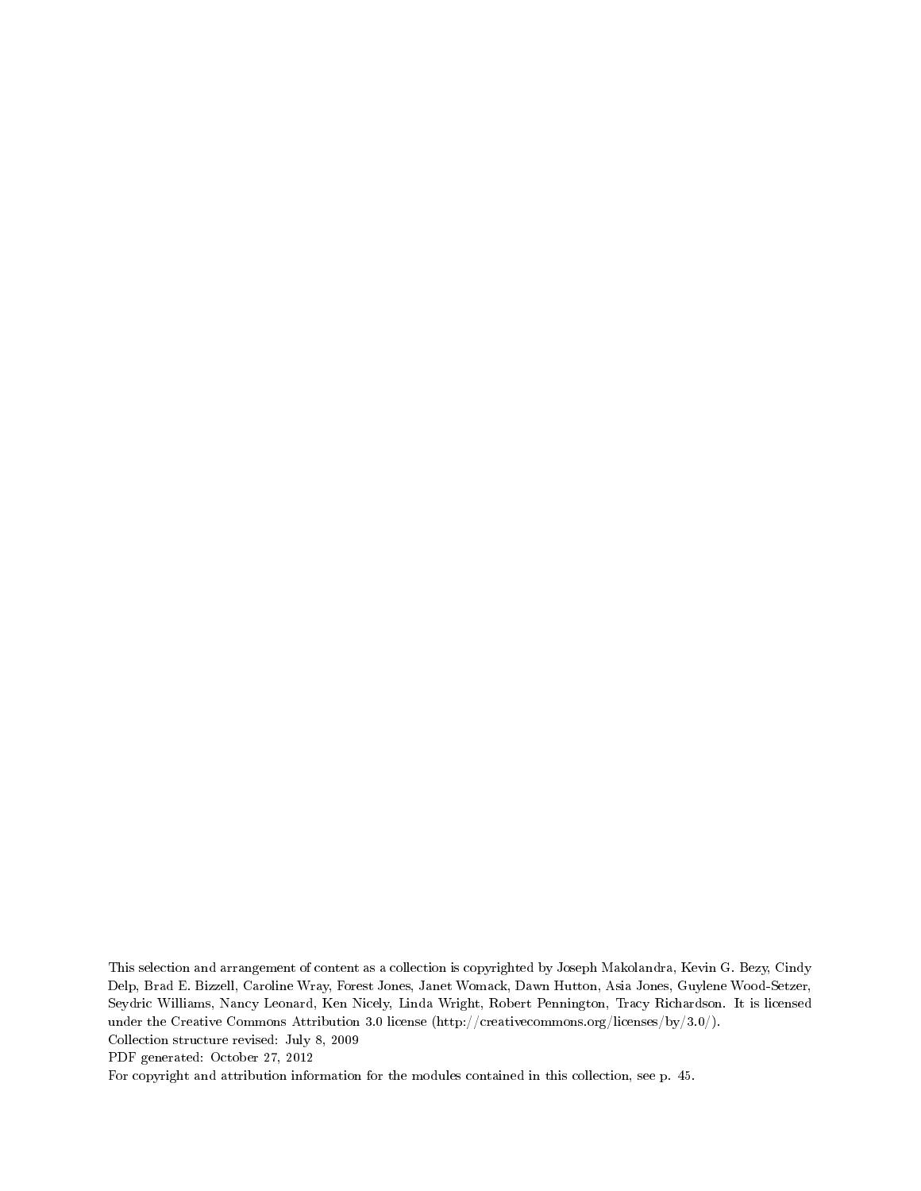This selection and arrangement of content as a collection is copyrighted by Joseph Makolandra, Kevin G. Bezy, Cindy Delp, Brad E. Bizzell, Caroline Wray, Forest Jones, Janet Womack, Dawn Hutton, Asia Jones, Guylene Wood-Setzer, Seydric Williams, Nancy Leonard, Ken Nicely, Linda Wright, Robert Pennington, Tracy Richardson. It is licensed under the Creative Commons Attribution 3.0 license (http://creativecommons.org/licenses/by/3.0/).

Collection structure revised: July 8, 2009

PDF generated: October 27, 2012

For copyright and attribution information for the modules contained in this collection, see p. 45.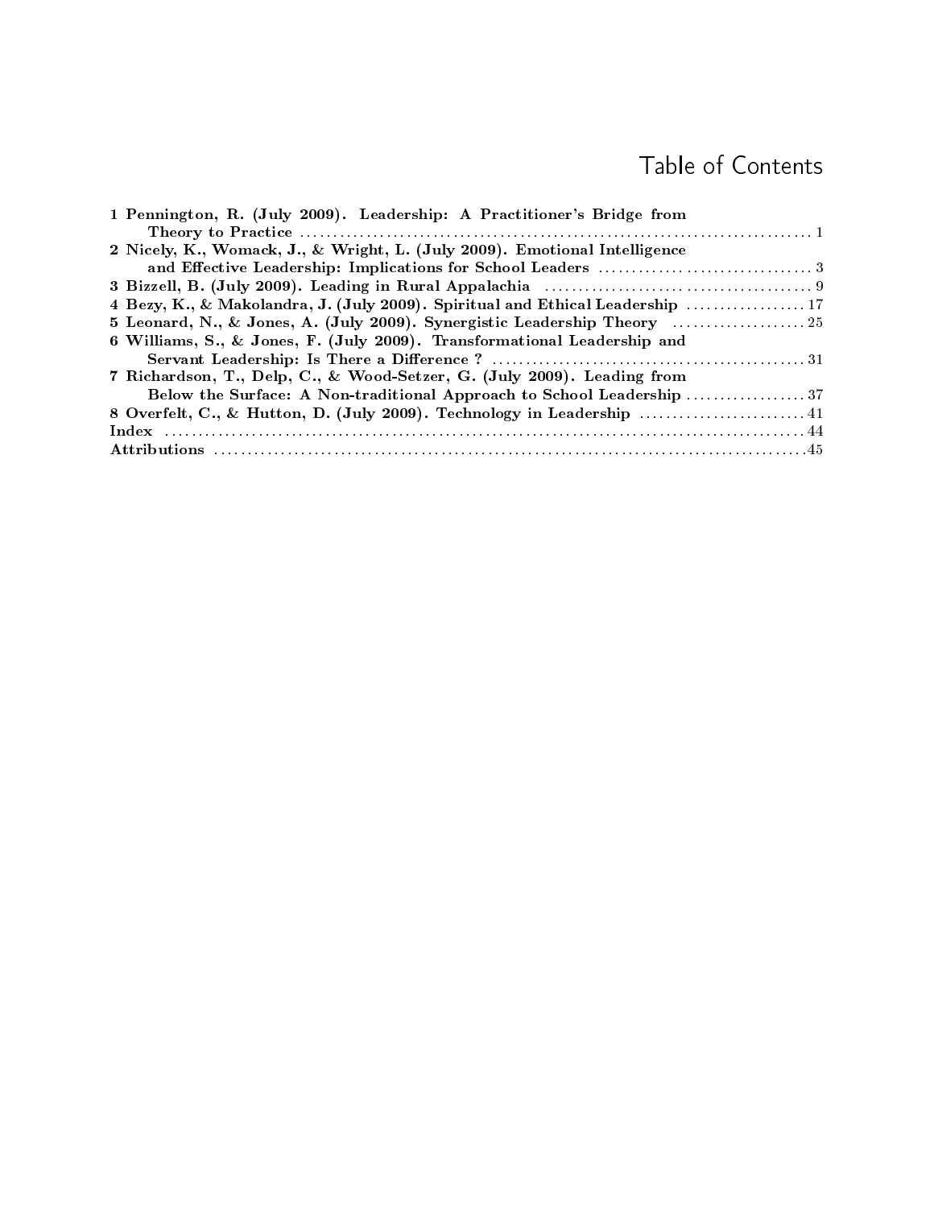# Table of Contents

1 Pennington, R. (July 2009). Leadership: A Practitioner's Bridge from Theory to Practice ..... 1
2 Nicely, K., Womack, J., & Wright, L. (July 2009). Emotional Intelligence and Effective Leadership: Implications for School Leaders ..... 3
3 Bizzell, B. (July 2009). Leading in Rural Appalachia ..... 9
4 Bezy, K., & Makolandra, J. (July 2009). Spiritual and Ethical Leadership ..... 17
5 Leonard, N., & Jones, A. (July 2009). Synergistic Leadership Theory ..... 25
6 Williams, S., & Jones, F. (July 2009). Transformational Leadership and Servant Leadership: Is There a Difference ? ..... 31
7 Richardson, T., Delp, C., & Wood-Setzer, G. (July 2009). Leading from Below the Surface: A Non-traditional Approach to School Leadership ..... 37
8 Overfelt, C., & Hutton, D. (July 2009). Technology in Leadership ..... 41
Index ..... 44
Attributions ..... 45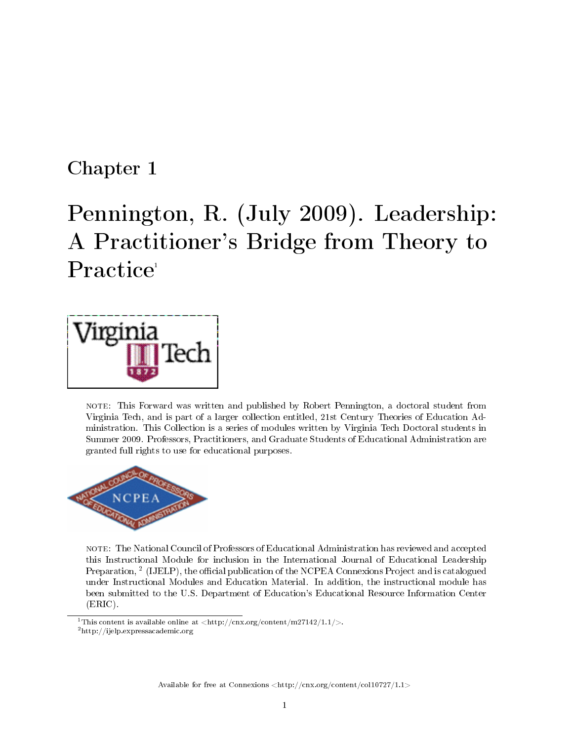# Chapter 1

# Pennington, R. (July 2009). Leadership: A Practitioner's Bridge from Theory to Practice[1]

NOTE: This Forward was written and published by Robert Pennington, a doctoral student from Virginia Tech, and is part of a larger collection entitled, 21st Century Theories of Education Administration. This Collection is a series of modules written by Virginia Tech Doctoral students in Summer 2009. Professors, Practitioners, and Graduate Students of Educational Administration are granted full rights to use for educational purposes.

NOTE: The National Council of Professors of Educational Administration has reviewed and accepted this Instructional Module for inclusion in the International Journal of Educational Leadership Preparation, [2] (IJELP), the official publication of the NCPEA Connexions Project and is catalogued under Instructional Modules and Education Material. In addition, the instructional module has been submitted to the U.S. Department of Education's Educational Resource Information Center (ERIC).

[1] This content is available online at <http://cnx.org/content/m27142/1.1/>.

[2] http://ijelp.expressacademic.org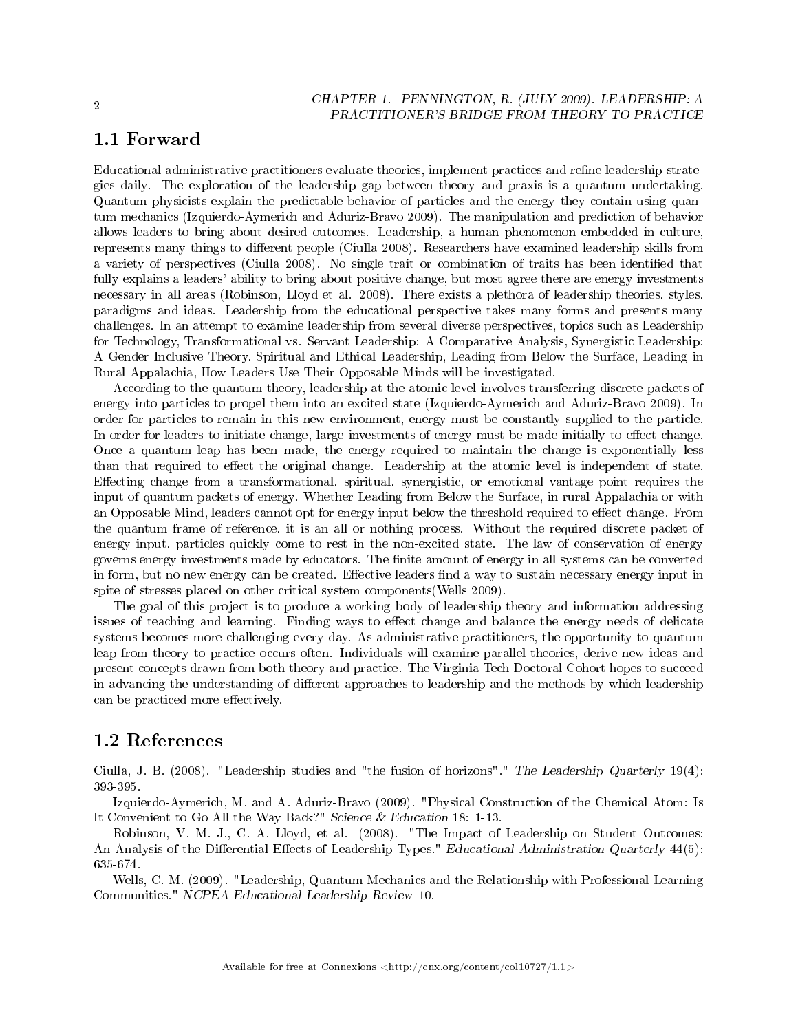## 1.1 Forward

Educational administrative practitioners evaluate theories, implement practices and refine leadership strategies daily. The exploration of the leadership gap between theory and praxis is a quantum undertaking. Quantum physicists explain the predictable behavior of particles and the energy they contain using quantum mechanics (Izquierdo-Aymerich and Aduriz-Bravo 2009). The manipulation and prediction of behavior allows leaders to bring about desired outcomes. Leadership, a human phenomenon embedded in culture, represents many things to different people (Ciulla 2008). Researchers have examined leadership skills from a variety of perspectives (Ciulla 2008). No single trait or combination of traits has been identified that fully explains a leaders' ability to bring about positive change, but most agree there are energy investments necessary in all areas (Robinson, Lloyd et al. 2008). There exists a plethora of leadership theories, styles, paradigms and ideas. Leadership from the educational perspective takes many forms and presents many challenges. In an attempt to examine leadership from several diverse perspectives, topics such as Leadership for Technology, Transformational vs. Servant Leadership: A Comparative Analysis, Synergistic Leadership: A Gender Inclusive Theory, Spiritual and Ethical Leadership, Leading from Below the Surface, Leading in Rural Appalachia, How Leaders Use Their Opposable Minds will be investigated.

According to the quantum theory, leadership at the atomic level involves transferring discrete packets of energy into particles to propel them into an excited state (Izquierdo-Aymerich and Aduriz-Bravo 2009). In order for particles to remain in this new environment, energy must be constantly supplied to the particle. In order for leaders to initiate change, large investments of energy must be made initially to effect change. Once a quantum leap has been made, the energy required to maintain the change is exponentially less than that required to effect the original change. Leadership at the atomic level is independent of state. Effecting change from a transformational, spiritual, synergistic, or emotional vantage point requires the input of quantum packets of energy. Whether Leading from Below the Surface, in rural Appalachia or with an Opposable Mind, leaders cannot opt for energy input below the threshold required to effect change. From the quantum frame of reference, it is an all or nothing process. Without the required discrete packet of energy input, particles quickly come to rest in the non-excited state. The law of conservation of energy governs energy investments made by educators. The finite amount of energy in all systems can be converted in form, but no new energy can be created. Effective leaders find a way to sustain necessary energy input in spite of stresses placed on other critical system components(Wells 2009).

The goal of this project is to produce a working body of leadership theory and information addressing issues of teaching and learning. Finding ways to effect change and balance the energy needs of delicate systems becomes more challenging every day. As administrative practitioners, the opportunity to quantum leap from theory to practice occurs often. Individuals will examine parallel theories, derive new ideas and present concepts drawn from both theory and practice. The Virginia Tech Doctoral Cohort hopes to succeed in advancing the understanding of different approaches to leadership and the methods by which leadership can be practiced more effectively.

## 1.2 References

Ciulla, J. B. (2008). "Leadership studies and "the fusion of horizons"." *The Leadership Quarterly* 19(4): 393-395.

Izquierdo-Aymerich, M. and A. Aduriz-Bravo (2009). "Physical Construction of the Chemical Atom: Is It Convenient to Go All the Way Back?" *Science & Education* 18: 1-13.

Robinson, V. M. J., C. A. Lloyd, et al. (2008). "The Impact of Leadership on Student Outcomes: An Analysis of the Differential Effects of Leadership Types." *Educational Administration Quarterly* 44(5): 635-674.

Wells, C. M. (2009). "Leadership, Quantum Mechanics and the Relationship with Professional Learning Communities." *NCPEA Educational Leadership Review* 10.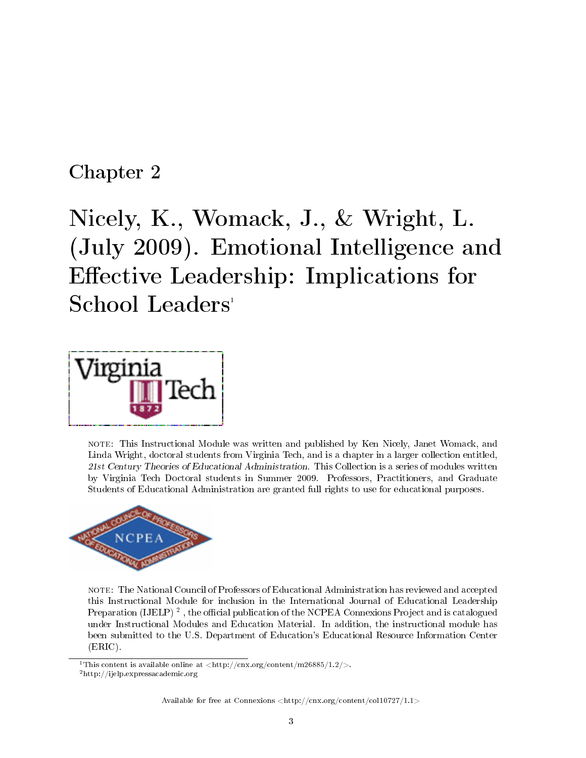# Chapter 2

# Nicely, K., Womack, J., & Wright, L. (July 2009). Emotional Intelligence and Effective Leadership: Implications for School Leaders[1]

NOTE: This Instructional Module was written and published by Ken Nicely, Janet Womack, and Linda Wright, doctoral students from Virginia Tech, and is a chapter in a larger collection entitled, *21st Century Theories of Educational Administration*. This Collection is a series of modules written by Virginia Tech Doctoral students in Summer 2009. Professors, Practitioners, and Graduate Students of Educational Administration are granted full rights to use for educational purposes.

NOTE: The National Council of Professors of Educational Administration has reviewed and accepted this Instructional Module for inclusion in the International Journal of Educational Leadership Preparation (IJELP) [2], the official publication of the NCPEA Connexions Project and is catalogued under Instructional Modules and Education Material. In addition, the instructional module has been submitted to the U.S. Department of Education's Educational Resource Information Center (ERIC).

[1]This content is available online at <http://cnx.org/content/m26885/1.2/>.

[2]http://ijelp.expressacademic.org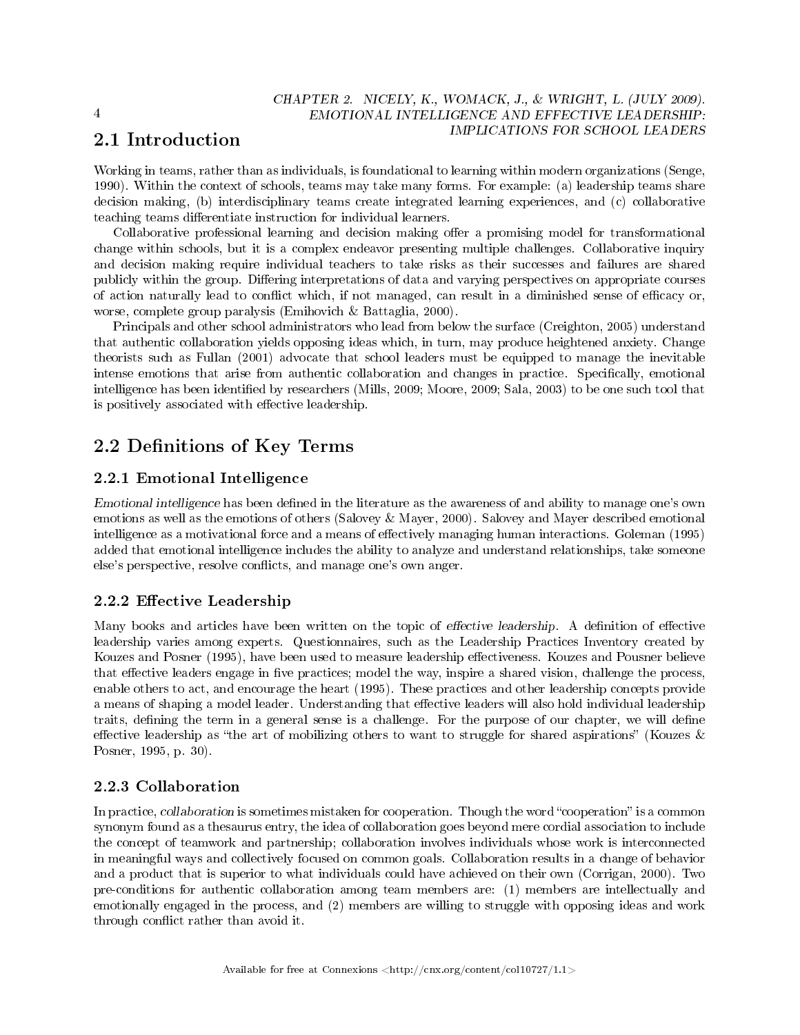## 2.1 Introduction

Working in teams, rather than as individuals, is foundational to learning within modern organizations (Senge, 1990). Within the context of schools, teams may take many forms. For example: (a) leadership teams share decision making, (b) interdisciplinary teams create integrated learning experiences, and (c) collaborative teaching teams differentiate instruction for individual learners.

Collaborative professional learning and decision making offer a promising model for transformational change within schools, but it is a complex endeavor presenting multiple challenges. Collaborative inquiry and decision making require individual teachers to take risks as their successes and failures are shared publicly within the group. Differing interpretations of data and varying perspectives on appropriate courses of action naturally lead to conflict which, if not managed, can result in a diminished sense of efficacy or, worse, complete group paralysis (Emihovich & Battaglia, 2000).

Principals and other school administrators who lead from below the surface (Creighton, 2005) understand that authentic collaboration yields opposing ideas which, in turn, may produce heightened anxiety. Change theorists such as Fullan (2001) advocate that school leaders must be equipped to manage the inevitable intense emotions that arise from authentic collaboration and changes in practice. Specifically, emotional intelligence has been identified by researchers (Mills, 2009; Moore, 2009; Sala, 2003) to be one such tool that is positively associated with effective leadership.

## 2.2 Definitions of Key Terms

### 2.2.1 Emotional Intelligence

*Emotional intelligence* has been defined in the literature as the awareness of and ability to manage one's own emotions as well as the emotions of others (Salovey & Mayer, 2000). Salovey and Mayer described emotional intelligence as a motivational force and a means of effectively managing human interactions. Goleman (1995) added that emotional intelligence includes the ability to analyze and understand relationships, take someone else's perspective, resolve conflicts, and manage one's own anger.

### 2.2.2 Effective Leadership

Many books and articles have been written on the topic of *effective leadership*. A definition of effective leadership varies among experts. Questionnaires, such as the Leadership Practices Inventory created by Kouzes and Posner (1995), have been used to measure leadership effectiveness. Kouzes and Pousner believe that effective leaders engage in five practices; model the way, inspire a shared vision, challenge the process, enable others to act, and encourage the heart (1995). These practices and other leadership concepts provide a means of shaping a model leader. Understanding that effective leaders will also hold individual leadership traits, defining the term in a general sense is a challenge. For the purpose of our chapter, we will define effective leadership as "the art of mobilizing others to want to struggle for shared aspirations" (Kouzes & Posner, 1995, p. 30).

### 2.2.3 Collaboration

In practice, *collaboration* is sometimes mistaken for cooperation. Though the word "cooperation" is a common synonym found as a thesaurus entry, the idea of collaboration goes beyond mere cordial association to include the concept of teamwork and partnership; collaboration involves individuals whose work is interconnected in meaningful ways and collectively focused on common goals. Collaboration results in a change of behavior and a product that is superior to what individuals could have achieved on their own (Corrigan, 2000). Two pre-conditions for authentic collaboration among team members are: (1) members are intellectually and emotionally engaged in the process, and (2) members are willing to struggle with opposing ideas and work through conflict rather than avoid it.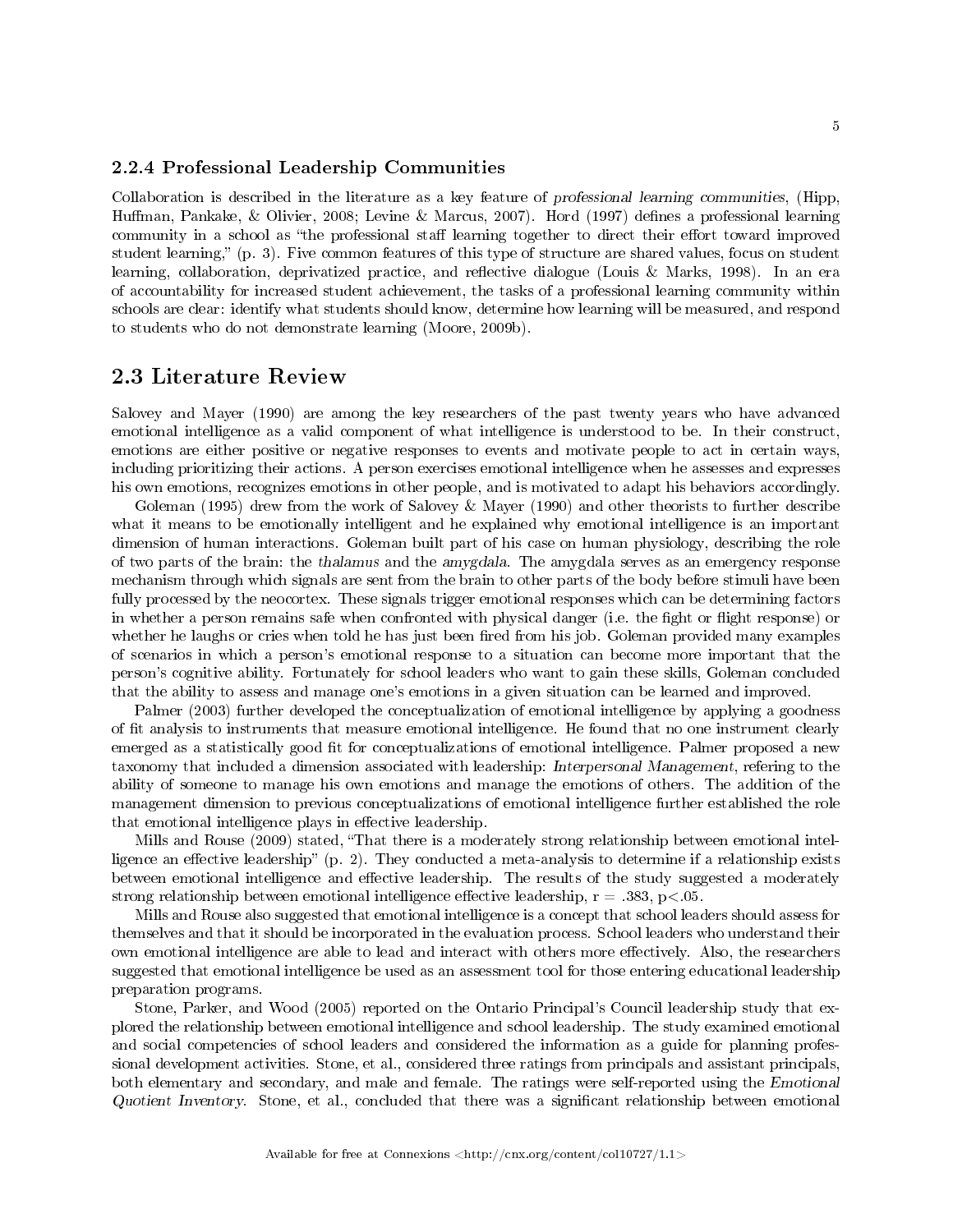### 2.2.4 Professional Leadership Communities

Collaboration is described in the literature as a key feature of *professional learning communities*, (Hipp, Huffman, Pankake, & Olivier, 2008; Levine & Marcus, 2007). Hord (1997) defines a professional learning community in a school as "the professional staff learning together to direct their effort toward improved student learning," (p. 3). Five common features of this type of structure are shared values, focus on student learning, collaboration, deprivatized practice, and reflective dialogue (Louis & Marks, 1998). In an era of accountability for increased student achievement, the tasks of a professional learning community within schools are clear: identify what students should know, determine how learning will be measured, and respond to students who do not demonstrate learning (Moore, 2009b).

## 2.3 Literature Review

Salovey and Mayer (1990) are among the key researchers of the past twenty years who have advanced emotional intelligence as a valid component of what intelligence is understood to be. In their construct, emotions are either positive or negative responses to events and motivate people to act in certain ways, including prioritizing their actions. A person exercises emotional intelligence when he assesses and expresses his own emotions, recognizes emotions in other people, and is motivated to adapt his behaviors accordingly.

Goleman (1995) drew from the work of Salovey & Mayer (1990) and other theorists to further describe what it means to be emotionally intelligent and he explained why emotional intelligence is an important dimension of human interactions. Goleman built part of his case on human physiology, describing the role of two parts of the brain: the *thalamus* and the *amygdala*. The amygdala serves as an emergency response mechanism through which signals are sent from the brain to other parts of the body before stimuli have been fully processed by the neocortex. These signals trigger emotional responses which can be determining factors in whether a person remains safe when confronted with physical danger (i.e. the fight or flight response) or whether he laughs or cries when told he has just been fired from his job. Goleman provided many examples of scenarios in which a person's emotional response to a situation can become more important that the person's cognitive ability. Fortunately for school leaders who want to gain these skills, Goleman concluded that the ability to assess and manage one's emotions in a given situation can be learned and improved.

Palmer (2003) further developed the conceptualization of emotional intelligence by applying a goodness of fit analysis to instruments that measure emotional intelligence. He found that no one instrument clearly emerged as a statistically good fit for conceptualizations of emotional intelligence. Palmer proposed a new taxonomy that included a dimension associated with leadership: *Interpersonal Management*, refering to the ability of someone to manage his own emotions and manage the emotions of others. The addition of the management dimension to previous conceptualizations of emotional intelligence further established the role that emotional intelligence plays in effective leadership.

Mills and Rouse (2009) stated, "That there is a moderately strong relationship between emotional intelligence an effective leadership" (p. 2). They conducted a meta-analysis to determine if a relationship exists between emotional intelligence and effective leadership. The results of the study suggested a moderately strong relationship between emotional intelligence effective leadership, $r = .383$, $p < .05$.

Mills and Rouse also suggested that emotional intelligence is a concept that school leaders should assess for themselves and that it should be incorporated in the evaluation process. School leaders who understand their own emotional intelligence are able to lead and interact with others more effectively. Also, the researchers suggested that emotional intelligence be used as an assessment tool for those entering educational leadership preparation programs.

Stone, Parker, and Wood (2005) reported on the Ontario Principal's Council leadership study that explored the relationship between emotional intelligence and school leadership. The study examined emotional and social competencies of school leaders and considered the information as a guide for planning professional development activities. Stone, et al., considered three ratings from principals and assistant principals, both elementary and secondary, and male and female. The ratings were self-reported using the *Emotional Quotient Inventory*. Stone, et al., concluded that there was a significant relationship between emotional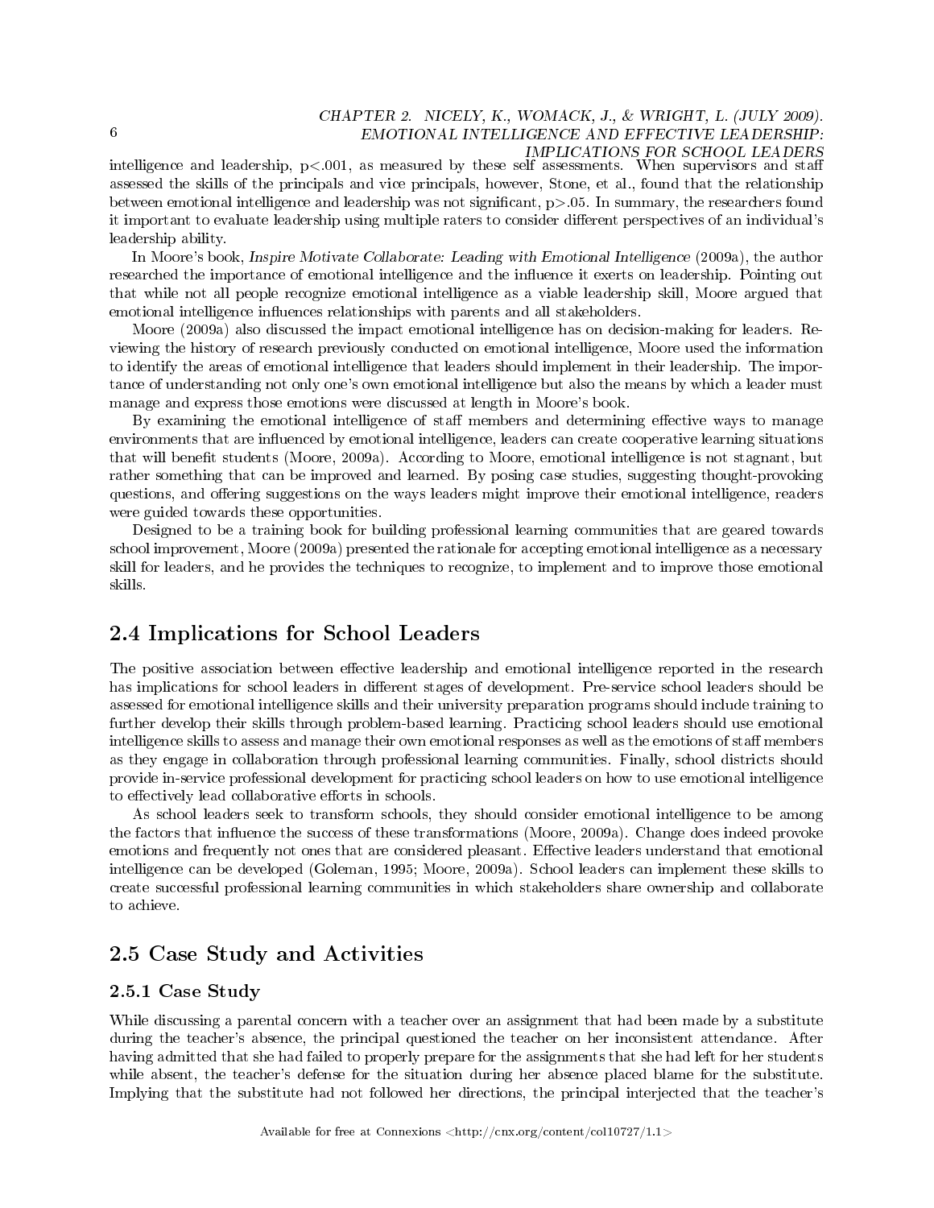intelligence and leadership, $p<.001$, as measured by these self assessments. When supervisors and staff assessed the skills of the principals and vice principals, however, Stone, et al., found that the relationship between emotional intelligence and leadership was not significant, $p>.05$. In summary, the researchers found it important to evaluate leadership using multiple raters to consider different perspectives of an individual's leadership ability.

In Moore's book, *Inspire Motivate Collaborate: Leading with Emotional Intelligence* (2009a), the author researched the importance of emotional intelligence and the influence it exerts on leadership. Pointing out that while not all people recognize emotional intelligence as a viable leadership skill, Moore argued that emotional intelligence influences relationships with parents and all stakeholders.

Moore (2009a) also discussed the impact emotional intelligence has on decision-making for leaders. Reviewing the history of research previously conducted on emotional intelligence, Moore used the information to identify the areas of emotional intelligence that leaders should implement in their leadership. The importance of understanding not only one's own emotional intelligence but also the means by which a leader must manage and express those emotions were discussed at length in Moore's book.

By examining the emotional intelligence of staff members and determining effective ways to manage environments that are influenced by emotional intelligence, leaders can create cooperative learning situations that will benefit students (Moore, 2009a). According to Moore, emotional intelligence is not stagnant, but rather something that can be improved and learned. By posing case studies, suggesting thought-provoking questions, and offering suggestions on the ways leaders might improve their emotional intelligence, readers were guided towards these opportunities.

Designed to be a training book for building professional learning communities that are geared towards school improvement, Moore (2009a) presented the rationale for accepting emotional intelligence as a necessary skill for leaders, and he provides the techniques to recognize, to implement and to improve those emotional skills.

## 2.4 Implications for School Leaders

The positive association between effective leadership and emotional intelligence reported in the research has implications for school leaders in different stages of development. Pre-service school leaders should be assessed for emotional intelligence skills and their university preparation programs should include training to further develop their skills through problem-based learning. Practicing school leaders should use emotional intelligence skills to assess and manage their own emotional responses as well as the emotions of staff members as they engage in collaboration through professional learning communities. Finally, school districts should provide in-service professional development for practicing school leaders on how to use emotional intelligence to effectively lead collaborative efforts in schools.

As school leaders seek to transform schools, they should consider emotional intelligence to be among the factors that influence the success of these transformations (Moore, 2009a). Change does indeed provoke emotions and frequently not ones that are considered pleasant. Effective leaders understand that emotional intelligence can be developed (Goleman, 1995; Moore, 2009a). School leaders can implement these skills to create successful professional learning communities in which stakeholders share ownership and collaborate to achieve.

## 2.5 Case Study and Activities

### 2.5.1 Case Study

While discussing a parental concern with a teacher over an assignment that had been made by a substitute during the teacher's absence, the principal questioned the teacher on her inconsistent attendance. After having admitted that she had failed to properly prepare for the assignments that she had left for her students while absent, the teacher's defense for the situation during her absence placed blame for the substitute. Implying that the substitute had not followed her directions, the principal interjected that the teacher's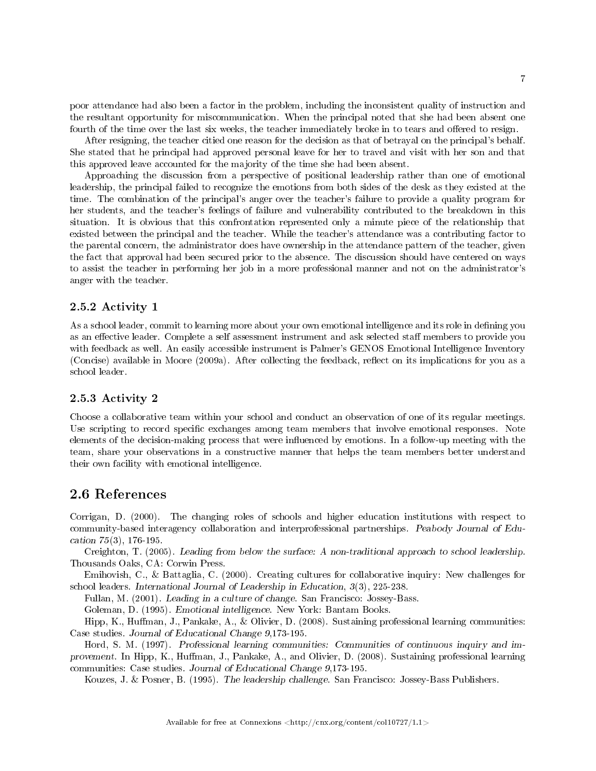poor attendance had also been a factor in the problem, including the inconsistent quality of instruction and the resultant opportunity for miscommunication. When the principal noted that she had been absent one fourth of the time over the last six weeks, the teacher immediately broke in to tears and offered to resign.

After resigning, the teacher citied one reason for the decision as that of betrayal on the principal's behalf. She stated that he principal had approved personal leave for her to travel and visit with her son and that this approved leave accounted for the majority of the time she had been absent.

Approaching the discussion from a perspective of positional leadership rather than one of emotional leadership, the principal failed to recognize the emotions from both sides of the desk as they existed at the time. The combination of the principal's anger over the teacher's failure to provide a quality program for her students, and the teacher's feelings of failure and vulnerability contributed to the breakdown in this situation. It is obvious that this confrontation represented only a minute piece of the relationship that existed between the principal and the teacher. While the teacher's attendance was a contributing factor to the parental concern, the administrator does have ownership in the attendance pattern of the teacher, given the fact that approval had been secured prior to the absence. The discussion should have centered on ways to assist the teacher in performing her job in a more professional manner and not on the administrator's anger with the teacher.

### 2.5.2 Activity 1

As a school leader, commit to learning more about your own emotional intelligence and its role in defining you as an effective leader. Complete a self assessment instrument and ask selected staff members to provide you with feedback as well. An easily accessible instrument is Palmer's GENOS Emotional Intelligence Inventory (Concise) available in Moore (2009a). After collecting the feedback, reflect on its implications for you as a school leader.

### 2.5.3 Activity 2

Choose a collaborative team within your school and conduct an observation of one of its regular meetings. Use scripting to record specific exchanges among team members that involve emotional responses. Note elements of the decision-making process that were influenced by emotions. In a follow-up meeting with the team, share your observations in a constructive manner that helps the team members better understand their own facility with emotional intelligence.

## 2.6 References

Corrigan, D. (2000). The changing roles of schools and higher education institutions with respect to community-based interagency collaboration and interprofessional partnerships. *Peabody Journal of Education 75*(3), 176-195.

Creighton, T. (2005). *Leading from below the surface: A non-traditional approach to school leadership.* Thousands Oaks, CA: Corwin Press.

Emihovish, C., & Battaglia, C. (2000). Creating cultures for collaborative inquiry: New challenges for school leaders. *International Journal of Leadership in Education, 3*(3), 225-238.

Fullan, M. (2001). *Leading in a culture of change.* San Francisco: Jossey-Bass.

Goleman, D. (1995). *Emotional intelligence.* New York: Bantam Books.

Hipp, K., Huffman, J., Pankake, A., & Olivier, D. (2008). Sustaining professional learning communities: Case studies. *Journal of Educational Change 9*,173-195.

Hord, S. M. (1997). *Professional learning communities: Communities of continuous inquiry and improvement.* In Hipp, K., Huffman, J., Pankake, A., and Olivier, D. (2008). Sustaining professional learning communities: Case studies. *Journal of Educational Change 9*,173-195.

Kouzes, J. & Posner, B. (1995). *The leadership challenge.* San Francisco: Jossey-Bass Publishers.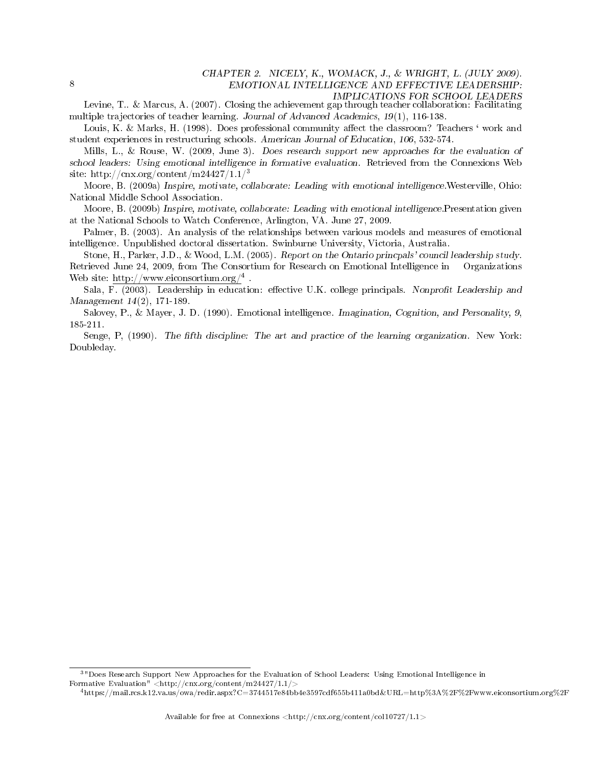Levine, T.. & Marcus, A. (2007). Closing the achievement gap through teacher collaboration: Facilitating multiple trajectories of teacher learning. *Journal of Advanced Academics, 19*(1), 116-138.

Louis, K. & Marks, H. (1998). Does professional community affect the classroom? Teachers ' work and student experiences in restructuring schools. *American Journal of Education, 106*, 532-574.

Mills, L., & Rouse, W. (2009, June 3). *Does research support new approaches for the evaluation of school leaders: Using emotional intelligence in formative evaluation.* Retrieved from the Connexions Web site: http://cnx.org/content/m24427/1.1/[3]

Moore, B. (2009a) *Inspire, motivate, collaborate: Leading with emotional intelligence.*Westerville, Ohio: National Middle School Association.

Moore, B. (2009b) *Inspire, motivate, collaborate: Leading with emotional intelligence.*Presentation given at the National Schools to Watch Conference, Arlington, VA. June 27, 2009.

Palmer, B. (2003). An analysis of the relationships between various models and measures of emotional intelligence. Unpublished doctoral dissertation. Swinburne University, Victoria, Australia.

Stone, H., Parker, J.D., & Wood, L.M. (2005). *Report on the Ontario princpals' council leadership study.* Retrieved June 24, 2009, from The Consortium for Research on Emotional Intelligence in Organizations Web site: http://www.eiconsortium.org/[4] .

Sala, F. (2003). Leadership in education: effective U.K. college principals. *Nonprofit Leadership and Management 14*(2), 171-189.

Salovey, P., & Mayer, J. D. (1990). Emotional intelligence. *Imagination, Cognition, and Personality, 9*, 185-211.

Senge, P, (1990). *The fifth discipline: The art and practice of the learning organization.* New York: Doubleday.

---

[3] "Does Research Support New Approaches for the Evaluation of School Leaders: Using Emotional Intelligence in Formative Evaluation" <http://cnx.org/content/m24427/1.1/>

[4] https://mail.rcs.k12.va.us/owa/redir.aspx?C=3744517e84bb4e3597cdf655b411a0bd&URL=http%3A%2F%2Fwww.eiconsortium.org%2F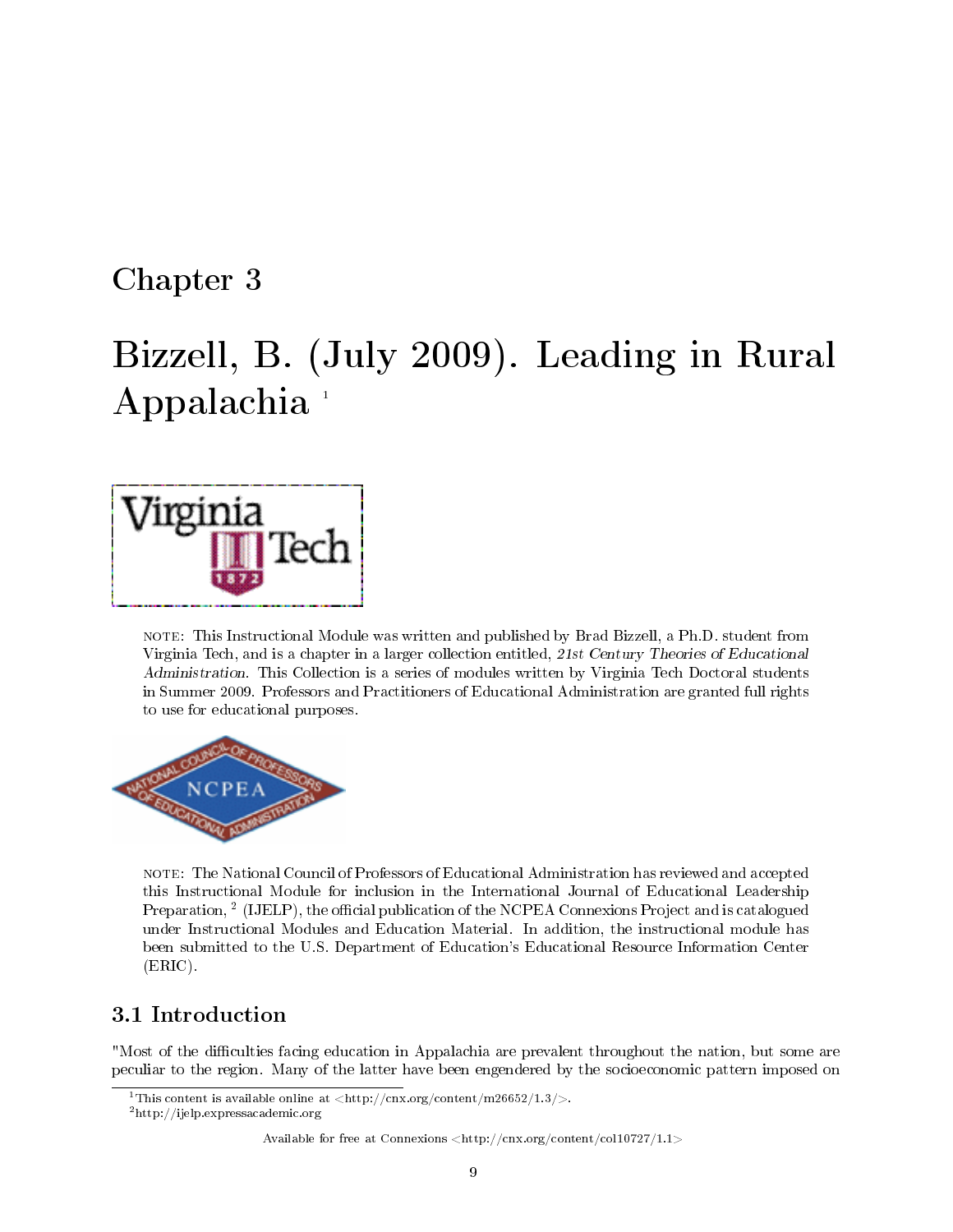# Chapter 3

# Bizzell, B. (July 2009). Leading in Rural Appalachia [1]

NOTE: This Instructional Module was written and published by Brad Bizzell, a Ph.D. student from Virginia Tech, and is a chapter in a larger collection entitled, *21st Century Theories of Educational Administration*. This Collection is a series of modules written by Virginia Tech Doctoral students in Summer 2009. Professors and Practitioners of Educational Administration are granted full rights to use for educational purposes.

NOTE: The National Council of Professors of Educational Administration has reviewed and accepted this Instructional Module for inclusion in the International Journal of Educational Leadership Preparation, [2] (IJELP), the official publication of the NCPEA Connexions Project and is catalogued under Instructional Modules and Education Material. In addition, the instructional module has been submitted to the U.S. Department of Education's Educational Resource Information Center (ERIC).

## 3.1 Introduction

"Most of the difficulties facing education in Appalachia are prevalent throughout the nation, but some are peculiar to the region. Many of the latter have been engendered by the socioeconomic pattern imposed on

[1] This content is available online at <http://cnx.org/content/m26652/1.3/>.

[2] http://ijelp.expressacademic.org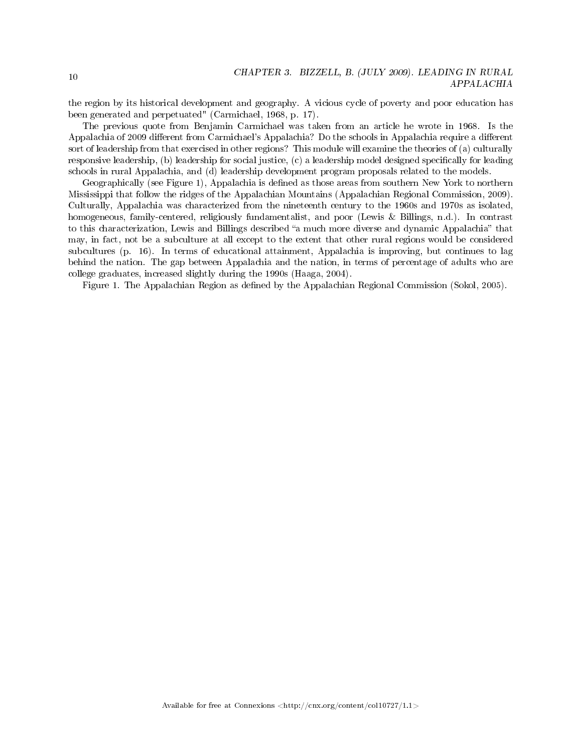the region by its historical development and geography. A vicious cycle of poverty and poor education has been generated and perpetuated" (Carmichael, 1968, p. 17).

The previous quote from Benjamin Carmichael was taken from an article he wrote in 1968. Is the Appalachia of 2009 different from Carmichael's Appalachia? Do the schools in Appalachia require a different sort of leadership from that exercised in other regions? This module will examine the theories of (a) culturally responsive leadership, (b) leadership for social justice, (c) a leadership model designed specifically for leading schools in rural Appalachia, and (d) leadership development program proposals related to the models.

Geographically (see Figure 1), Appalachia is defined as those areas from southern New York to northern Mississippi that follow the ridges of the Appalachian Mountains (Appalachian Regional Commission, 2009). Culturally, Appalachia was characterized from the nineteenth century to the 1960s and 1970s as isolated, homogeneous, family-centered, religiously fundamentalist, and poor (Lewis & Billings, n.d.). In contrast to this characterization, Lewis and Billings described "a much more diverse and dynamic Appalachia" that may, in fact, not be a subculture at all except to the extent that other rural regions would be considered subcultures (p. 16). In terms of educational attainment, Appalachia is improving, but continues to lag behind the nation. The gap between Appalachia and the nation, in terms of percentage of adults who are college graduates, increased slightly during the 1990s (Haaga, 2004).

Figure 1. The Appalachian Region as defined by the Appalachian Regional Commission (Sokol, 2005).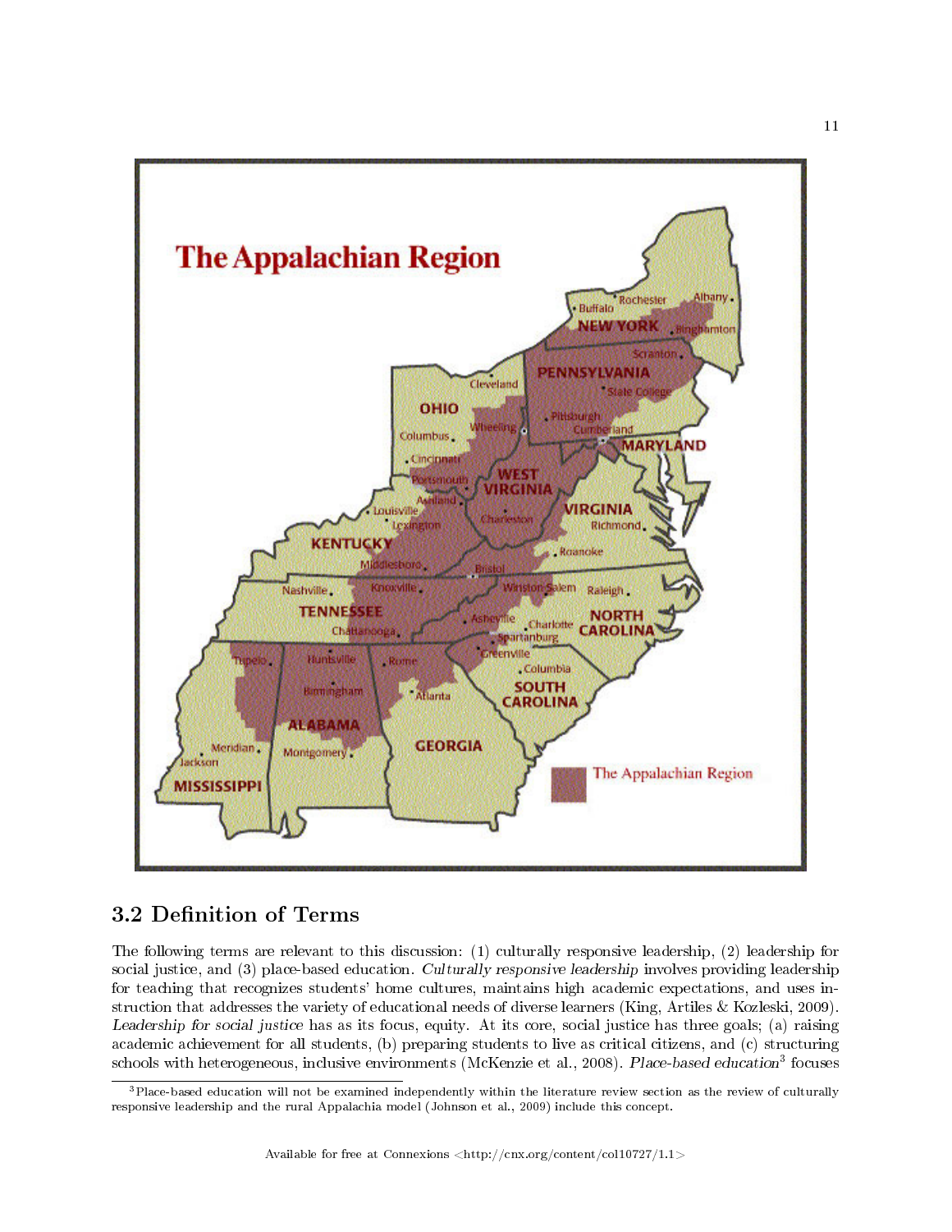## 3.2 Definition of Terms

The following terms are relevant to this discussion: (1) culturally responsive leadership, (2) leadership for social justice, and (3) place-based education. *Culturally responsive leadership* involves providing leadership for teaching that recognizes students' home cultures, maintains high academic expectations, and uses instruction that addresses the variety of educational needs of diverse learners (King, Artiles & Kozleski, 2009). *Leadership for social justice* has as its focus, equity. At its core, social justice has three goals; (a) raising academic achievement for all students, (b) preparing students to live as critical citizens, and (c) structuring schools with heterogeneous, inclusive environments (McKenzie et al., 2008). *Place-based education*[3] focuses

[3] Place-based education will not be examined independently within the literature review section as the review of culturally responsive leadership and the rural Appalachia model (Johnson et al., 2009) include this concept.

Available for free at Connexions <http://cnx.org/content/col10727/1.1>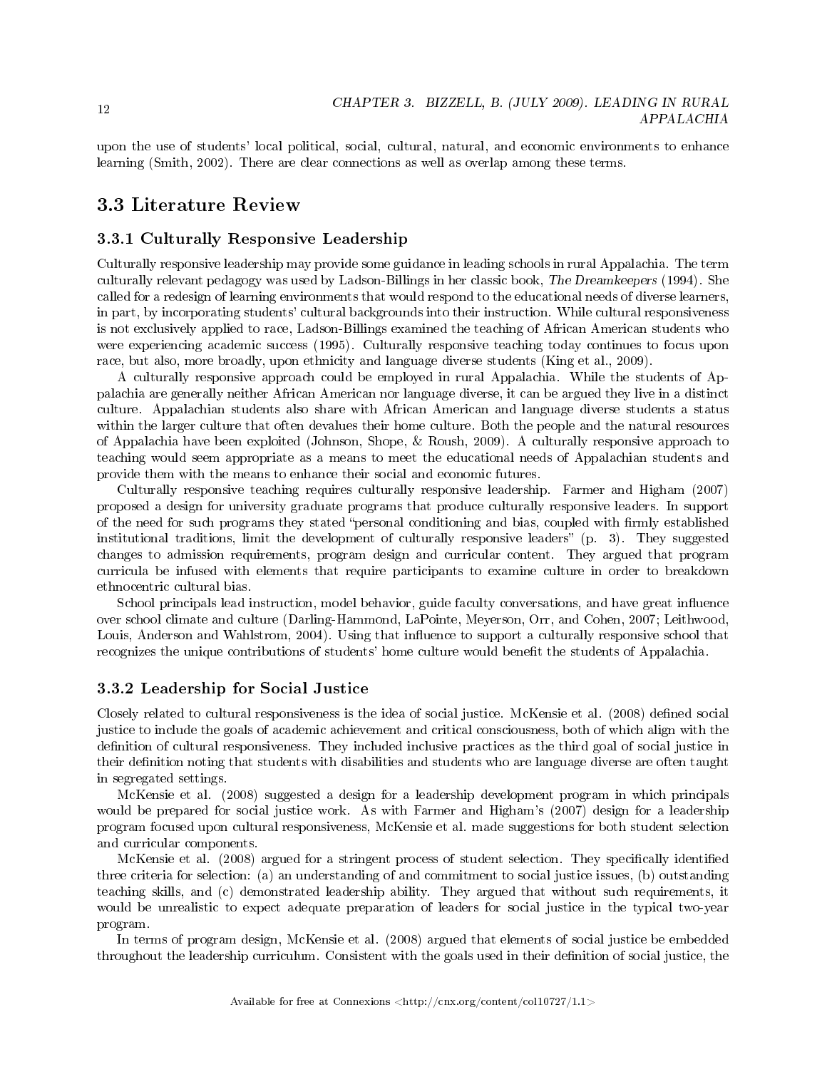upon the use of students' local political, social, cultural, natural, and economic environments to enhance learning (Smith, 2002). There are clear connections as well as overlap among these terms.

## 3.3 Literature Review

### 3.3.1 Culturally Responsive Leadership

Culturally responsive leadership may provide some guidance in leading schools in rural Appalachia. The term culturally relevant pedagogy was used by Ladson-Billings in her classic book, *The Dreamkeepers* (1994). She called for a redesign of learning environments that would respond to the educational needs of diverse learners, in part, by incorporating students' cultural backgrounds into their instruction. While cultural responsiveness is not exclusively applied to race, Ladson-Billings examined the teaching of African American students who were experiencing academic success (1995). Culturally responsive teaching today continues to focus upon race, but also, more broadly, upon ethnicity and language diverse students (King et al., 2009).

A culturally responsive approach could be employed in rural Appalachia. While the students of Appalachia are generally neither African American nor language diverse, it can be argued they live in a distinct culture. Appalachian students also share with African American and language diverse students a status within the larger culture that often devalues their home culture. Both the people and the natural resources of Appalachia have been exploited (Johnson, Shope, & Roush, 2009). A culturally responsive approach to teaching would seem appropriate as a means to meet the educational needs of Appalachian students and provide them with the means to enhance their social and economic futures.

Culturally responsive teaching requires culturally responsive leadership. Farmer and Higham (2007) proposed a design for university graduate programs that produce culturally responsive leaders. In support of the need for such programs they stated "personal conditioning and bias, coupled with firmly established institutional traditions, limit the development of culturally responsive leaders" (p. 3). They suggested changes to admission requirements, program design and curricular content. They argued that program curricula be infused with elements that require participants to examine culture in order to breakdown ethnocentric cultural bias.

School principals lead instruction, model behavior, guide faculty conversations, and have great influence over school climate and culture (Darling-Hammond, LaPointe, Meyerson, Orr, and Cohen, 2007; Leithwood, Louis, Anderson and Wahlstrom, 2004). Using that influence to support a culturally responsive school that recognizes the unique contributions of students' home culture would benefit the students of Appalachia.

### 3.3.2 Leadership for Social Justice

Closely related to cultural responsiveness is the idea of social justice. McKensie et al. (2008) defined social justice to include the goals of academic achievement and critical consciousness, both of which align with the definition of cultural responsiveness. They included inclusive practices as the third goal of social justice in their definition noting that students with disabilities and students who are language diverse are often taught in segregated settings.

McKensie et al. (2008) suggested a design for a leadership development program in which principals would be prepared for social justice work. As with Farmer and Higham's (2007) design for a leadership program focused upon cultural responsiveness, McKensie et al. made suggestions for both student selection and curricular components.

McKensie et al. (2008) argued for a stringent process of student selection. They specifically identified three criteria for selection: (a) an understanding of and commitment to social justice issues, (b) outstanding teaching skills, and (c) demonstrated leadership ability. They argued that without such requirements, it would be unrealistic to expect adequate preparation of leaders for social justice in the typical two-year program.

In terms of program design, McKensie et al. (2008) argued that elements of social justice be embedded throughout the leadership curriculum. Consistent with the goals used in their definition of social justice, the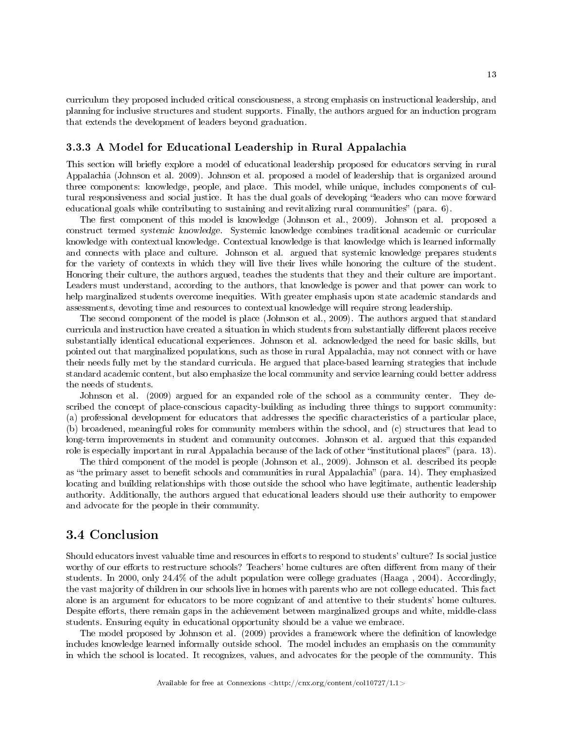curriculum they proposed included critical consciousness, a strong emphasis on instructional leadership, and planning for inclusive structures and student supports. Finally, the authors argued for an induction program that extends the development of leaders beyond graduation.

### 3.3.3 A Model for Educational Leadership in Rural Appalachia

This section will briefly explore a model of educational leadership proposed for educators serving in rural Appalachia (Johnson et al. 2009). Johnson et al. proposed a model of leadership that is organized around three components: knowledge, people, and place. This model, while unique, includes components of cultural responsiveness and social justice. It has the dual goals of developing "leaders who can move forward educational goals while contributing to sustaining and revitalizing rural communities" (para. 6).

The first component of this model is knowledge (Johnson et al., 2009). Johnson et al. proposed a construct termed *systemic knowledge*. Systemic knowledge combines traditional academic or curricular knowledge with contextual knowledge. Contextual knowledge is that knowledge which is learned informally and connects with place and culture. Johnson et al. argued that systemic knowledge prepares students for the variety of contexts in which they will live their lives while honoring the culture of the student. Honoring their culture, the authors argued, teaches the students that they and their culture are important. Leaders must understand, according to the authors, that knowledge is power and that power can work to help marginalized students overcome inequities. With greater emphasis upon state academic standards and assessments, devoting time and resources to contextual knowledge will require strong leadership.

The second component of the model is place (Johnson et al., 2009). The authors argued that standard curricula and instruction have created a situation in which students from substantially different places receive substantially identical educational experiences. Johnson et al. acknowledged the need for basic skills, but pointed out that marginalized populations, such as those in rural Appalachia, may not connect with or have their needs fully met by the standard curricula. He argued that place-based learning strategies that include standard academic content, but also emphasize the local community and service learning could better address the needs of students.

Johnson et al. (2009) argued for an expanded role of the school as a community center. They described the concept of place-conscious capacity-building as including three things to support community: (a) professional development for educators that addresses the specific characteristics of a particular place, (b) broadened, meaningful roles for community members within the school, and (c) structures that lead to long-term improvements in student and community outcomes. Johnson et al. argued that this expanded role is especially important in rural Appalachia because of the lack of other "institutional places" (para. 13).

The third component of the model is people (Johnson et al., 2009). Johnson et al. described its people as "the primary asset to benefit schools and communities in rural Appalachia" (para. 14). They emphasized locating and building relationships with those outside the school who have legitimate, authentic leadership authority. Additionally, the authors argued that educational leaders should use their authority to empower and advocate for the people in their community.

## 3.4 Conclusion

Should educators invest valuable time and resources in efforts to respond to students' culture? Is social justice worthy of our efforts to restructure schools? Teachers' home cultures are often different from many of their students. In 2000, only 24.4% of the adult population were college graduates (Haaga , 2004). Accordingly, the vast majority of children in our schools live in homes with parents who are not college educated. This fact alone is an argument for educators to be more cognizant of and attentive to their students' home cultures. Despite efforts, there remain gaps in the achievement between marginalized groups and white, middle-class students. Ensuring equity in educational opportunity should be a value we embrace.

The model proposed by Johnson et al. (2009) provides a framework where the definition of knowledge includes knowledge learned informally outside school. The model includes an emphasis on the community in which the school is located. It recognizes, values, and advocates for the people of the community. This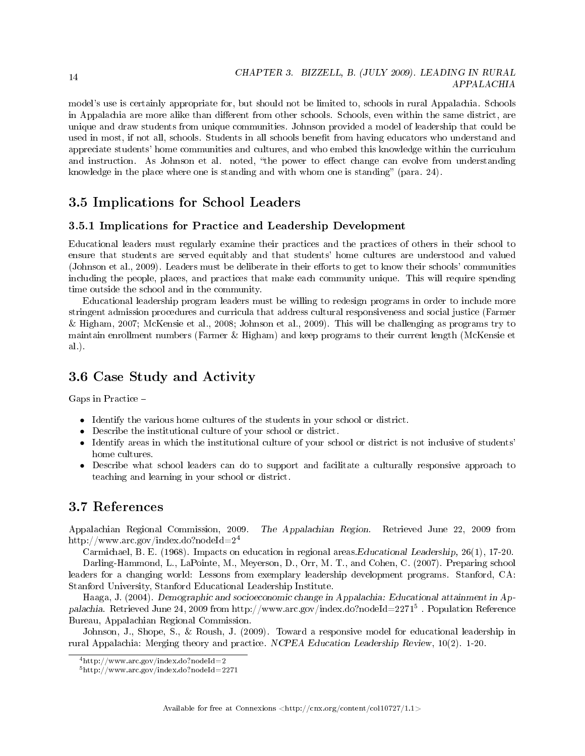model's use is certainly appropriate for, but should not be limited to, schools in rural Appalachia. Schools in Appalachia are more alike than different from other schools. Schools, even within the same district, are unique and draw students from unique communities. Johnson provided a model of leadership that could be used in most, if not all, schools. Students in all schools benefit from having educators who understand and appreciate students' home communities and cultures, and who embed this knowledge within the curriculum and instruction. As Johnson et al. noted, "the power to effect change can evolve from understanding knowledge in the place where one is standing and with whom one is standing" (para. 24).

## 3.5 Implications for School Leaders

### 3.5.1 Implications for Practice and Leadership Development

Educational leaders must regularly examine their practices and the practices of others in their school to ensure that students are served equitably and that students' home cultures are understood and valued (Johnson et al., 2009). Leaders must be deliberate in their efforts to get to know their schools' communities including the people, places, and practices that make each community unique. This will require spending time outside the school and in the community.

Educational leadership program leaders must be willing to redesign programs in order to include more stringent admission procedures and curricula that address cultural responsiveness and social justice (Farmer & Higham, 2007; McKensie et al., 2008; Johnson et al., 2009). This will be challenging as programs try to maintain enrollment numbers (Farmer & Higham) and keep programs to their current length (McKensie et al.).

## 3.6 Case Study and Activity

Gaps in Practice –

- Identify the various home cultures of the students in your school or district.
- Describe the institutional culture of your school or district.
- Identify areas in which the institutional culture of your school or district is not inclusive of students' home cultures.
- Describe what school leaders can do to support and facilitate a culturally responsive approach to teaching and learning in your school or district.

## 3.7 References

Appalachian Regional Commission, 2009. *The Appalachian Region.* Retrieved June 22, 2009 from http://www.arc.gov/index.do?nodeId=2[4]

Carmichael, B. E. (1968). Impacts on education in regional areas.*Educational Leadership*, 26(1), 17-20.

Darling-Hammond, L., LaPointe, M., Meyerson, D., Orr, M. T., and Cohen, C. (2007). Preparing school leaders for a changing world: Lessons from exemplary leadership development programs. Stanford, CA: Stanford University, Stanford Educational Leadership Institute.

Haaga, J. (2004). *Demographic and socioeconomic change in Appalachia: Educational attainment in Appalachia.* Retrieved June 24, 2009 from http://www.arc.gov/index.do?nodeId=2271[5] . Population Reference Bureau, Appalachian Regional Commission.

Johnson, J., Shope, S., & Roush, J. (2009). Toward a responsive model for educational leadership in rural Appalachia: Merging theory and practice. *NCPEA Education Leadership Review*, 10(2). 1-20.

[4] http://www.arc.gov/index.do?nodeId=2

[5] http://www.arc.gov/index.do?nodeId=2271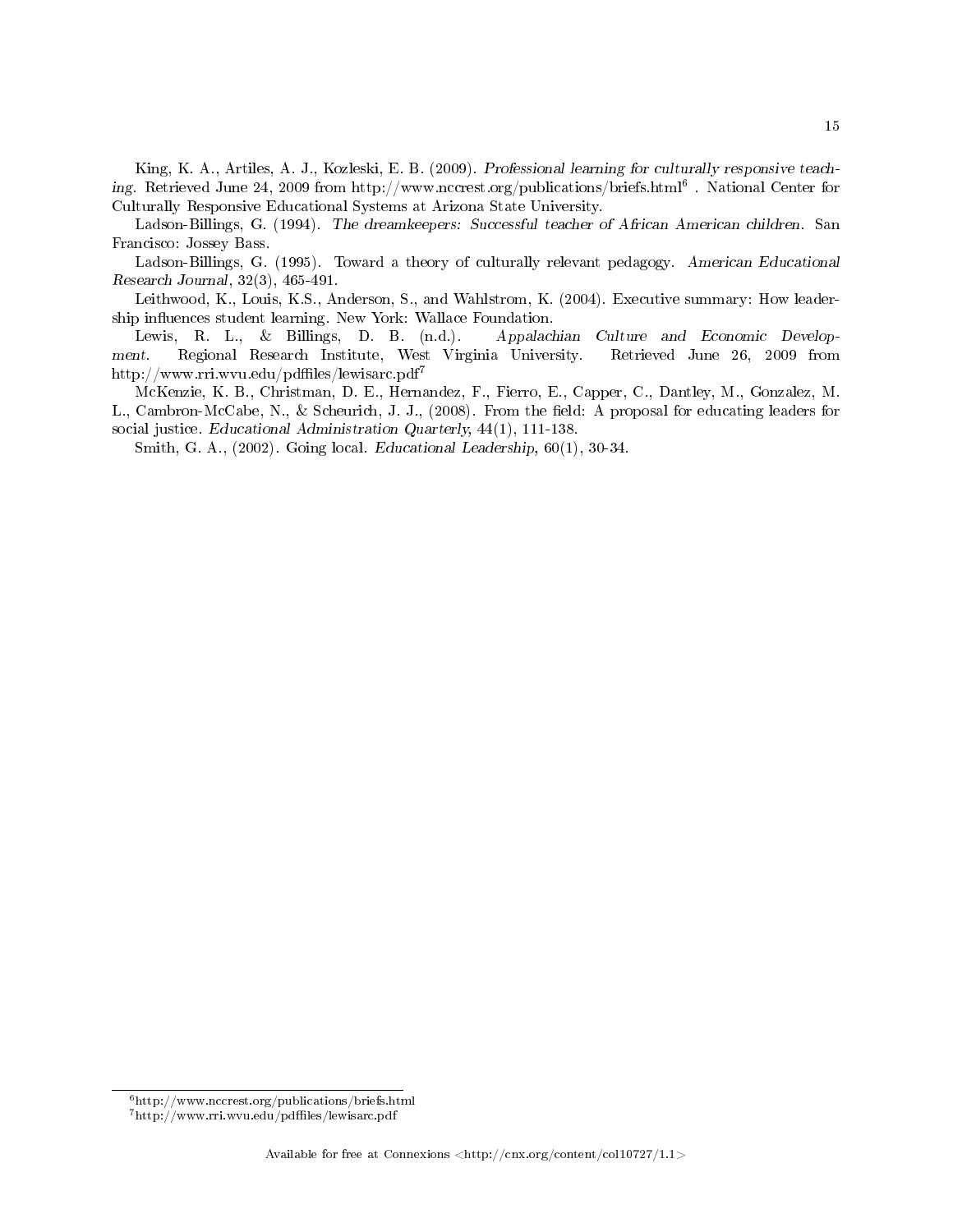King, K. A., Artiles, A. J., Kozleski, E. B. (2009). *Professional learning for culturally responsive teaching.* Retrieved June 24, 2009 from http://www.nccrest.org/publications/briefs.html[6] . National Center for Culturally Responsive Educational Systems at Arizona State University.

Ladson-Billings, G. (1994). *The dreamkeepers: Successful teacher of African American children.* San Francisco: Jossey Bass.

Ladson-Billings, G. (1995). Toward a theory of culturally relevant pedagogy. *American Educational Research Journal*, 32(3), 465-491.

Leithwood, K., Louis, K.S., Anderson, S., and Wahlstrom, K. (2004). Executive summary: How leadership influences student learning. New York: Wallace Foundation.

Lewis, R. L., & Billings, D. B. (n.d.). *Appalachian Culture and Economic Development.* Regional Research Institute, West Virginia University. Retrieved June 26, 2009 from http://www.rri.wvu.edu/pdffiles/lewisarc.pdf[7]

McKenzie, K. B., Christman, D. E., Hernandez, F., Fierro, E., Capper, C., Dantley, M., Gonzalez, M. L., Cambron-McCabe, N., & Scheurich, J. J., (2008). From the field: A proposal for educating leaders for social justice. *Educational Administration Quarterly*, 44(1), 111-138.

Smith, G. A., (2002). Going local. *Educational Leadership*, 60(1), 30-34.

[6] http://www.nccrest.org/publications/briefs.html

[7] http://www.rri.wvu.edu/pdffiles/lewisarc.pdf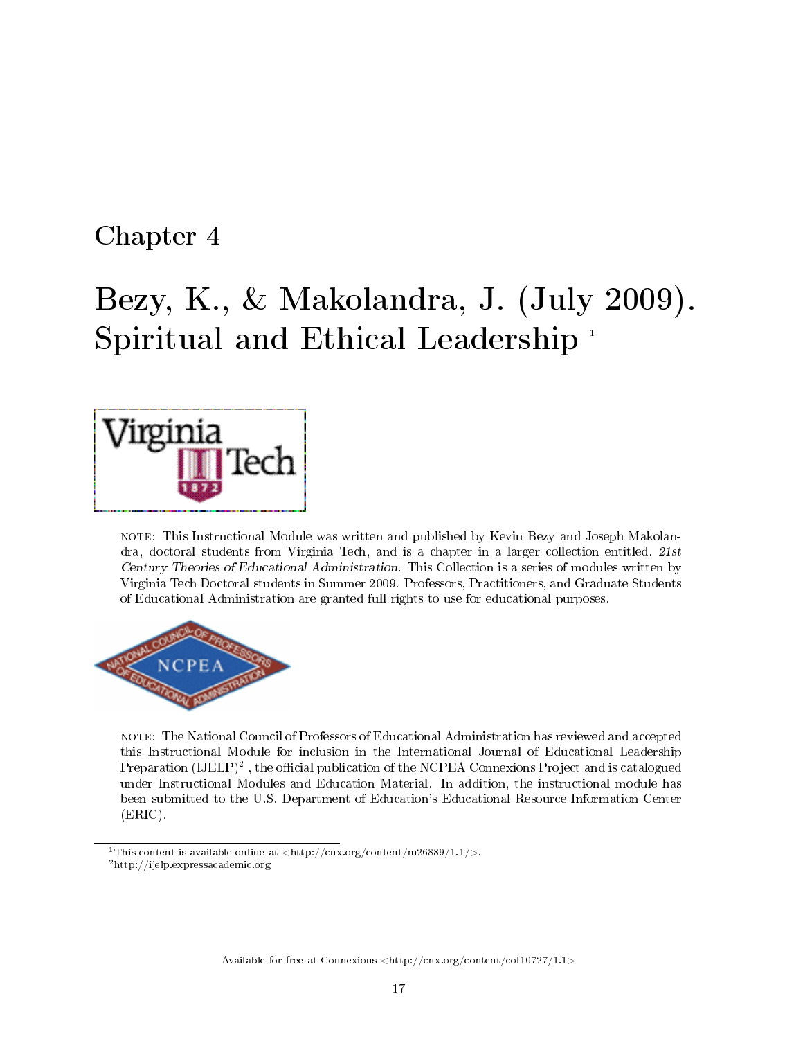# Chapter 4

# Bezy, K., & Makolandra, J. (July 2009). Spiritual and Ethical Leadership [1]

NOTE: This Instructional Module was written and published by Kevin Bezy and Joseph Makolandra, doctoral students from Virginia Tech, and is a chapter in a larger collection entitled, *21st Century Theories of Educational Administration*. This Collection is a series of modules written by Virginia Tech Doctoral students in Summer 2009. Professors, Practitioners, and Graduate Students of Educational Administration are granted full rights to use for educational purposes.

NOTE: The National Council of Professors of Educational Administration has reviewed and accepted this Instructional Module for inclusion in the International Journal of Educational Leadership Preparation (IJELP)[2] , the official publication of the NCPEA Connexions Project and is catalogued under Instructional Modules and Education Material. In addition, the instructional module has been submitted to the U.S. Department of Education's Educational Resource Information Center (ERIC).

[1] This content is available online at <http://cnx.org/content/m26889/1.1/>.

[2] http://ijelp.expressacademic.org

Available for free at Connexions <http://cnx.org/content/col10727/1.1>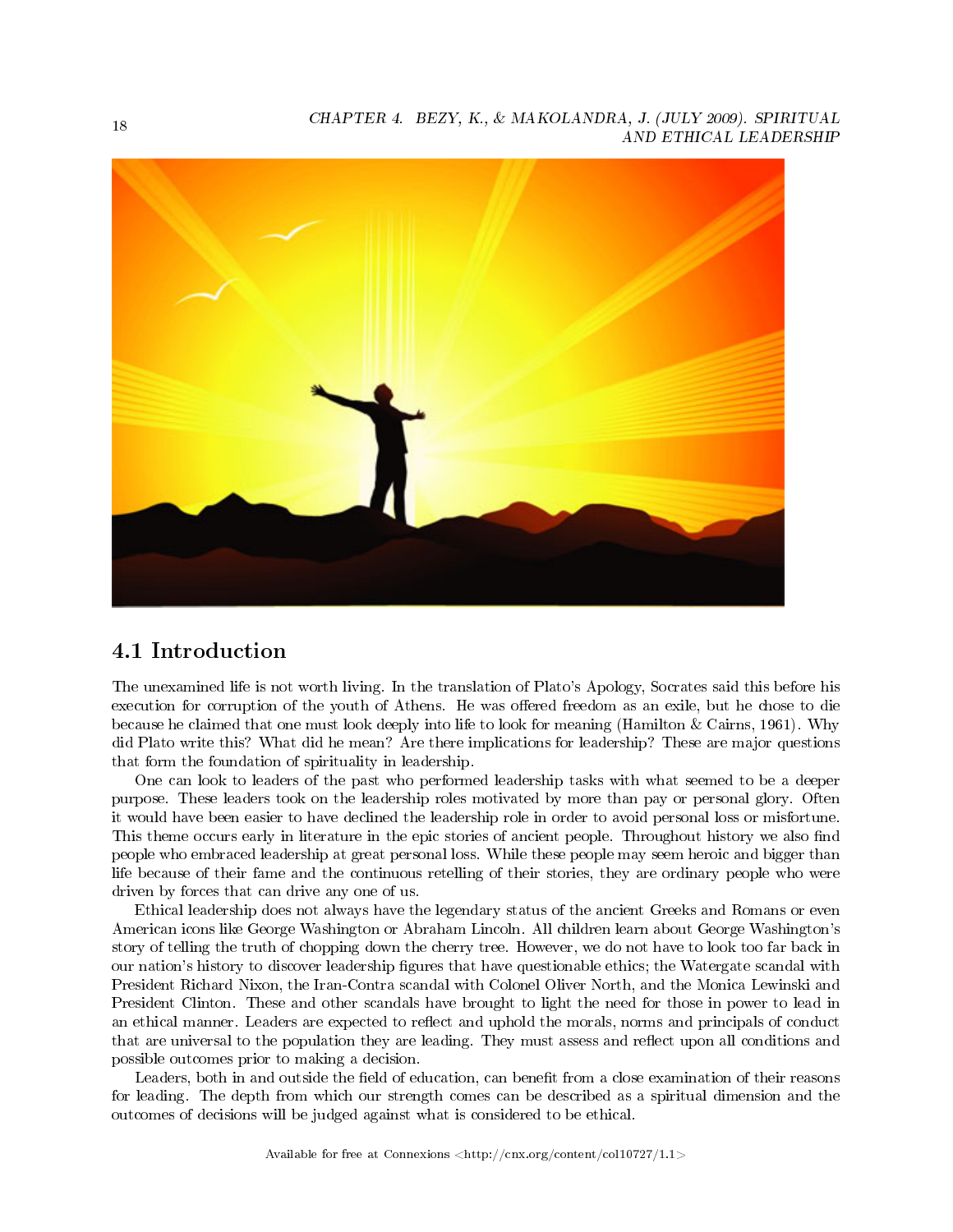## 4.1 Introduction

The unexamined life is not worth living. In the translation of Plato's Apology, Socrates said this before his execution for corruption of the youth of Athens. He was offered freedom as an exile, but he chose to die because he claimed that one must look deeply into life to look for meaning (Hamilton & Cairns, 1961). Why did Plato write this? What did he mean? Are there implications for leadership? These are major questions that form the foundation of spirituality in leadership.

One can look to leaders of the past who performed leadership tasks with what seemed to be a deeper purpose. These leaders took on the leadership roles motivated by more than pay or personal glory. Often it would have been easier to have declined the leadership role in order to avoid personal loss or misfortune. This theme occurs early in literature in the epic stories of ancient people. Throughout history we also find people who embraced leadership at great personal loss. While these people may seem heroic and bigger than life because of their fame and the continuous retelling of their stories, they are ordinary people who were driven by forces that can drive any one of us.

Ethical leadership does not always have the legendary status of the ancient Greeks and Romans or even American icons like George Washington or Abraham Lincoln. All children learn about George Washington's story of telling the truth of chopping down the cherry tree. However, we do not have to look too far back in our nation's history to discover leadership figures that have questionable ethics; the Watergate scandal with President Richard Nixon, the Iran-Contra scandal with Colonel Oliver North, and the Monica Lewinski and President Clinton. These and other scandals have brought to light the need for those in power to lead in an ethical manner. Leaders are expected to reflect and uphold the morals, norms and principals of conduct that are universal to the population they are leading. They must assess and reflect upon all conditions and possible outcomes prior to making a decision.

Leaders, both in and outside the field of education, can benefit from a close examination of their reasons for leading. The depth from which our strength comes can be described as a spiritual dimension and the outcomes of decisions will be judged against what is considered to be ethical.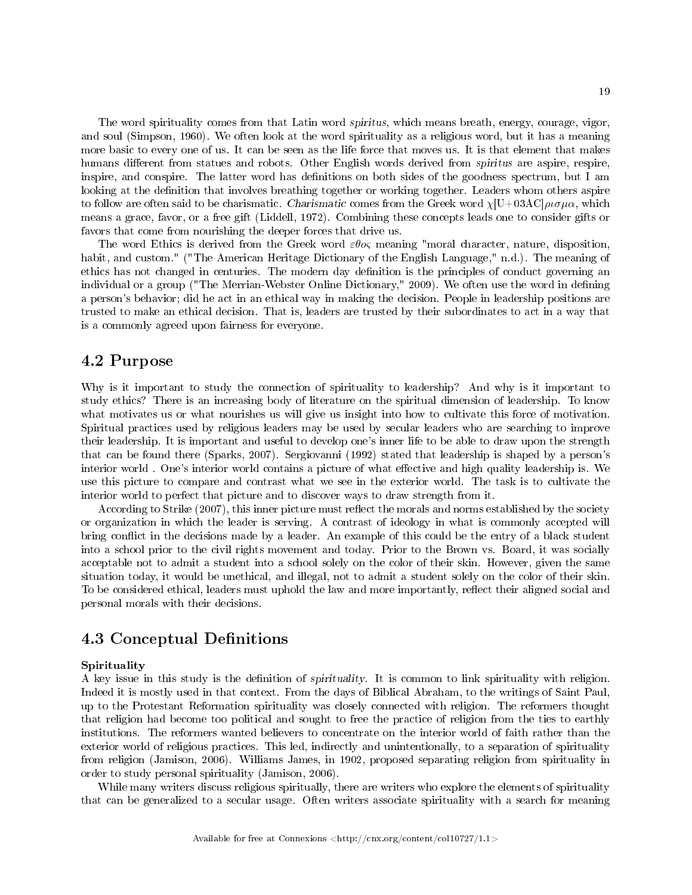The word spirituality comes from that Latin word *spiritus*, which means breath, energy, courage, vigor, and soul (Simpson, 1960). We often look at the word spirituality as a religious word, but it has a meaning more basic to every one of us. It can be seen as the life force that moves us. It is that element that makes humans different from statues and robots. Other English words derived from *spiritus* are aspire, respire, inspire, and conspire. The latter word has definitions on both sides of the goodness spectrum, but I am looking at the definition that involves breathing together or working together. Leaders whom others aspire to follow are often said to be charismatic. *Charismatic* comes from the Greek word χ[U+03AC]ρισμα, which means a grace, favor, or a free gift (Liddell, 1972). Combining these concepts leads one to consider gifts or favors that come from nourishing the deeper forces that drive us.

The word Ethics is derived from the Greek word εθος meaning "moral character, nature, disposition, habit, and custom." ("The American Heritage Dictionary of the English Language," n.d.). The meaning of ethics has not changed in centuries. The modern day definition is the principles of conduct governing an individual or a group ("The Merrian-Webster Online Dictionary," 2009). We often use the word in defining a person's behavior; did he act in an ethical way in making the decision. People in leadership positions are trusted to make an ethical decision. That is, leaders are trusted by their subordinates to act in a way that is a commonly agreed upon fairness for everyone.

## 4.2 Purpose

Why is it important to study the connection of spirituality to leadership? And why is it important to study ethics? There is an increasing body of literature on the spiritual dimension of leadership. To know what motivates us or what nourishes us will give us insight into how to cultivate this force of motivation. Spiritual practices used by religious leaders may be used by secular leaders who are searching to improve their leadership. It is important and useful to develop one's inner life to be able to draw upon the strength that can be found there (Sparks, 2007). Sergiovanni (1992) stated that leadership is shaped by a person's interior world . One's interior world contains a picture of what effective and high quality leadership is. We use this picture to compare and contrast what we see in the exterior world. The task is to cultivate the interior world to perfect that picture and to discover ways to draw strength from it.

According to Strike (2007), this inner picture must reflect the morals and norms established by the society or organization in which the leader is serving. A contrast of ideology in what is commonly accepted will bring conflict in the decisions made by a leader. An example of this could be the entry of a black student into a school prior to the civil rights movement and today. Prior to the Brown vs. Board, it was socially acceptable not to admit a student into a school solely on the color of their skin. However, given the same situation today, it would be unethical, and illegal, not to admit a student solely on the color of their skin. To be considered ethical, leaders must uphold the law and more importantly, reflect their aligned social and personal morals with their decisions.

## 4.3 Conceptual Definitions

**Spirituality**

A key issue in this study is the definition of *spirituality*. It is common to link spirituality with religion. Indeed it is mostly used in that context. From the days of Biblical Abraham, to the writings of Saint Paul, up to the Protestant Reformation spirituality was closely connected with religion. The reformers thought that religion had become too political and sought to free the practice of religion from the ties to earthly institutions. The reformers wanted believers to concentrate on the interior world of faith rather than the exterior world of religious practices. This led, indirectly and unintentionally, to a separation of spirituality from religion (Jamison, 2006). Williams James, in 1902, proposed separating religion from spirituality in order to study personal spirituality (Jamison, 2006).

While many writers discuss religious spiritually, there are writers who explore the elements of spirituality that can be generalized to a secular usage. Often writers associate spirituality with a search for meaning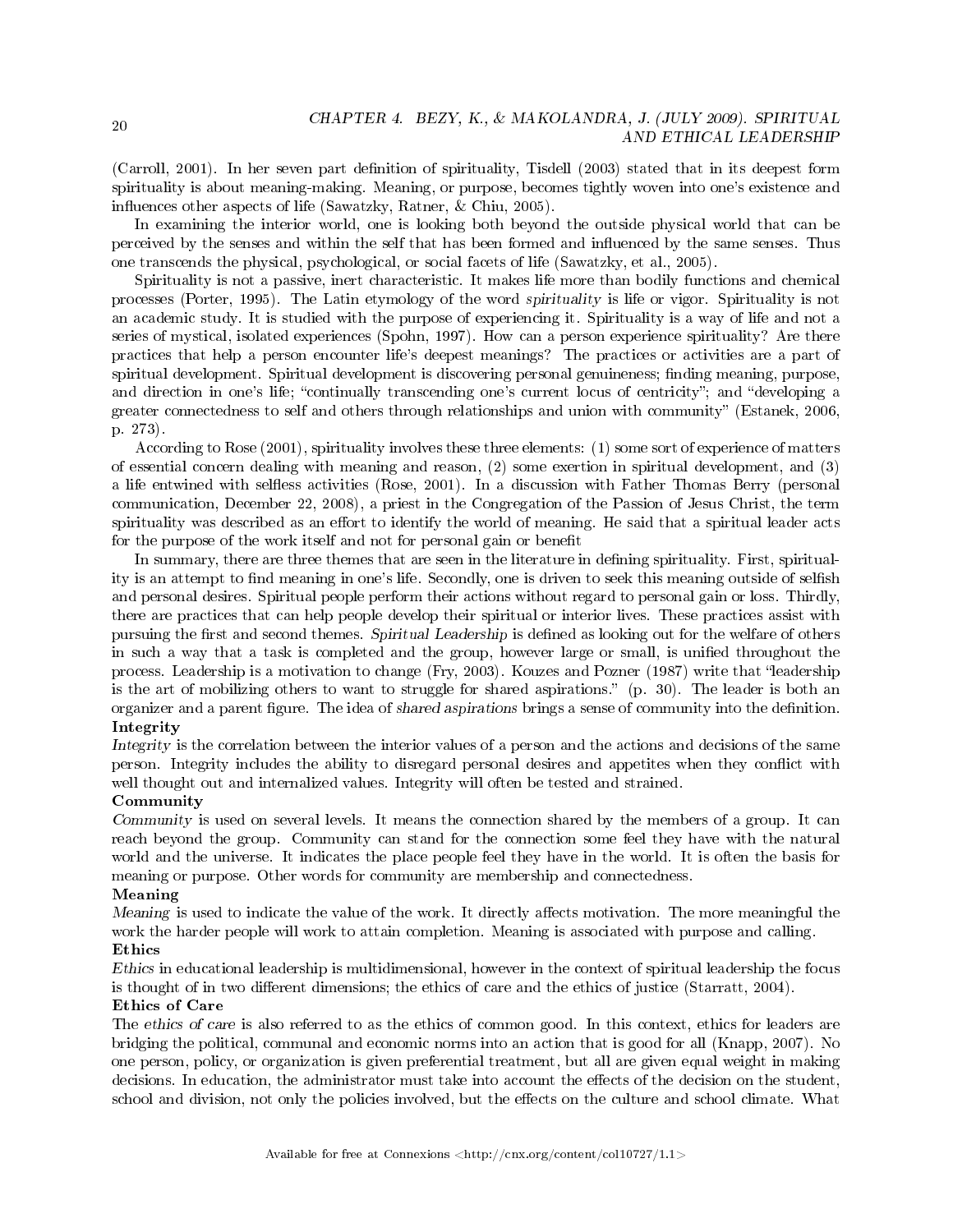(Carroll, 2001). In her seven part definition of spirituality, Tisdell (2003) stated that in its deepest form spirituality is about meaning-making. Meaning, or purpose, becomes tightly woven into one's existence and influences other aspects of life (Sawatzky, Ratner, & Chiu, 2005).

In examining the interior world, one is looking both beyond the outside physical world that can be perceived by the senses and within the self that has been formed and influenced by the same senses. Thus one transcends the physical, psychological, or social facets of life (Sawatzky, et al., 2005).

Spirituality is not a passive, inert characteristic. It makes life more than bodily functions and chemical processes (Porter, 1995). The Latin etymology of the word *spirituality* is life or vigor. Spirituality is not an academic study. It is studied with the purpose of experiencing it. Spirituality is a way of life and not a series of mystical, isolated experiences (Spohn, 1997). How can a person experience spirituality? Are there practices that help a person encounter life's deepest meanings? The practices or activities are a part of spiritual development. Spiritual development is discovering personal genuineness; finding meaning, purpose, and direction in one's life; "continually transcending one's current locus of centricity"; and "developing a greater connectedness to self and others through relationships and union with community" (Estanek, 2006, p. 273).

According to Rose (2001), spirituality involves these three elements: (1) some sort of experience of matters of essential concern dealing with meaning and reason, (2) some exertion in spiritual development, and (3) a life entwined with selfless activities (Rose, 2001). In a discussion with Father Thomas Berry (personal communication, December 22, 2008), a priest in the Congregation of the Passion of Jesus Christ, the term spirituality was described as an effort to identify the world of meaning. He said that a spiritual leader acts for the purpose of the work itself and not for personal gain or benefit

In summary, there are three themes that are seen in the literature in defining spirituality. First, spirituality is an attempt to find meaning in one's life. Secondly, one is driven to seek this meaning outside of selfish and personal desires. Spiritual people perform their actions without regard to personal gain or loss. Thirdly, there are practices that can help people develop their spiritual or interior lives. These practices assist with pursuing the first and second themes. *Spiritual Leadership* is defined as looking out for the welfare of others in such a way that a task is completed and the group, however large or small, is unified throughout the process. Leadership is a motivation to change (Fry, 2003). Kouzes and Pozner (1987) write that "leadership is the art of mobilizing others to want to struggle for shared aspirations." (p. 30). The leader is both an organizer and a parent figure. The idea of *shared aspirations* brings a sense of community into the definition.

**Integrity**

*Integrity* is the correlation between the interior values of a person and the actions and decisions of the same person. Integrity includes the ability to disregard personal desires and appetites when they conflict with well thought out and internalized values. Integrity will often be tested and strained.

**Community**

*Community* is used on several levels. It means the connection shared by the members of a group. It can reach beyond the group. Community can stand for the connection some feel they have with the natural world and the universe. It indicates the place people feel they have in the world. It is often the basis for meaning or purpose. Other words for community are membership and connectedness.

**Meaning**

*Meaning* is used to indicate the value of the work. It directly affects motivation. The more meaningful the work the harder people will work to attain completion. Meaning is associated with purpose and calling.

**Ethics**

*Ethics* in educational leadership is multidimensional, however in the context of spiritual leadership the focus is thought of in two different dimensions; the ethics of care and the ethics of justice (Starratt, 2004).

**Ethics of Care**

The *ethics of care* is also referred to as the ethics of common good. In this context, ethics for leaders are bridging the political, communal and economic norms into an action that is good for all (Knapp, 2007). No one person, policy, or organization is given preferential treatment, but all are given equal weight in making decisions. In education, the administrator must take into account the effects of the decision on the student, school and division, not only the policies involved, but the effects on the culture and school climate. What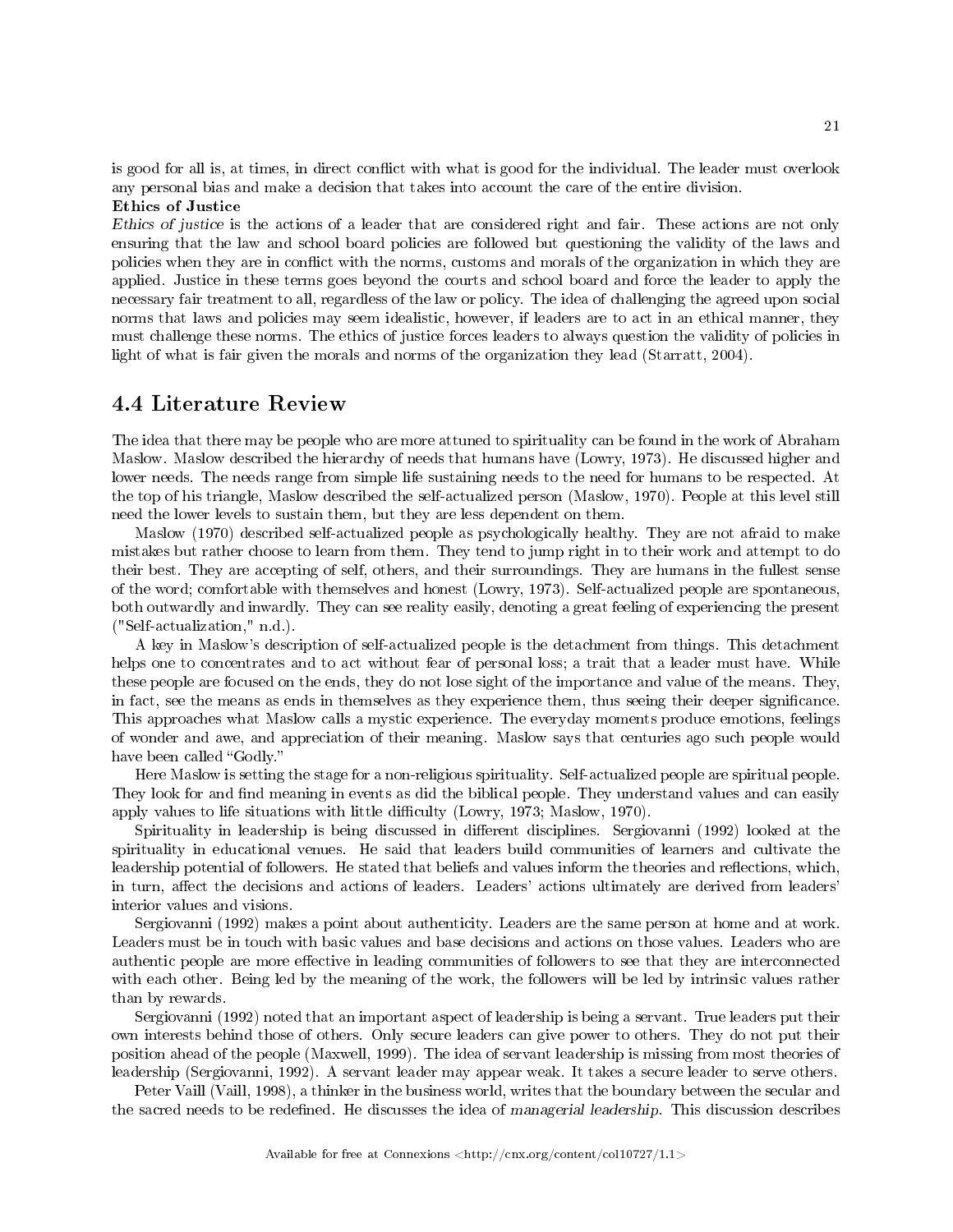is good for all is, at times, in direct conflict with what is good for the individual. The leader must overlook any personal bias and make a decision that takes into account the care of the entire division.

**Ethics of Justice**

*Ethics of justice* is the actions of a leader that are considered right and fair. These actions are not only ensuring that the law and school board policies are followed but questioning the validity of the laws and policies when they are in conflict with the norms, customs and morals of the organization in which they are applied. Justice in these terms goes beyond the courts and school board and force the leader to apply the necessary fair treatment to all, regardless of the law or policy. The idea of challenging the agreed upon social norms that laws and policies may seem idealistic, however, if leaders are to act in an ethical manner, they must challenge these norms. The ethics of justice forces leaders to always question the validity of policies in light of what is fair given the morals and norms of the organization they lead (Starratt, 2004).

## 4.4 Literature Review

The idea that there may be people who are more attuned to spirituality can be found in the work of Abraham Maslow. Maslow described the hierarchy of needs that humans have (Lowry, 1973). He discussed higher and lower needs. The needs range from simple life sustaining needs to the need for humans to be respected. At the top of his triangle, Maslow described the self-actualized person (Maslow, 1970). People at this level still need the lower levels to sustain them, but they are less dependent on them.

Maslow (1970) described self-actualized people as psychologically healthy. They are not afraid to make mistakes but rather choose to learn from them. They tend to jump right in to their work and attempt to do their best. They are accepting of self, others, and their surroundings. They are humans in the fullest sense of the word; comfortable with themselves and honest (Lowry, 1973). Self-actualized people are spontaneous, both outwardly and inwardly. They can see reality easily, denoting a great feeling of experiencing the present ("Self-actualization," n.d.).

A key in Maslow's description of self-actualized people is the detachment from things. This detachment helps one to concentrates and to act without fear of personal loss; a trait that a leader must have. While these people are focused on the ends, they do not lose sight of the importance and value of the means. They, in fact, see the means as ends in themselves as they experience them, thus seeing their deeper significance. This approaches what Maslow calls a mystic experience. The everyday moments produce emotions, feelings of wonder and awe, and appreciation of their meaning. Maslow says that centuries ago such people would have been called "Godly."

Here Maslow is setting the stage for a non-religious spirituality. Self-actualized people are spiritual people. They look for and find meaning in events as did the biblical people. They understand values and can easily apply values to life situations with little difficulty (Lowry, 1973; Maslow, 1970).

Spirituality in leadership is being discussed in different disciplines. Sergiovanni (1992) looked at the spirituality in educational venues. He said that leaders build communities of learners and cultivate the leadership potential of followers. He stated that beliefs and values inform the theories and reflections, which, in turn, affect the decisions and actions of leaders. Leaders' actions ultimately are derived from leaders' interior values and visions.

Sergiovanni (1992) makes a point about authenticity. Leaders are the same person at home and at work. Leaders must be in touch with basic values and base decisions and actions on those values. Leaders who are authentic people are more effective in leading communities of followers to see that they are interconnected with each other. Being led by the meaning of the work, the followers will be led by intrinsic values rather than by rewards.

Sergiovanni (1992) noted that an important aspect of leadership is being a servant. True leaders put their own interests behind those of others. Only secure leaders can give power to others. They do not put their position ahead of the people (Maxwell, 1999). The idea of servant leadership is missing from most theories of leadership (Sergiovanni, 1992). A servant leader may appear weak. It takes a secure leader to serve others.

Peter Vaill (Vaill, 1998), a thinker in the business world, writes that the boundary between the secular and the sacred needs to be redefined. He discusses the idea of *managerial leadership*. This discussion describes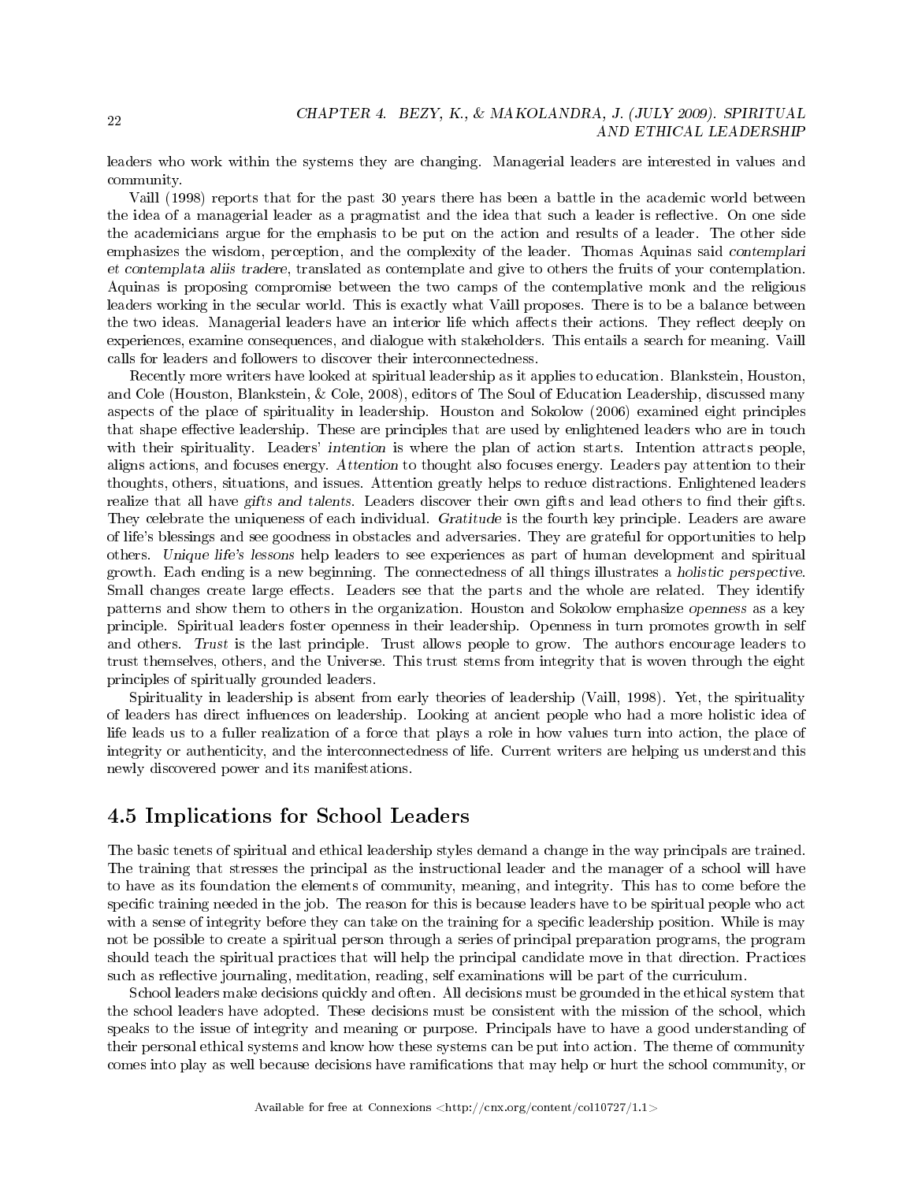leaders who work within the systems they are changing. Managerial leaders are interested in values and community.

Vaill (1998) reports that for the past 30 years there has been a battle in the academic world between the idea of a managerial leader as a pragmatist and the idea that such a leader is reflective. On one side the academicians argue for the emphasis to be put on the action and results of a leader. The other side emphasizes the wisdom, perception, and the complexity of the leader. Thomas Aquinas said *contemplari et contemplata aliis tradere*, translated as contemplate and give to others the fruits of your contemplation. Aquinas is proposing compromise between the two camps of the contemplative monk and the religious leaders working in the secular world. This is exactly what Vaill proposes. There is to be a balance between the two ideas. Managerial leaders have an interior life which affects their actions. They reflect deeply on experiences, examine consequences, and dialogue with stakeholders. This entails a search for meaning. Vaill calls for leaders and followers to discover their interconnectedness.

Recently more writers have looked at spiritual leadership as it applies to education. Blankstein, Houston, and Cole (Houston, Blankstein, & Cole, 2008), editors of The Soul of Education Leadership, discussed many aspects of the place of spirituality in leadership. Houston and Sokolow (2006) examined eight principles that shape effective leadership. These are principles that are used by enlightened leaders who are in touch with their spirituality. Leaders' *intention* is where the plan of action starts. Intention attracts people, aligns actions, and focuses energy. *Attention* to thought also focuses energy. Leaders pay attention to their thoughts, others, situations, and issues. Attention greatly helps to reduce distractions. Enlightened leaders realize that all have *gifts and talents*. Leaders discover their own gifts and lead others to find their gifts. They celebrate the uniqueness of each individual. *Gratitude* is the fourth key principle. Leaders are aware of life's blessings and see goodness in obstacles and adversaries. They are grateful for opportunities to help others. *Unique life's lessons* help leaders to see experiences as part of human development and spiritual growth. Each ending is a new beginning. The connectedness of all things illustrates a *holistic perspective*. Small changes create large effects. Leaders see that the parts and the whole are related. They identify patterns and show them to others in the organization. Houston and Sokolow emphasize *openness* as a key principle. Spiritual leaders foster openness in their leadership. Openness in turn promotes growth in self and others. *Trust* is the last principle. Trust allows people to grow. The authors encourage leaders to trust themselves, others, and the Universe. This trust stems from integrity that is woven through the eight principles of spiritually grounded leaders.

Spirituality in leadership is absent from early theories of leadership (Vaill, 1998). Yet, the spirituality of leaders has direct influences on leadership. Looking at ancient people who had a more holistic idea of life leads us to a fuller realization of a force that plays a role in how values turn into action, the place of integrity or authenticity, and the interconnectedness of life. Current writers are helping us understand this newly discovered power and its manifestations.

## 4.5 Implications for School Leaders

The basic tenets of spiritual and ethical leadership styles demand a change in the way principals are trained. The training that stresses the principal as the instructional leader and the manager of a school will have to have as its foundation the elements of community, meaning, and integrity. This has to come before the specific training needed in the job. The reason for this is because leaders have to be spiritual people who act with a sense of integrity before they can take on the training for a specific leadership position. While is may not be possible to create a spiritual person through a series of principal preparation programs, the program should teach the spiritual practices that will help the principal candidate move in that direction. Practices such as reflective journaling, meditation, reading, self examinations will be part of the curriculum.

School leaders make decisions quickly and often. All decisions must be grounded in the ethical system that the school leaders have adopted. These decisions must be consistent with the mission of the school, which speaks to the issue of integrity and meaning or purpose. Principals have to have a good understanding of their personal ethical systems and know how these systems can be put into action. The theme of community comes into play as well because decisions have ramifications that may help or hurt the school community, or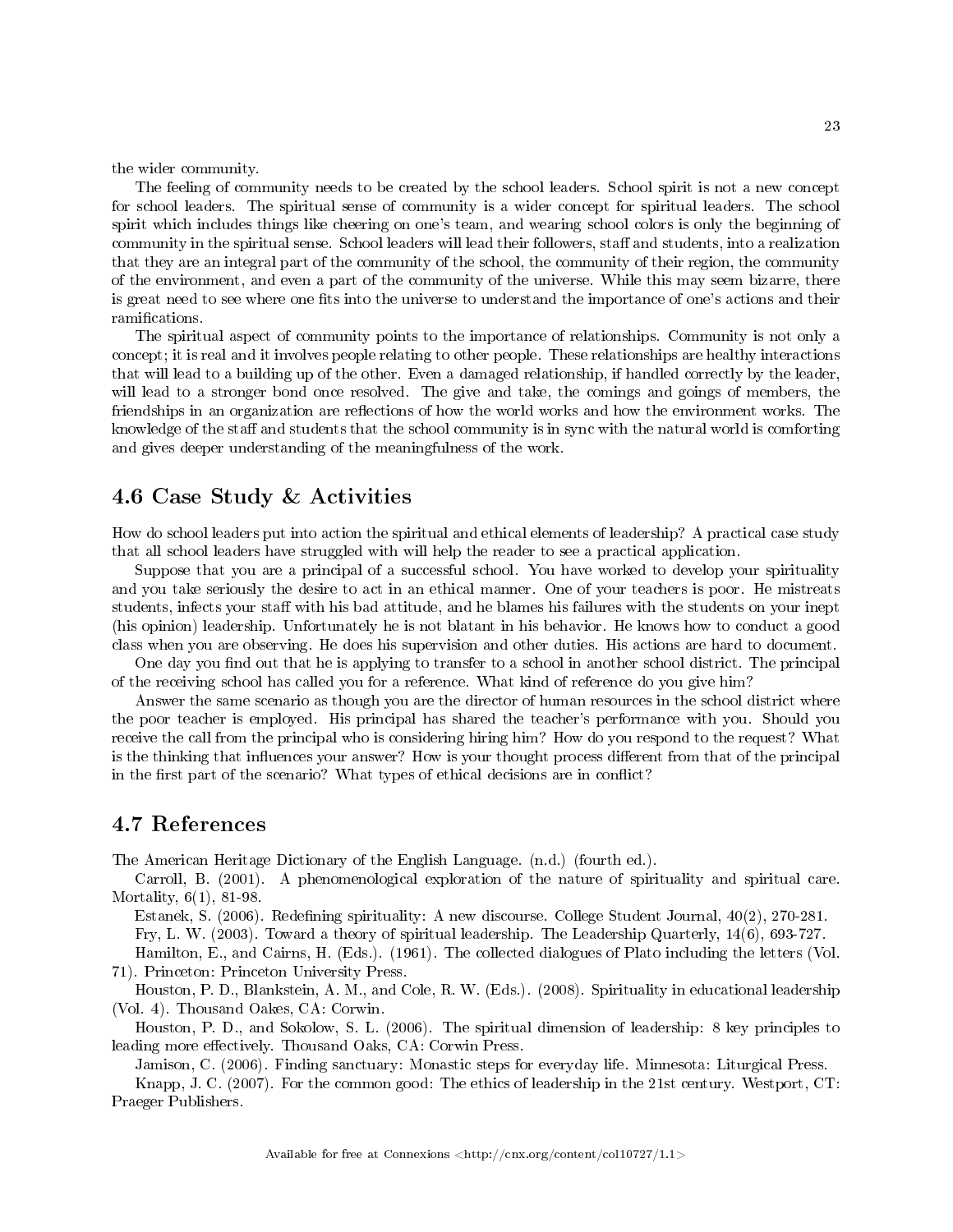the wider community.

The feeling of community needs to be created by the school leaders. School spirit is not a new concept for school leaders. The spiritual sense of community is a wider concept for spiritual leaders. The school spirit which includes things like cheering on one's team, and wearing school colors is only the beginning of community in the spiritual sense. School leaders will lead their followers, staff and students, into a realization that they are an integral part of the community of the school, the community of their region, the community of the environment, and even a part of the community of the universe. While this may seem bizarre, there is great need to see where one fits into the universe to understand the importance of one's actions and their ramifications.

The spiritual aspect of community points to the importance of relationships. Community is not only a concept; it is real and it involves people relating to other people. These relationships are healthy interactions that will lead to a building up of the other. Even a damaged relationship, if handled correctly by the leader, will lead to a stronger bond once resolved. The give and take, the comings and goings of members, the friendships in an organization are reflections of how the world works and how the environment works. The knowledge of the staff and students that the school community is in sync with the natural world is comforting and gives deeper understanding of the meaningfulness of the work.

## 4.6 Case Study & Activities

How do school leaders put into action the spiritual and ethical elements of leadership? A practical case study that all school leaders have struggled with will help the reader to see a practical application.

Suppose that you are a principal of a successful school. You have worked to develop your spirituality and you take seriously the desire to act in an ethical manner. One of your teachers is poor. He mistreats students, infects your staff with his bad attitude, and he blames his failures with the students on your inept (his opinion) leadership. Unfortunately he is not blatant in his behavior. He knows how to conduct a good class when you are observing. He does his supervision and other duties. His actions are hard to document.

One day you find out that he is applying to transfer to a school in another school district. The principal of the receiving school has called you for a reference. What kind of reference do you give him?

Answer the same scenario as though you are the director of human resources in the school district where the poor teacher is employed. His principal has shared the teacher's performance with you. Should you receive the call from the principal who is considering hiring him? How do you respond to the request? What is the thinking that influences your answer? How is your thought process different from that of the principal in the first part of the scenario? What types of ethical decisions are in conflict?

## 4.7 References

The American Heritage Dictionary of the English Language. (n.d.) (fourth ed.).

Carroll, B. (2001). A phenomenological exploration of the nature of spirituality and spiritual care. Mortality, 6(1), 81-98.

Estanek, S. (2006). Redefining spirituality: A new discourse. College Student Journal, 40(2), 270-281.

Fry, L. W. (2003). Toward a theory of spiritual leadership. The Leadership Quarterly, 14(6), 693-727.

Hamilton, E., and Cairns, H. (Eds.). (1961). The collected dialogues of Plato including the letters (Vol. 71). Princeton: Princeton University Press.

Houston, P. D., Blankstein, A. M., and Cole, R. W. (Eds.). (2008). Spirituality in educational leadership (Vol. 4). Thousand Oakes, CA: Corwin.

Houston, P. D., and Sokolow, S. L. (2006). The spiritual dimension of leadership: 8 key principles to leading more effectively. Thousand Oaks, CA: Corwin Press.

Jamison, C. (2006). Finding sanctuary: Monastic steps for everyday life. Minnesota: Liturgical Press.

Knapp, J. C. (2007). For the common good: The ethics of leadership in the 21st century. Westport, CT: Praeger Publishers.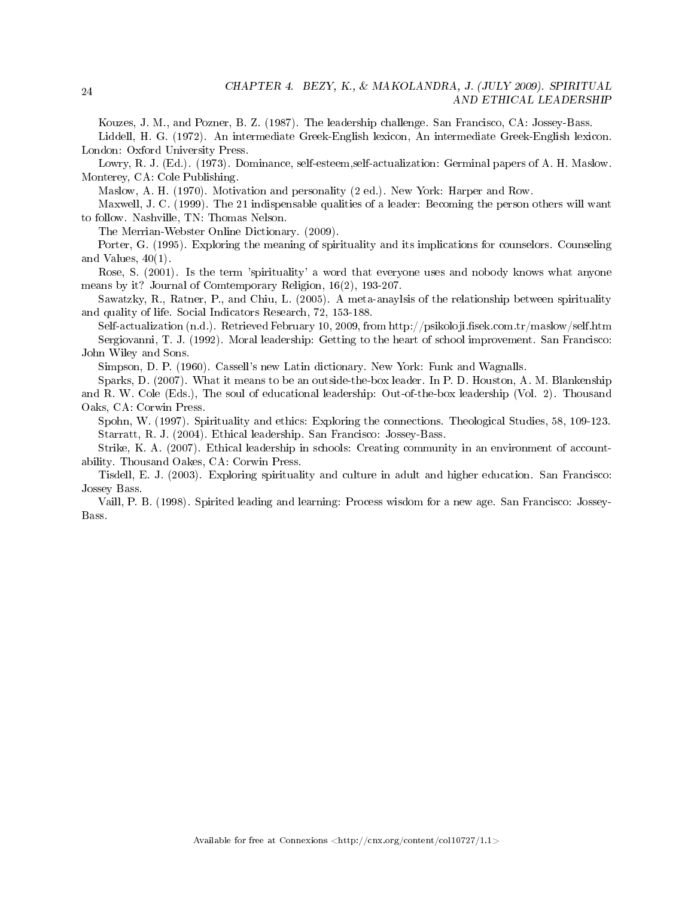Kouzes, J. M., and Pozner, B. Z. (1987). The leadership challenge. San Francisco, CA: Jossey-Bass.

Liddell, H. G. (1972). An intermediate Greek-English lexicon, An intermediate Greek-English lexicon. London: Oxford University Press.

Lowry, R. J. (Ed.). (1973). Dominance, self-esteem,self-actualization: Germinal papers of A. H. Maslow. Monterey, CA: Cole Publishing.

Maslow, A. H. (1970). Motivation and personality (2 ed.). New York: Harper and Row.

Maxwell, J. C. (1999). The 21 indispensable qualities of a leader: Becoming the person others will want to follow. Nashville, TN: Thomas Nelson.

The Merrian-Webster Online Dictionary. (2009).

Porter, G. (1995). Exploring the meaning of spirituality and its implications for counselors. Counseling and Values, 40(1).

Rose, S. (2001). Is the term 'spirituality' a word that everyone uses and nobody knows what anyone means by it? Journal of Comtemporary Religion, 16(2), 193-207.

Sawatzky, R., Ratner, P., and Chiu, L. (2005). A meta-anaylsis of the relationship between spirituality and quality of life. Social Indicators Research, 72, 153-188.

Self-actualization (n.d.). Retrieved February 10, 2009, from http://psikoloji.fisek.com.tr/maslow/self.htm

Sergiovanni, T. J. (1992). Moral leadership: Getting to the heart of school improvement. San Francisco: John Wiley and Sons.

Simpson, D. P. (1960). Cassell's new Latin dictionary. New York: Funk and Wagnalls.

Sparks, D. (2007). What it means to be an outside-the-box leader. In P. D. Houston, A. M. Blankenship and R. W. Cole (Eds.), The soul of educational leadership: Out-of-the-box leadership (Vol. 2). Thousand Oaks, CA: Corwin Press.

Spohn, W. (1997). Spirituality and ethics: Exploring the connections. Theological Studies, 58, 109-123.

Starratt, R. J. (2004). Ethical leadership. San Francisco: Jossey-Bass.

Strike, K. A. (2007). Ethical leadership in schools: Creating community in an environment of accountability. Thousand Oakes, CA: Corwin Press.

Tisdell, E. J. (2003). Exploring spirituality and culture in adult and higher education. San Francisco: Jossey Bass.

Vaill, P. B. (1998). Spirited leading and learning: Process wisdom for a new age. San Francisco: Jossey-Bass.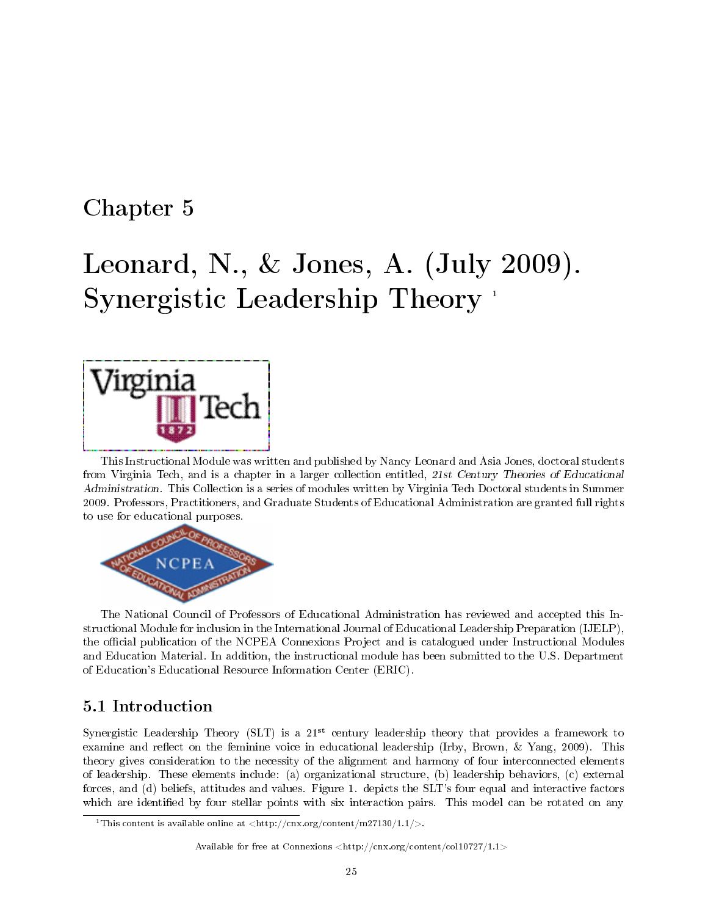# Chapter 5

# Leonard, N., & Jones, A. (July 2009). Synergistic Leadership Theory [1]

This Instructional Module was written and published by Nancy Leonard and Asia Jones, doctoral students from Virginia Tech, and is a chapter in a larger collection entitled, *21st Century Theories of Educational Administration.* This Collection is a series of modules written by Virginia Tech Doctoral students in Summer 2009. Professors, Practitioners, and Graduate Students of Educational Administration are granted full rights to use for educational purposes.

The National Council of Professors of Educational Administration has reviewed and accepted this Instructional Module for inclusion in the International Journal of Educational Leadership Preparation (IJELP), the official publication of the NCPEA Connexions Project and is catalogued under Instructional Modules and Education Material. In addition, the instructional module has been submitted to the U.S. Department of Education's Educational Resource Information Center (ERIC).

## 5.1 Introduction

Synergistic Leadership Theory (SLT) is a 21st century leadership theory that provides a framework to examine and reflect on the feminine voice in educational leadership (Irby, Brown, & Yang, 2009). This theory gives consideration to the necessity of the alignment and harmony of four interconnected elements of leadership. These elements include: (a) organizational structure, (b) leadership behaviors, (c) external forces, and (d) beliefs, attitudes and values. Figure 1. depicts the SLT's four equal and interactive factors which are identified by four stellar points with six interaction pairs. This model can be rotated on any

[1] This content is available online at <http://cnx.org/content/m27130/1.1/>.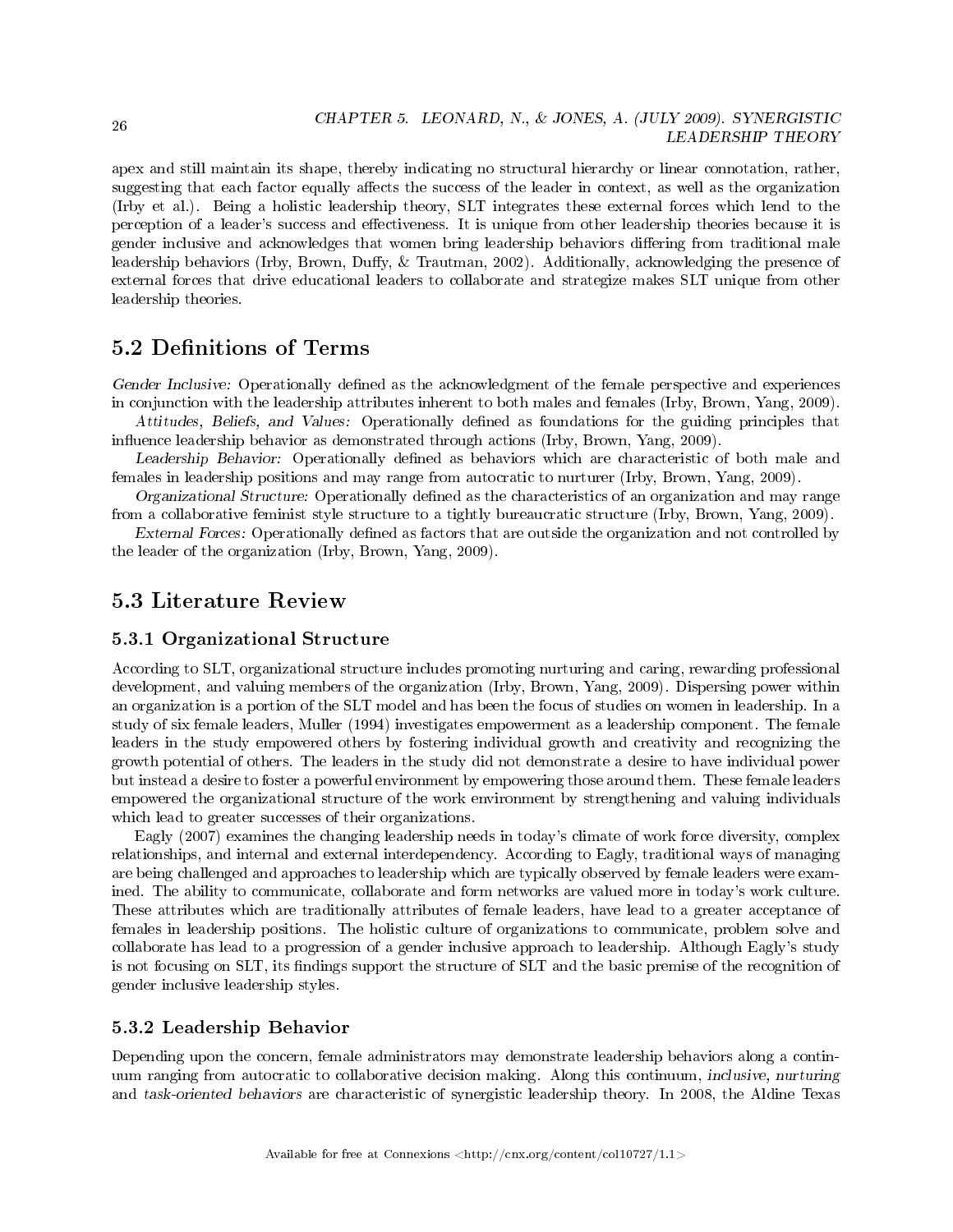apex and still maintain its shape, thereby indicating no structural hierarchy or linear connotation, rather, suggesting that each factor equally affects the success of the leader in context, as well as the organization (Irby et al.). Being a holistic leadership theory, SLT integrates these external forces which lend to the perception of a leader's success and effectiveness. It is unique from other leadership theories because it is gender inclusive and acknowledges that women bring leadership behaviors differing from traditional male leadership behaviors (Irby, Brown, Duffy, & Trautman, 2002). Additionally, acknowledging the presence of external forces that drive educational leaders to collaborate and strategize makes SLT unique from other leadership theories.

## 5.2 Definitions of Terms

*Gender Inclusive:* Operationally defined as the acknowledgment of the female perspective and experiences in conjunction with the leadership attributes inherent to both males and females (Irby, Brown, Yang, 2009).

*Attitudes, Beliefs, and Values:* Operationally defined as foundations for the guiding principles that influence leadership behavior as demonstrated through actions (Irby, Brown, Yang, 2009).

*Leadership Behavior:* Operationally defined as behaviors which are characteristic of both male and females in leadership positions and may range from autocratic to nurturer (Irby, Brown, Yang, 2009).

*Organizational Structure:* Operationally defined as the characteristics of an organization and may range from a collaborative feminist style structure to a tightly bureaucratic structure (Irby, Brown, Yang, 2009).

*External Forces:* Operationally defined as factors that are outside the organization and not controlled by the leader of the organization (Irby, Brown, Yang, 2009).

## 5.3 Literature Review

### 5.3.1 Organizational Structure

According to SLT, organizational structure includes promoting nurturing and caring, rewarding professional development, and valuing members of the organization (Irby, Brown, Yang, 2009). Dispersing power within an organization is a portion of the SLT model and has been the focus of studies on women in leadership. In a study of six female leaders, Muller (1994) investigates empowerment as a leadership component. The female leaders in the study empowered others by fostering individual growth and creativity and recognizing the growth potential of others. The leaders in the study did not demonstrate a desire to have individual power but instead a desire to foster a powerful environment by empowering those around them. These female leaders empowered the organizational structure of the work environment by strengthening and valuing individuals which lead to greater successes of their organizations.

Eagly (2007) examines the changing leadership needs in today's climate of work force diversity, complex relationships, and internal and external interdependency. According to Eagly, traditional ways of managing are being challenged and approaches to leadership which are typically observed by female leaders were examined. The ability to communicate, collaborate and form networks are valued more in today's work culture. These attributes which are traditionally attributes of female leaders, have lead to a greater acceptance of females in leadership positions. The holistic culture of organizations to communicate, problem solve and collaborate has lead to a progression of a gender inclusive approach to leadership. Although Eagly's study is not focusing on SLT, its findings support the structure of SLT and the basic premise of the recognition of gender inclusive leadership styles.

### 5.3.2 Leadership Behavior

Depending upon the concern, female administrators may demonstrate leadership behaviors along a continuum ranging from autocratic to collaborative decision making. Along this continuum, *inclusive*, *nurturing* and *task-oriented behaviors* are characteristic of synergistic leadership theory. In 2008, the Aldine Texas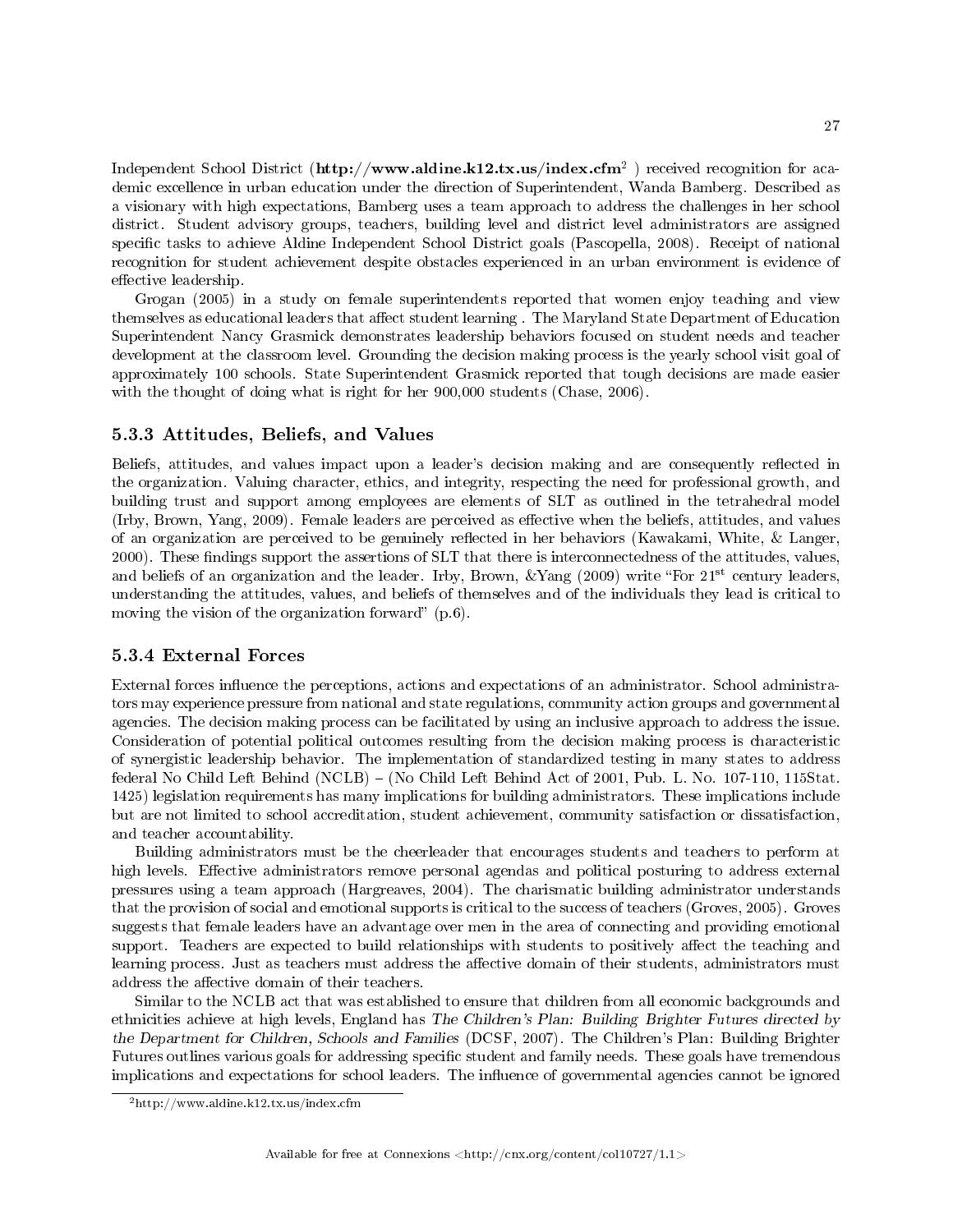Independent School District (**http://www.aldine.k12.tx.us/index.cfm**[2] ) received recognition for academic excellence in urban education under the direction of Superintendent, Wanda Bamberg. Described as a visionary with high expectations, Bamberg uses a team approach to address the challenges in her school district. Student advisory groups, teachers, building level and district level administrators are assigned specific tasks to achieve Aldine Independent School District goals (Pascopella, 2008). Receipt of national recognition for student achievement despite obstacles experienced in an urban environment is evidence of effective leadership.

Grogan (2005) in a study on female superintendents reported that women enjoy teaching and view themselves as educational leaders that affect student learning . The Maryland State Department of Education Superintendent Nancy Grasmick demonstrates leadership behaviors focused on student needs and teacher development at the classroom level. Grounding the decision making process is the yearly school visit goal of approximately 100 schools. State Superintendent Grasmick reported that tough decisions are made easier with the thought of doing what is right for her 900,000 students (Chase, 2006).

### 5.3.3 Attitudes, Beliefs, and Values

Beliefs, attitudes, and values impact upon a leader's decision making and are consequently reflected in the organization. Valuing character, ethics, and integrity, respecting the need for professional growth, and building trust and support among employees are elements of SLT as outlined in the tetrahedral model (Irby, Brown, Yang, 2009). Female leaders are perceived as effective when the beliefs, attitudes, and values of an organization are perceived to be genuinely reflected in her behaviors (Kawakami, White, & Langer, 2000). These findings support the assertions of SLT that there is interconnectedness of the attitudes, values, and beliefs of an organization and the leader. Irby, Brown, &Yang (2009) write "For 21st century leaders, understanding the attitudes, values, and beliefs of themselves and of the individuals they lead is critical to moving the vision of the organization forward" (p.6).

### 5.3.4 External Forces

External forces influence the perceptions, actions and expectations of an administrator. School administrators may experience pressure from national and state regulations, community action groups and governmental agencies. The decision making process can be facilitated by using an inclusive approach to address the issue. Consideration of potential political outcomes resulting from the decision making process is characteristic of synergistic leadership behavior. The implementation of standardized testing in many states to address federal No Child Left Behind (NCLB) – (No Child Left Behind Act of 2001, Pub. L. No. 107-110, 115Stat. 1425) legislation requirements has many implications for building administrators. These implications include but are not limited to school accreditation, student achievement, community satisfaction or dissatisfaction, and teacher accountability.

Building administrators must be the cheerleader that encourages students and teachers to perform at high levels. Effective administrators remove personal agendas and political posturing to address external pressures using a team approach (Hargreaves, 2004). The charismatic building administrator understands that the provision of social and emotional supports is critical to the success of teachers (Groves, 2005). Groves suggests that female leaders have an advantage over men in the area of connecting and providing emotional support. Teachers are expected to build relationships with students to positively affect the teaching and learning process. Just as teachers must address the affective domain of their students, administrators must address the affective domain of their teachers.

Similar to the NCLB act that was established to ensure that children from all economic backgrounds and ethnicities achieve at high levels, England has *The Children's Plan: Building Brighter Futures directed by the Department for Children, Schools and Families* (DCSF, 2007). The Children's Plan: Building Brighter Futures outlines various goals for addressing specific student and family needs. These goals have tremendous implications and expectations for school leaders. The influence of governmental agencies cannot be ignored

[2] http://www.aldine.k12.tx.us/index.cfm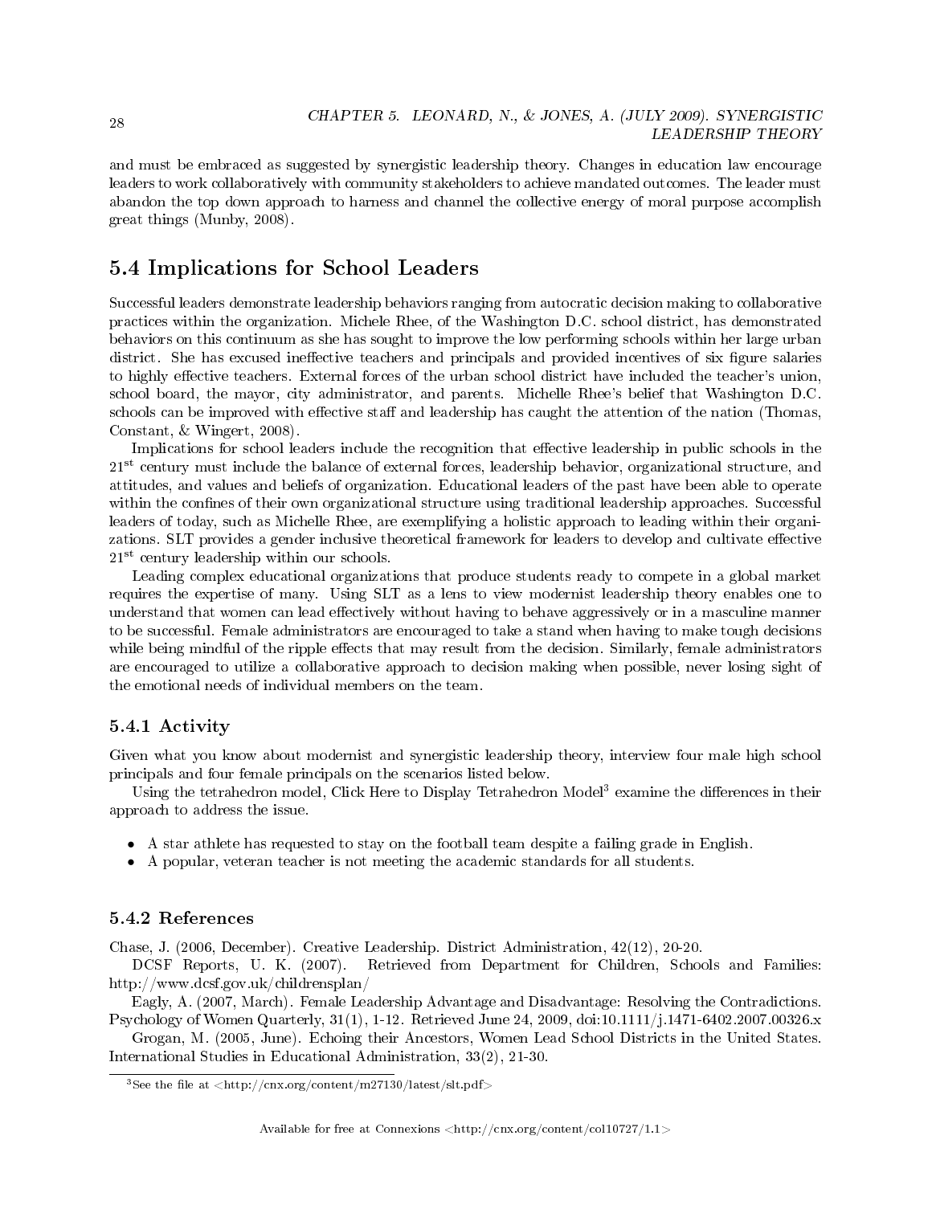and must be embraced as suggested by synergistic leadership theory. Changes in education law encourage leaders to work collaboratively with community stakeholders to achieve mandated outcomes. The leader must abandon the top down approach to harness and channel the collective energy of moral purpose accomplish great things (Munby, 2008).

## 5.4 Implications for School Leaders

Successful leaders demonstrate leadership behaviors ranging from autocratic decision making to collaborative practices within the organization. Michele Rhee, of the Washington D.C. school district, has demonstrated behaviors on this continuum as she has sought to improve the low performing schools within her large urban district. She has excused ineffective teachers and principals and provided incentives of six figure salaries to highly effective teachers. External forces of the urban school district have included the teacher's union, school board, the mayor, city administrator, and parents. Michelle Rhee's belief that Washington D.C. schools can be improved with effective staff and leadership has caught the attention of the nation (Thomas, Constant, & Wingert, 2008).

Implications for school leaders include the recognition that effective leadership in public schools in the 21st century must include the balance of external forces, leadership behavior, organizational structure, and attitudes, and values and beliefs of organization. Educational leaders of the past have been able to operate within the confines of their own organizational structure using traditional leadership approaches. Successful leaders of today, such as Michelle Rhee, are exemplifying a holistic approach to leading within their organizations. SLT provides a gender inclusive theoretical framework for leaders to develop and cultivate effective 21st century leadership within our schools.

Leading complex educational organizations that produce students ready to compete in a global market requires the expertise of many. Using SLT as a lens to view modernist leadership theory enables one to understand that women can lead effectively without having to behave aggressively or in a masculine manner to be successful. Female administrators are encouraged to take a stand when having to make tough decisions while being mindful of the ripple effects that may result from the decision. Similarly, female administrators are encouraged to utilize a collaborative approach to decision making when possible, never losing sight of the emotional needs of individual members on the team.

### 5.4.1 Activity

Given what you know about modernist and synergistic leadership theory, interview four male high school principals and four female principals on the scenarios listed below.

Using the tetrahedron model, Click Here to Display Tetrahedron Model[3] examine the differences in their approach to address the issue.

- A star athlete has requested to stay on the football team despite a failing grade in English.
- A popular, veteran teacher is not meeting the academic standards for all students.

### 5.4.2 References

Chase, J. (2006, December). Creative Leadership. District Administration, 42(12), 20-20.

DCSF Reports, U. K. (2007). Retrieved from Department for Children, Schools and Families: http://www.dcsf.gov.uk/childrensplan/

Eagly, A. (2007, March). Female Leadership Advantage and Disadvantage: Resolving the Contradictions. Psychology of Women Quarterly, 31(1), 1-12. Retrieved June 24, 2009, doi:10.1111/j.1471-6402.2007.00326.x

Grogan, M. (2005, June). Echoing their Ancestors, Women Lead School Districts in the United States. International Studies in Educational Administration, 33(2), 21-30.

[3] See the file at <http://cnx.org/content/m27130/latest/slt.pdf>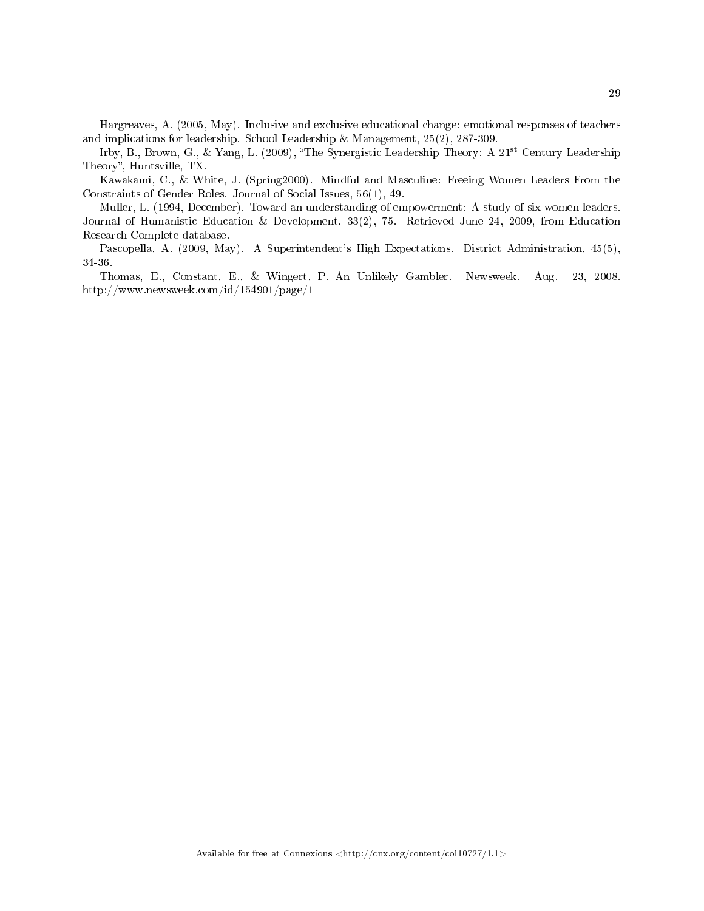Hargreaves, A. (2005, May). Inclusive and exclusive educational change: emotional responses of teachers and implications for leadership. School Leadership & Management, 25(2), 287-309.

Irby, B., Brown, G., & Yang, L. (2009), "The Synergistic Leadership Theory: A 21st Century Leadership Theory", Huntsville, TX.

Kawakami, C., & White, J. (Spring2000). Mindful and Masculine: Freeing Women Leaders From the Constraints of Gender Roles. Journal of Social Issues, 56(1), 49.

Muller, L. (1994, December). Toward an understanding of empowerment: A study of six women leaders. Journal of Humanistic Education & Development, 33(2), 75. Retrieved June 24, 2009, from Education Research Complete database.

Pascopella, A. (2009, May). A Superintendent's High Expectations. District Administration, 45(5), 34-36.

Thomas, E., Constant, E., & Wingert, P. An Unlikely Gambler. Newsweek. Aug. 23, 2008. http://www.newsweek.com/id/154901/page/1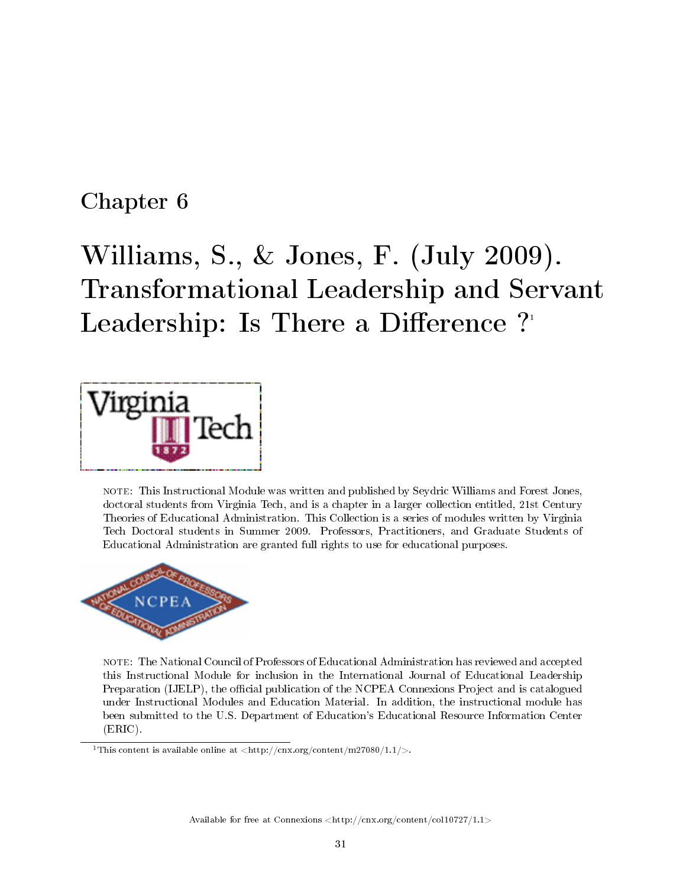# Chapter 6

# Williams, S., & Jones, F. (July 2009). Transformational Leadership and Servant Leadership: Is There a Difference ?[1]

NOTE: This Instructional Module was written and published by Seydric Williams and Forest Jones, doctoral students from Virginia Tech, and is a chapter in a larger collection entitled, 21st Century Theories of Educational Administration. This Collection is a series of modules written by Virginia Tech Doctoral students in Summer 2009. Professors, Practitioners, and Graduate Students of Educational Administration are granted full rights to use for educational purposes.

NOTE: The National Council of Professors of Educational Administration has reviewed and accepted this Instructional Module for inclusion in the International Journal of Educational Leadership Preparation (IJELP), the official publication of the NCPEA Connexions Project and is catalogued under Instructional Modules and Education Material. In addition, the instructional module has been submitted to the U.S. Department of Education's Educational Resource Information Center (ERIC).

[1] This content is available online at <http://cnx.org/content/m27080/1.1/>.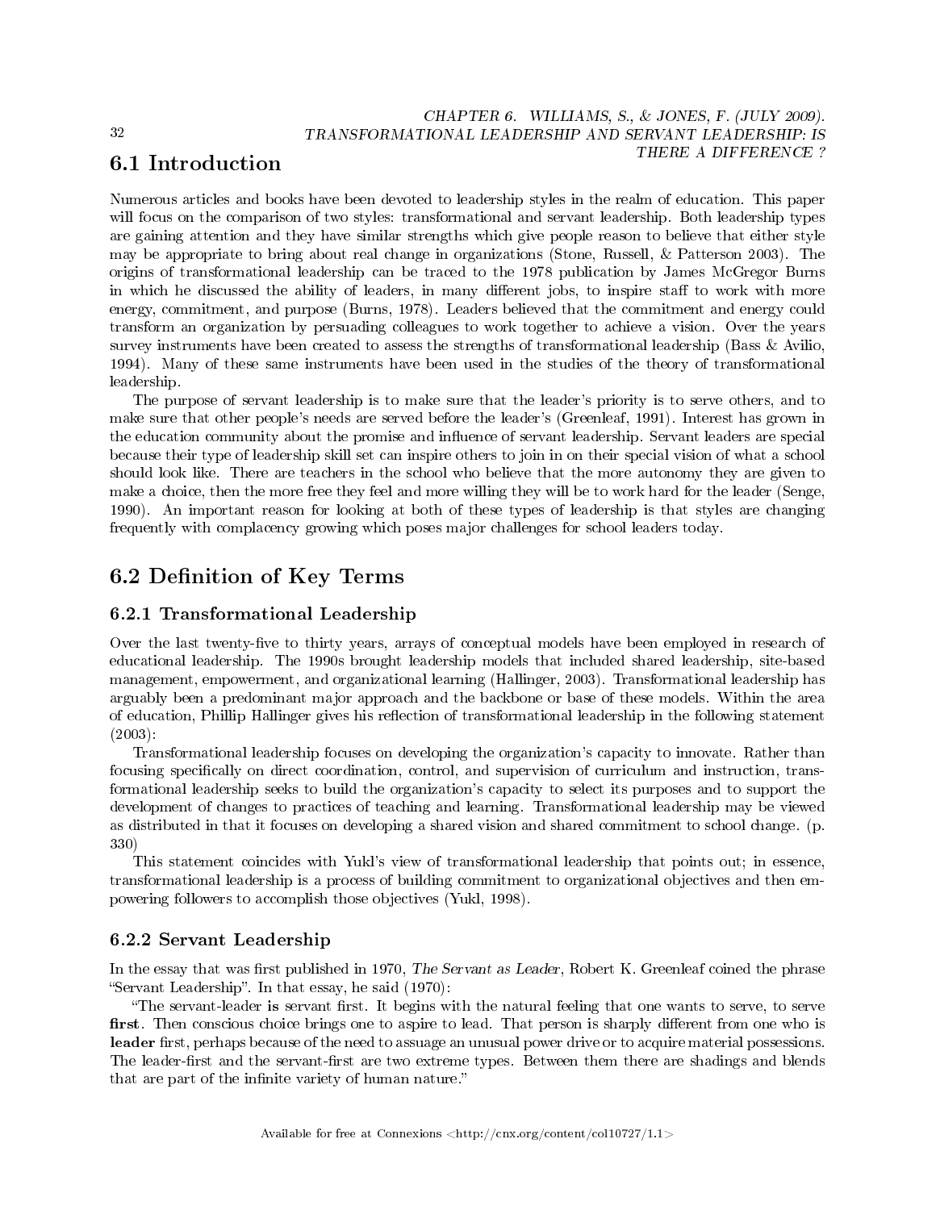## 6.1 Introduction

Numerous articles and books have been devoted to leadership styles in the realm of education. This paper will focus on the comparison of two styles: transformational and servant leadership. Both leadership types are gaining attention and they have similar strengths which give people reason to believe that either style may be appropriate to bring about real change in organizations (Stone, Russell, & Patterson 2003). The origins of transformational leadership can be traced to the 1978 publication by James McGregor Burns in which he discussed the ability of leaders, in many different jobs, to inspire staff to work with more energy, commitment, and purpose (Burns, 1978). Leaders believed that the commitment and energy could transform an organization by persuading colleagues to work together to achieve a vision. Over the years survey instruments have been created to assess the strengths of transformational leadership (Bass & Avilio, 1994). Many of these same instruments have been used in the studies of the theory of transformational leadership.

The purpose of servant leadership is to make sure that the leader's priority is to serve others, and to make sure that other people's needs are served before the leader's (Greenleaf, 1991). Interest has grown in the education community about the promise and influence of servant leadership. Servant leaders are special because their type of leadership skill set can inspire others to join in on their special vision of what a school should look like. There are teachers in the school who believe that the more autonomy they are given to make a choice, then the more free they feel and more willing they will be to work hard for the leader (Senge, 1990). An important reason for looking at both of these types of leadership is that styles are changing frequently with complacency growing which poses major challenges for school leaders today.

## 6.2 Definition of Key Terms

### 6.2.1 Transformational Leadership

Over the last twenty-five to thirty years, arrays of conceptual models have been employed in research of educational leadership. The 1990s brought leadership models that included shared leadership, site-based management, empowerment, and organizational learning (Hallinger, 2003). Transformational leadership has arguably been a predominant major approach and the backbone or base of these models. Within the area of education, Phillip Hallinger gives his reflection of transformational leadership in the following statement (2003):

Transformational leadership focuses on developing the organization's capacity to innovate. Rather than focusing specifically on direct coordination, control, and supervision of curriculum and instruction, transformational leadership seeks to build the organization's capacity to select its purposes and to support the development of changes to practices of teaching and learning. Transformational leadership may be viewed as distributed in that it focuses on developing a shared vision and shared commitment to school change. (p. 330)

This statement coincides with Yukl's view of transformational leadership that points out; in essence, transformational leadership is a process of building commitment to organizational objectives and then empowering followers to accomplish those objectives (Yukl, 1998).

### 6.2.2 Servant Leadership

In the essay that was first published in 1970, *The Servant as Leader*, Robert K. Greenleaf coined the phrase "Servant Leadership". In that essay, he said (1970):

"The servant-leader **is** servant first. It begins with the natural feeling that one wants to serve, to serve **first**. Then conscious choice brings one to aspire to lead. That person is sharply different from one who is **leader** first, perhaps because of the need to assuage an unusual power drive or to acquire material possessions. The leader-first and the servant-first are two extreme types. Between them there are shadings and blends that are part of the infinite variety of human nature."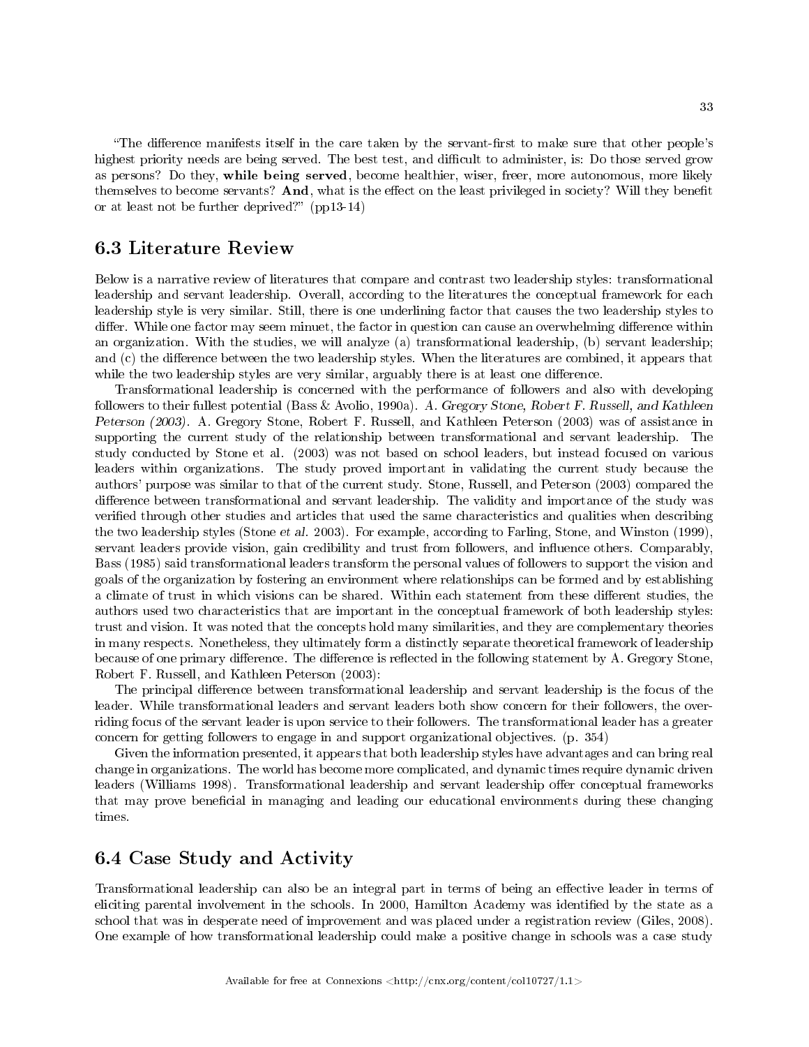"The difference manifests itself in the care taken by the servant-first to make sure that other people's highest priority needs are being served. The best test, and difficult to administer, is: Do those served grow as persons? Do they, **while being served**, become healthier, wiser, freer, more autonomous, more likely themselves to become servants? **And**, what is the effect on the least privileged in society? Will they benefit or at least not be further deprived?" (pp13-14)

## 6.3 Literature Review

Below is a narrative review of literatures that compare and contrast two leadership styles: transformational leadership and servant leadership. Overall, according to the literatures the conceptual framework for each leadership style is very similar. Still, there is one underlining factor that causes the two leadership styles to differ. While one factor may seem minuet, the factor in question can cause an overwhelming difference within an organization. With the studies, we will analyze (a) transformational leadership, (b) servant leadership; and (c) the difference between the two leadership styles. When the literatures are combined, it appears that while the two leadership styles are very similar, arguably there is at least one difference.

Transformational leadership is concerned with the performance of followers and also with developing followers to their fullest potential (Bass & Avolio, 1990a). *A. Gregory Stone, Robert F. Russell, and Kathleen Peterson (2003).* A. Gregory Stone, Robert F. Russell, and Kathleen Peterson (2003) was of assistance in supporting the current study of the relationship between transformational and servant leadership. The study conducted by Stone et al. (2003) was not based on school leaders, but instead focused on various leaders within organizations. The study proved important in validating the current study because the authors' purpose was similar to that of the current study. Stone, Russell, and Peterson (2003) compared the difference between transformational and servant leadership. The validity and importance of the study was verified through other studies and articles that used the same characteristics and qualities when describing the two leadership styles (Stone *et al.* 2003). For example, according to Farling, Stone, and Winston (1999), servant leaders provide vision, gain credibility and trust from followers, and influence others. Comparably, Bass (1985) said transformational leaders transform the personal values of followers to support the vision and goals of the organization by fostering an environment where relationships can be formed and by establishing a climate of trust in which visions can be shared. Within each statement from these different studies, the authors used two characteristics that are important in the conceptual framework of both leadership styles: trust and vision. It was noted that the concepts hold many similarities, and they are complementary theories in many respects. Nonetheless, they ultimately form a distinctly separate theoretical framework of leadership because of one primary difference. The difference is reflected in the following statement by A. Gregory Stone, Robert F. Russell, and Kathleen Peterson (2003):

The principal difference between transformational leadership and servant leadership is the focus of the leader. While transformational leaders and servant leaders both show concern for their followers, the overriding focus of the servant leader is upon service to their followers. The transformational leader has a greater concern for getting followers to engage in and support organizational objectives. (p. 354)

Given the information presented, it appears that both leadership styles have advantages and can bring real change in organizations. The world has become more complicated, and dynamic times require dynamic driven leaders (Williams 1998). Transformational leadership and servant leadership offer conceptual frameworks that may prove beneficial in managing and leading our educational environments during these changing times.

## 6.4 Case Study and Activity

Transformational leadership can also be an integral part in terms of being an effective leader in terms of eliciting parental involvement in the schools. In 2000, Hamilton Academy was identified by the state as a school that was in desperate need of improvement and was placed under a registration review (Giles, 2008). One example of how transformational leadership could make a positive change in schools was a case study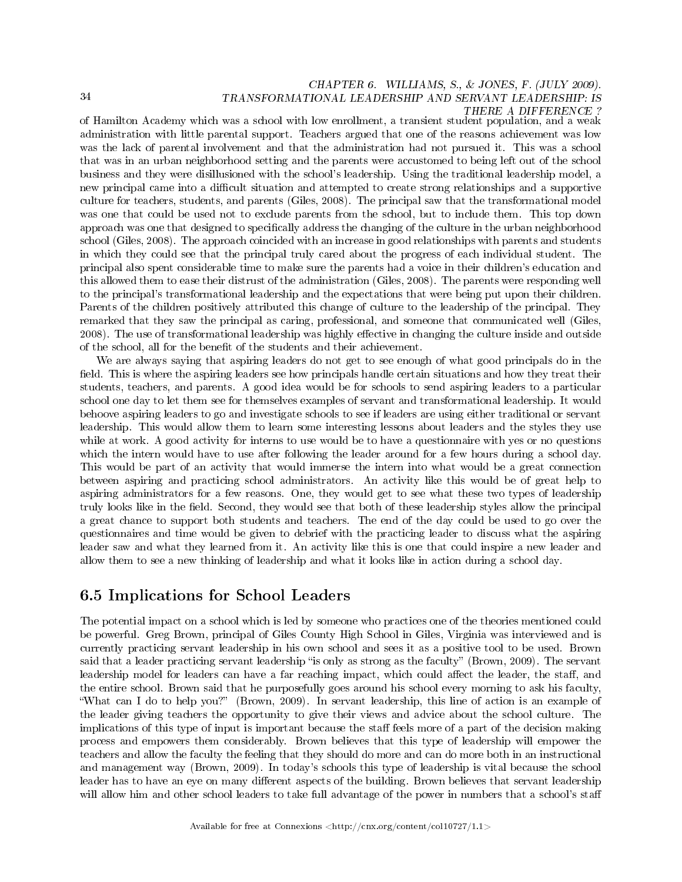of Hamilton Academy which was a school with low enrollment, a transient student population, and a weak administration with little parental support. Teachers argued that one of the reasons achievement was low was the lack of parental involvement and that the administration had not pursued it. This was a school that was in an urban neighborhood setting and the parents were accustomed to being left out of the school business and they were disillusioned with the school's leadership. Using the traditional leadership model, a new principal came into a difficult situation and attempted to create strong relationships and a supportive culture for teachers, students, and parents (Giles, 2008). The principal saw that the transformational model was one that could be used not to exclude parents from the school, but to include them. This top down approach was one that designed to specifically address the changing of the culture in the urban neighborhood school (Giles, 2008). The approach coincided with an increase in good relationships with parents and students in which they could see that the principal truly cared about the progress of each individual student. The principal also spent considerable time to make sure the parents had a voice in their children's education and this allowed them to ease their distrust of the administration (Giles, 2008). The parents were responding well to the principal's transformational leadership and the expectations that were being put upon their children. Parents of the children positively attributed this change of culture to the leadership of the principal. They remarked that they saw the principal as caring, professional, and someone that communicated well (Giles, 2008). The use of transformational leadership was highly effective in changing the culture inside and outside of the school, all for the benefit of the students and their achievement.

We are always saying that aspiring leaders do not get to see enough of what good principals do in the field. This is where the aspiring leaders see how principals handle certain situations and how they treat their students, teachers, and parents. A good idea would be for schools to send aspiring leaders to a particular school one day to let them see for themselves examples of servant and transformational leadership. It would behoove aspiring leaders to go and investigate schools to see if leaders are using either traditional or servant leadership. This would allow them to learn some interesting lessons about leaders and the styles they use while at work. A good activity for interns to use would be to have a questionnaire with yes or no questions which the intern would have to use after following the leader around for a few hours during a school day. This would be part of an activity that would immerse the intern into what would be a great connection between aspiring and practicing school administrators. An activity like this would be of great help to aspiring administrators for a few reasons. One, they would get to see what these two types of leadership truly looks like in the field. Second, they would see that both of these leadership styles allow the principal a great chance to support both students and teachers. The end of the day could be used to go over the questionnaires and time would be given to debrief with the practicing leader to discuss what the aspiring leader saw and what they learned from it. An activity like this is one that could inspire a new leader and allow them to see a new thinking of leadership and what it looks like in action during a school day.

## 6.5 Implications for School Leaders

The potential impact on a school which is led by someone who practices one of the theories mentioned could be powerful. Greg Brown, principal of Giles County High School in Giles, Virginia was interviewed and is currently practicing servant leadership in his own school and sees it as a positive tool to be used. Brown said that a leader practicing servant leadership "is only as strong as the faculty" (Brown, 2009). The servant leadership model for leaders can have a far reaching impact, which could affect the leader, the staff, and the entire school. Brown said that he purposefully goes around his school every morning to ask his faculty, "What can I do to help you?" (Brown, 2009). In servant leadership, this line of action is an example of the leader giving teachers the opportunity to give their views and advice about the school culture. The implications of this type of input is important because the staff feels more of a part of the decision making process and empowers them considerably. Brown believes that this type of leadership will empower the teachers and allow the faculty the feeling that they should do more and can do more both in an instructional and management way (Brown, 2009). In today's schools this type of leadership is vital because the school leader has to have an eye on many different aspects of the building. Brown believes that servant leadership will allow him and other school leaders to take full advantage of the power in numbers that a school's staff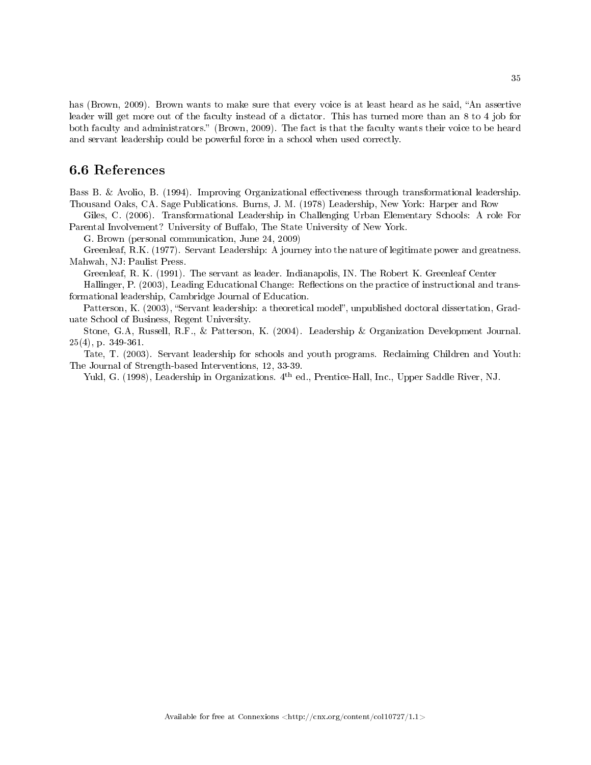has (Brown, 2009). Brown wants to make sure that every voice is at least heard as he said, "An assertive leader will get more out of the faculty instead of a dictator. This has turned more than an 8 to 4 job for both faculty and administrators." (Brown, 2009). The fact is that the faculty wants their voice to be heard and servant leadership could be powerful force in a school when used correctly.

## 6.6 References

Bass B. & Avolio, B. (1994). Improving Organizational effectiveness through transformational leadership. Thousand Oaks, CA. Sage Publications. Burns, J. M. (1978) Leadership, New York: Harper and Row

Giles, C. (2006). Transformational Leadership in Challenging Urban Elementary Schools: A role For Parental Involvement? University of Buffalo, The State University of New York.

G. Brown (personal communication, June 24, 2009)

Greenleaf, R.K. (1977). Servant Leadership: A journey into the nature of legitimate power and greatness. Mahwah, NJ: Paulist Press.

Greenleaf, R. K. (1991). The servant as leader. Indianapolis, IN. The Robert K. Greenleaf Center

Hallinger, P. (2003), Leading Educational Change: Reflections on the practice of instructional and transformational leadership, Cambridge Journal of Education.

Patterson, K. (2003), "Servant leadership: a theoretical model", unpublished doctoral dissertation, Graduate School of Business, Regent University.

Stone, G.A, Russell, R.F., & Patterson, K. (2004). Leadership & Organization Development Journal. 25(4), p. 349-361.

Tate, T. (2003). Servant leadership for schools and youth programs. Reclaiming Children and Youth: The Journal of Strength-based Interventions, 12, 33-39.

Yukl, G. (1998), Leadership in Organizations. $4^{th}$ ed., Prentice-Hall, Inc., Upper Saddle River, NJ.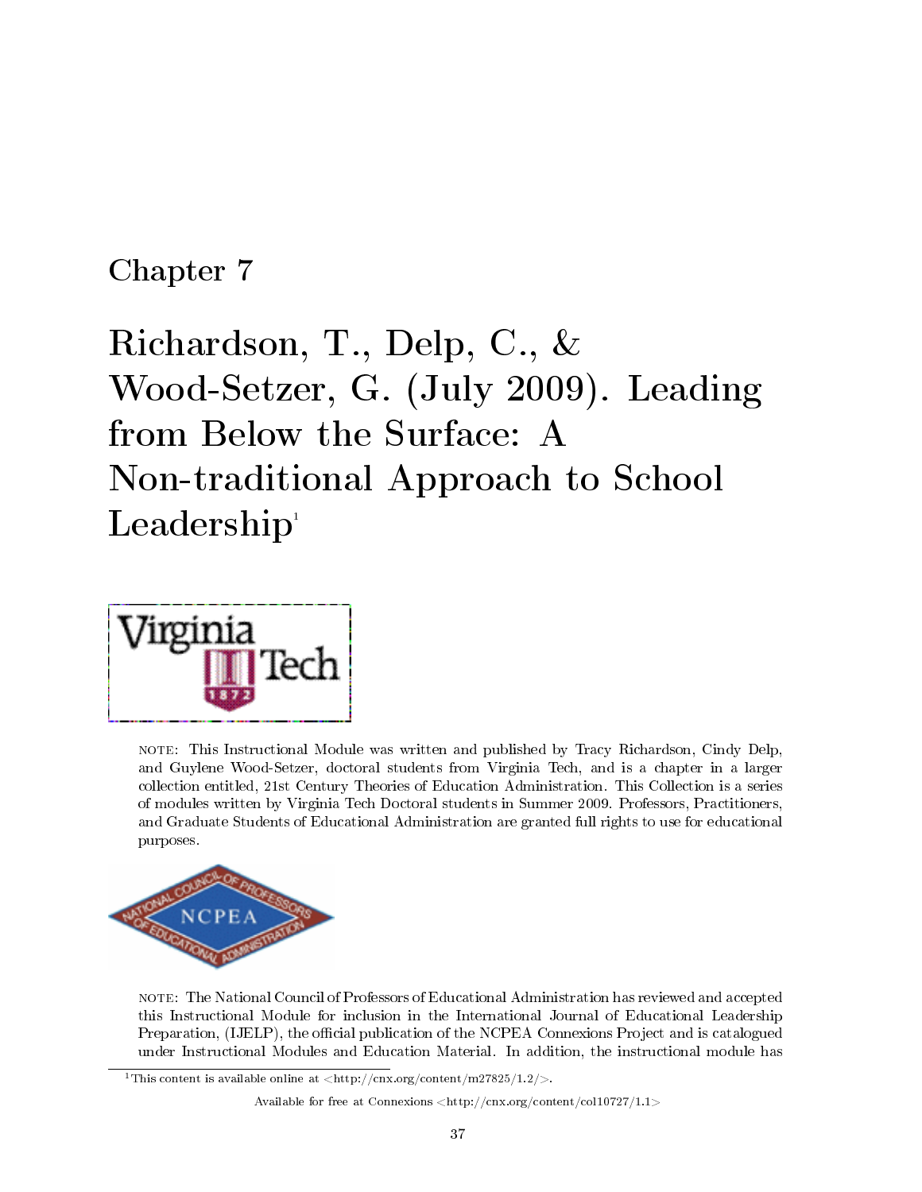Chapter 7

# Richardson, T., Delp, C., & Wood-Setzer, G. (July 2009). Leading from Below the Surface: A Non-traditional Approach to School Leadership[1]

NOTE: This Instructional Module was written and published by Tracy Richardson, Cindy Delp, and Guylene Wood-Setzer, doctoral students from Virginia Tech, and is a chapter in a larger collection entitled, 21st Century Theories of Education Administration. This Collection is a series of modules written by Virginia Tech Doctoral students in Summer 2009. Professors, Practitioners, and Graduate Students of Educational Administration are granted full rights to use for educational purposes.

NOTE: The National Council of Professors of Educational Administration has reviewed and accepted this Instructional Module for inclusion in the International Journal of Educational Leadership Preparation, (IJELP), the official publication of the NCPEA Connexions Project and is catalogued under Instructional Modules and Education Material. In addition, the instructional module has

[1] This content is available online at <http://cnx.org/content/m27825/1.2/>.

Available for free at Connexions <http://cnx.org/content/col10727/1.1>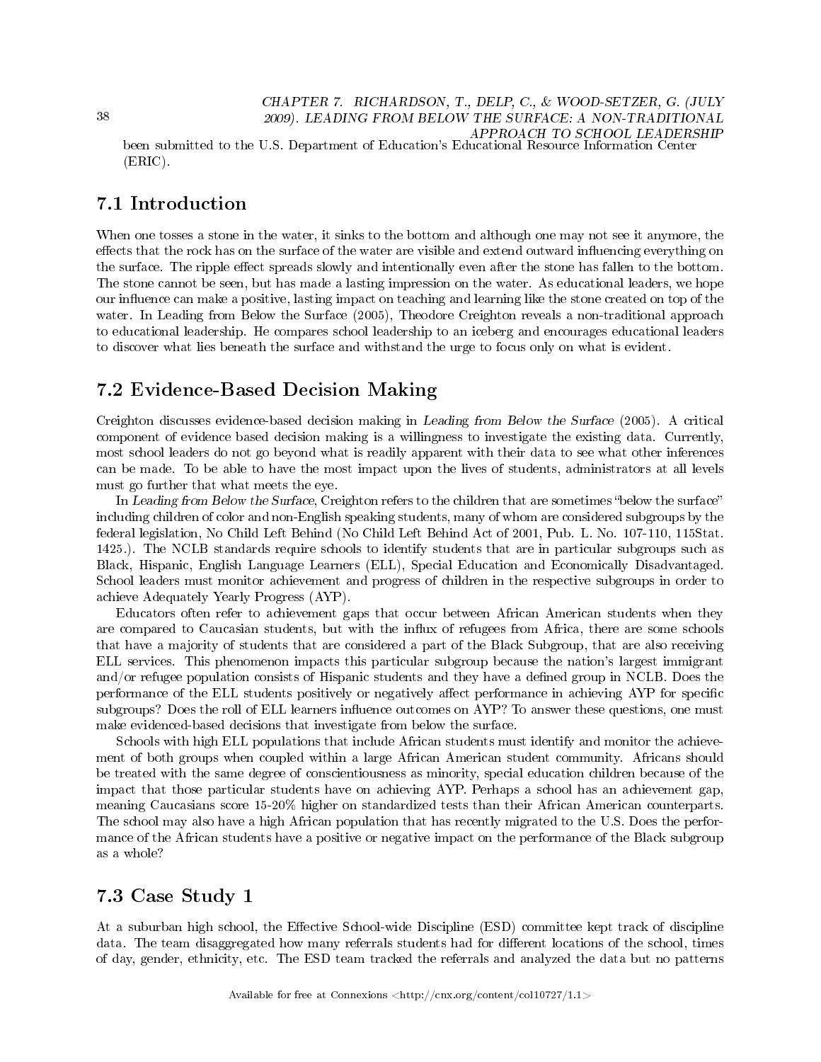been submitted to the U.S. Department of Education's Educational Resource Information Center (ERIC).

## 7.1 Introduction

When one tosses a stone in the water, it sinks to the bottom and although one may not see it anymore, the effects that the rock has on the surface of the water are visible and extend outward influencing everything on the surface. The ripple effect spreads slowly and intentionally even after the stone has fallen to the bottom. The stone cannot be seen, but has made a lasting impression on the water. As educational leaders, we hope our influence can make a positive, lasting impact on teaching and learning like the stone created on top of the water. In Leading from Below the Surface (2005), Theodore Creighton reveals a non-traditional approach to educational leadership. He compares school leadership to an iceberg and encourages educational leaders to discover what lies beneath the surface and withstand the urge to focus only on what is evident.

## 7.2 Evidence-Based Decision Making

Creighton discusses evidence-based decision making in *Leading from Below the Surface* (2005). A critical component of evidence based decision making is a willingness to investigate the existing data. Currently, most school leaders do not go beyond what is readily apparent with their data to see what other inferences can be made. To be able to have the most impact upon the lives of students, administrators at all levels must go further that what meets the eye.

In *Leading from Below the Surface*, Creighton refers to the children that are sometimes "below the surface" including children of color and non-English speaking students, many of whom are considered subgroups by the federal legislation, No Child Left Behind (No Child Left Behind Act of 2001, Pub. L. No. 107-110, 115Stat. 1425.). The NCLB standards require schools to identify students that are in particular subgroups such as Black, Hispanic, English Language Learners (ELL), Special Education and Economically Disadvantaged. School leaders must monitor achievement and progress of children in the respective subgroups in order to achieve Adequately Yearly Progress (AYP).

Educators often refer to achievement gaps that occur between African American students when they are compared to Caucasian students, but with the influx of refugees from Africa, there are some schools that have a majority of students that are considered a part of the Black Subgroup, that are also receiving ELL services. This phenomenon impacts this particular subgroup because the nation's largest immigrant and/or refugee population consists of Hispanic students and they have a defined group in NCLB. Does the performance of the ELL students positively or negatively affect performance in achieving AYP for specific subgroups? Does the roll of ELL learners influence outcomes on AYP? To answer these questions, one must make evidenced-based decisions that investigate from below the surface.

Schools with high ELL populations that include African students must identify and monitor the achievement of both groups when coupled within a large African American student community. Africans should be treated with the same degree of conscientiousness as minority, special education children because of the impact that those particular students have on achieving AYP. Perhaps a school has an achievement gap, meaning Caucasians score 15-20% higher on standardized tests than their African American counterparts. The school may also have a high African population that has recently migrated to the U.S. Does the performance of the African students have a positive or negative impact on the performance of the Black subgroup as a whole?

## 7.3 Case Study 1

At a suburban high school, the Effective School-wide Discipline (ESD) committee kept track of discipline data. The team disaggregated how many referrals students had for different locations of the school, times of day, gender, ethnicity, etc. The ESD team tracked the referrals and analyzed the data but no patterns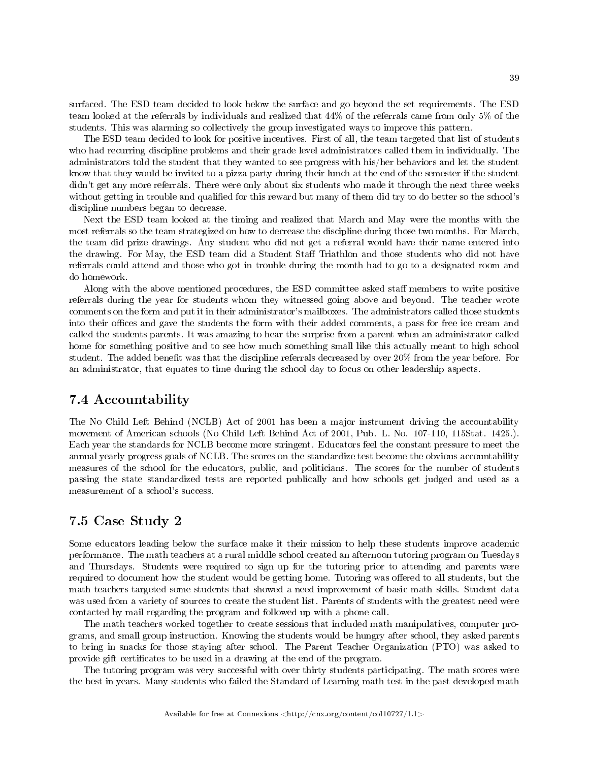surfaced. The ESD team decided to look below the surface and go beyond the set requirements. The ESD team looked at the referrals by individuals and realized that 44% of the referrals came from only 5% of the students. This was alarming so collectively the group investigated ways to improve this pattern.

The ESD team decided to look for positive incentives. First of all, the team targeted that list of students who had recurring discipline problems and their grade level administrators called them in individually. The administrators told the student that they wanted to see progress with his/her behaviors and let the student know that they would be invited to a pizza party during their lunch at the end of the semester if the student didn't get any more referrals. There were only about six students who made it through the next three weeks without getting in trouble and qualified for this reward but many of them did try to do better so the school's discipline numbers began to decrease.

Next the ESD team looked at the timing and realized that March and May were the months with the most referrals so the team strategized on how to decrease the discipline during those two months. For March, the team did prize drawings. Any student who did not get a referral would have their name entered into the drawing. For May, the ESD team did a Student Staff Triathlon and those students who did not have referrals could attend and those who got in trouble during the month had to go to a designated room and do homework.

Along with the above mentioned procedures, the ESD committee asked staff members to write positive referrals during the year for students whom they witnessed going above and beyond. The teacher wrote comments on the form and put it in their administrator's mailboxes. The administrators called those students into their offices and gave the students the form with their added comments, a pass for free ice cream and called the students parents. It was amazing to hear the surprise from a parent when an administrator called home for something positive and to see how much something small like this actually meant to high school student. The added benefit was that the discipline referrals decreased by over 20% from the year before. For an administrator, that equates to time during the school day to focus on other leadership aspects.

## 7.4 Accountability

The No Child Left Behind (NCLB) Act of 2001 has been a major instrument driving the accountability movement of American schools (No Child Left Behind Act of 2001, Pub. L. No. 107-110, 115Stat. 1425.). Each year the standards for NCLB become more stringent. Educators feel the constant pressure to meet the annual yearly progress goals of NCLB. The scores on the standardize test become the obvious accountability measures of the school for the educators, public, and politicians. The scores for the number of students passing the state standardized tests are reported publically and how schools get judged and used as a measurement of a school's success.

## 7.5 Case Study 2

Some educators leading below the surface make it their mission to help these students improve academic performance. The math teachers at a rural middle school created an afternoon tutoring program on Tuesdays and Thursdays. Students were required to sign up for the tutoring prior to attending and parents were required to document how the student would be getting home. Tutoring was offered to all students, but the math teachers targeted some students that showed a need improvement of basic math skills. Student data was used from a variety of sources to create the student list. Parents of students with the greatest need were contacted by mail regarding the program and followed up with a phone call.

The math teachers worked together to create sessions that included math manipulatives, computer programs, and small group instruction. Knowing the students would be hungry after school, they asked parents to bring in snacks for those staying after school. The Parent Teacher Organization (PTO) was asked to provide gift certificates to be used in a drawing at the end of the program.

The tutoring program was very successful with over thirty students participating. The math scores were the best in years. Many students who failed the Standard of Learning math test in the past developed math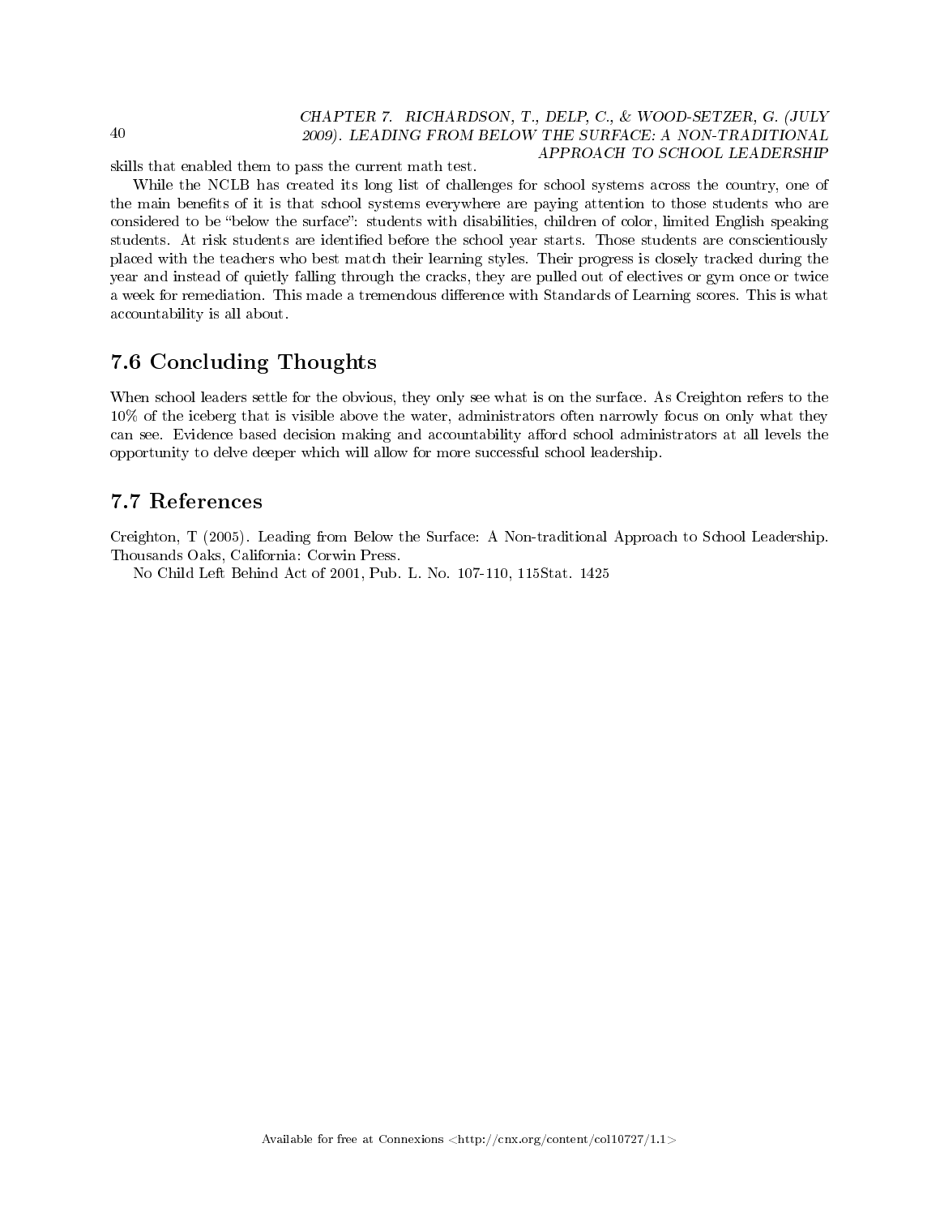skills that enabled them to pass the current math test.

While the NCLB has created its long list of challenges for school systems across the country, one of the main benefits of it is that school systems everywhere are paying attention to those students who are considered to be "below the surface": students with disabilities, children of color, limited English speaking students. At risk students are identified before the school year starts. Those students are conscientiously placed with the teachers who best match their learning styles. Their progress is closely tracked during the year and instead of quietly falling through the cracks, they are pulled out of electives or gym once or twice a week for remediation. This made a tremendous difference with Standards of Learning scores. This is what accountability is all about.

## 7.6 Concluding Thoughts

When school leaders settle for the obvious, they only see what is on the surface. As Creighton refers to the 10% of the iceberg that is visible above the water, administrators often narrowly focus on only what they can see. Evidence based decision making and accountability afford school administrators at all levels the opportunity to delve deeper which will allow for more successful school leadership.

## 7.7 References

Creighton, T (2005). Leading from Below the Surface: A Non-traditional Approach to School Leadership. Thousands Oaks, California: Corwin Press.

No Child Left Behind Act of 2001, Pub. L. No. 107-110, 115Stat. 1425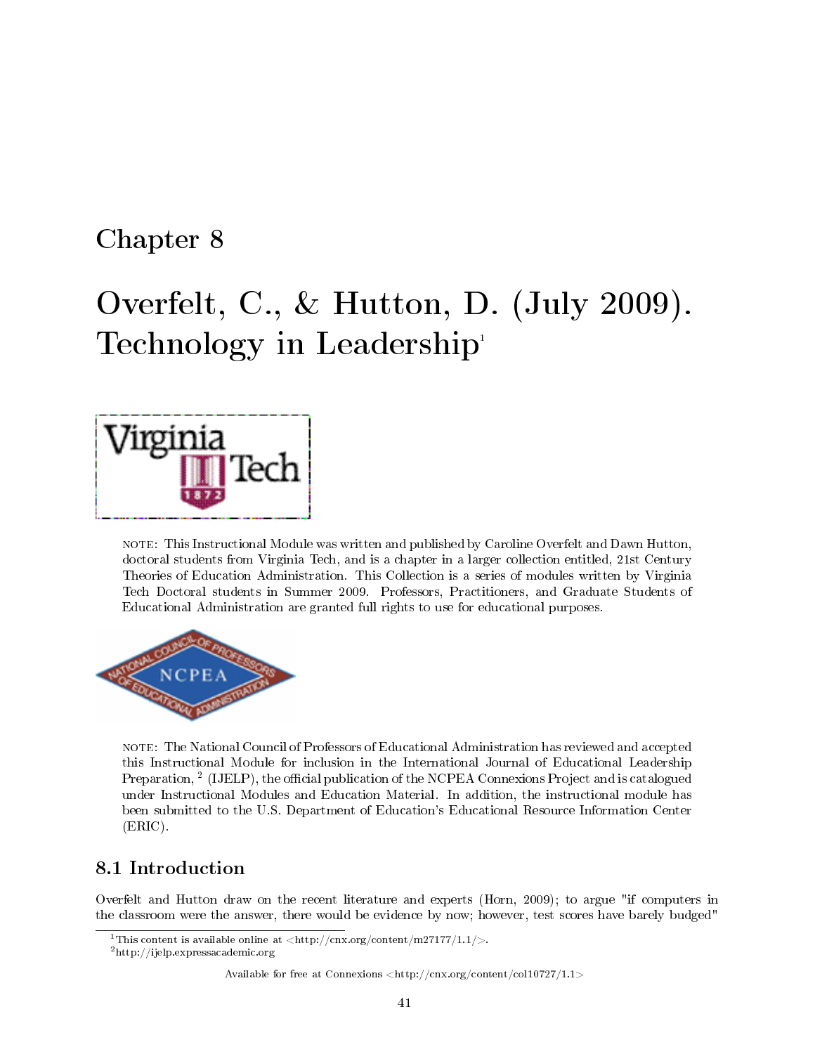# Chapter 8

# Overfelt, C., & Hutton, D. (July 2009). Technology in Leadership[1]

NOTE: This Instructional Module was written and published by Caroline Overfelt and Dawn Hutton, doctoral students from Virginia Tech, and is a chapter in a larger collection entitled, 21st Century Theories of Education Administration. This Collection is a series of modules written by Virginia Tech Doctoral students in Summer 2009. Professors, Practitioners, and Graduate Students of Educational Administration are granted full rights to use for educational purposes.

NOTE: The National Council of Professors of Educational Administration has reviewed and accepted this Instructional Module for inclusion in the International Journal of Educational Leadership Preparation, [2] (IJELP), the official publication of the NCPEA Connexions Project and is catalogued under Instructional Modules and Education Material. In addition, the instructional module has been submitted to the U.S. Department of Education's Educational Resource Information Center (ERIC).

## 8.1 Introduction

Overfelt and Hutton draw on the recent literature and experts (Horn, 2009); to argue "if computers in the classroom were the answer, there would be evidence by now; however, test scores have barely budged"

[1] This content is available online at <http://cnx.org/content/m27177/1.1/>.

[2] http://ijelp.expressacademic.org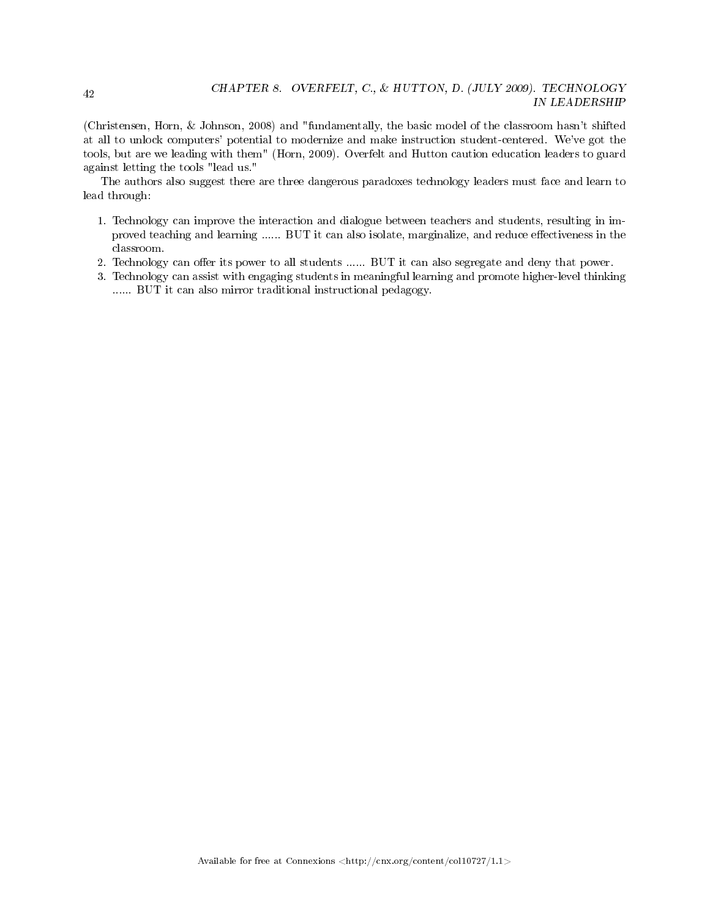(Christensen, Horn, & Johnson, 2008) and "fundamentally, the basic model of the classroom hasn't shifted at all to unlock computers' potential to modernize and make instruction student-centered. We've got the tools, but are we leading with them" (Horn, 2009). Overfelt and Hutton caution education leaders to guard against letting the tools "lead us."

The authors also suggest there are three dangerous paradoxes technology leaders must face and learn to lead through:

1. Technology can improve the interaction and dialogue between teachers and students, resulting in improved teaching and learning ...... BUT it can also isolate, marginalize, and reduce effectiveness in the classroom.
2. Technology can offer its power to all students ...... BUT it can also segregate and deny that power.
3. Technology can assist with engaging students in meaningful learning and promote higher-level thinking ...... BUT it can also mirror traditional instructional pedagogy.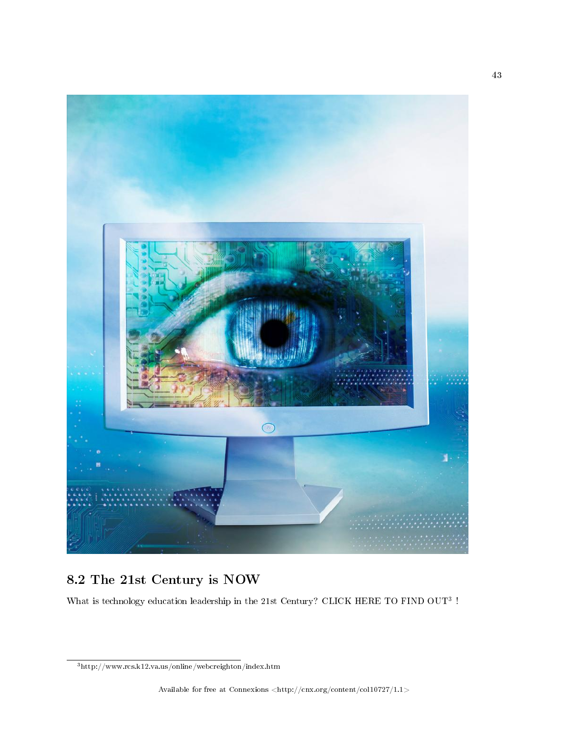## 8.2 The 21st Century is NOW

What is technology education leadership in the 21st Century? CLICK HERE TO FIND OUT[3] !

[3] http://www.rcs.k12.va.us/online/webcreighton/index.htm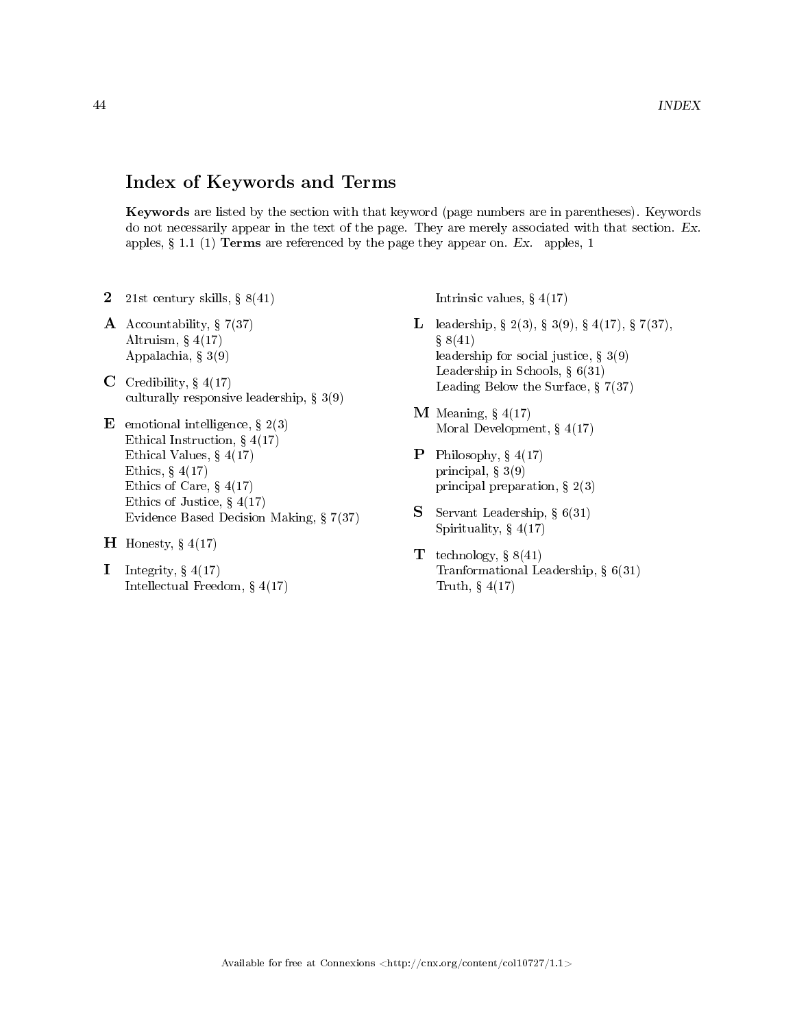## Index of Keywords and Terms

**Keywords** are listed by the section with that keyword (page numbers are in parentheses). Keywords do not necessarily appear in the text of the page. They are merely associated with that section. *Ex.* apples, § 1.1 (1) **Terms** are referenced by the page they appear on. *Ex.* apples, 1

**2** 21st century skills, § 8(41)

**A** Accountability, § 7(37)
Altruism, § 4(17)
Appalachia, § 3(9)

**C** Credibility, § 4(17)
culturally responsive leadership, § 3(9)

**E** emotional intelligence, § 2(3)
Ethical Instruction, § 4(17)
Ethical Values, § 4(17)
Ethics, § 4(17)
Ethics of Care, § 4(17)
Ethics of Justice, § 4(17)
Evidence Based Decision Making, § 7(37)

**H** Honesty, § 4(17)

**I** Integrity, § 4(17)
Intellectual Freedom, § 4(17)
Intrinsic values, § 4(17)

**L** leadership, § 2(3), § 3(9), § 4(17), § 7(37), § 8(41)
leadership for social justice, § 3(9)
Leadership in Schools, § 6(31)
Leading Below the Surface, § 7(37)

**M** Meaning, § 4(17)
Moral Development, § 4(17)

**P** Philosophy, § 4(17)
principal, § 3(9)
principal preparation, § 2(3)

**S** Servant Leadership, § 6(31)
Spirituality, § 4(17)

**T** technology, § 8(41)
Tranformational Leadership, § 6(31)
Truth, § 4(17)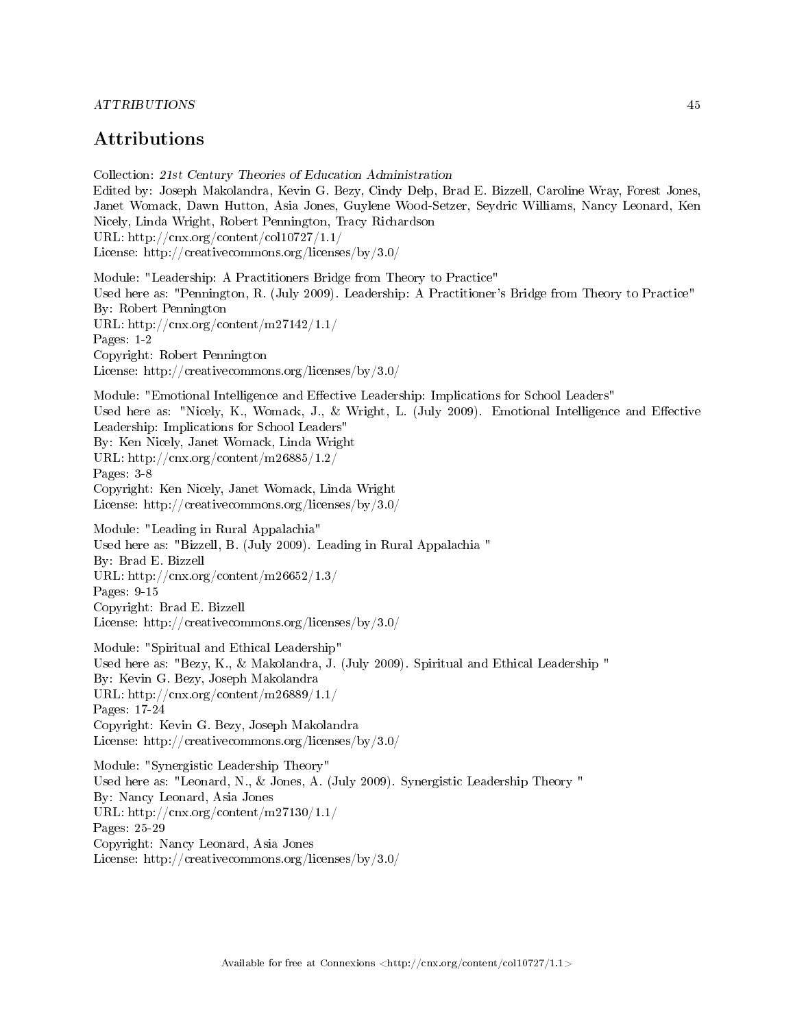# Attributions

Collection: *21st Century Theories of Education Administration*
Edited by: Joseph Makolandra, Kevin G. Bezy, Cindy Delp, Brad E. Bizzell, Caroline Wray, Forest Jones, Janet Womack, Dawn Hutton, Asia Jones, Guylene Wood-Setzer, Seydric Williams, Nancy Leonard, Ken Nicely, Linda Wright, Robert Pennington, Tracy Richardson
URL: http://cnx.org/content/col10727/1.1/
License: http://creativecommons.org/licenses/by/3.0/

Module: "Leadership: A Practitioners Bridge from Theory to Practice"
Used here as: "Pennington, R. (July 2009). Leadership: A Practitioner's Bridge from Theory to Practice"
By: Robert Pennington
URL: http://cnx.org/content/m27142/1.1/
Pages: 1-2
Copyright: Robert Pennington
License: http://creativecommons.org/licenses/by/3.0/

Module: "Emotional Intelligence and Effective Leadership: Implications for School Leaders"
Used here as: "Nicely, K., Womack, J., & Wright, L. (July 2009). Emotional Intelligence and Effective Leadership: Implications for School Leaders"
By: Ken Nicely, Janet Womack, Linda Wright
URL: http://cnx.org/content/m26885/1.2/
Pages: 3-8
Copyright: Ken Nicely, Janet Womack, Linda Wright
License: http://creativecommons.org/licenses/by/3.0/

Module: "Leading in Rural Appalachia"
Used here as: "Bizzell, B. (July 2009). Leading in Rural Appalachia "
By: Brad E. Bizzell
URL: http://cnx.org/content/m26652/1.3/
Pages: 9-15
Copyright: Brad E. Bizzell
License: http://creativecommons.org/licenses/by/3.0/

Module: "Spiritual and Ethical Leadership"
Used here as: "Bezy, K., & Makolandra, J. (July 2009). Spiritual and Ethical Leadership "
By: Kevin G. Bezy, Joseph Makolandra
URL: http://cnx.org/content/m26889/1.1/
Pages: 17-24
Copyright: Kevin G. Bezy, Joseph Makolandra
License: http://creativecommons.org/licenses/by/3.0/

Module: "Synergistic Leadership Theory"
Used here as: "Leonard, N., & Jones, A. (July 2009). Synergistic Leadership Theory "
By: Nancy Leonard, Asia Jones
URL: http://cnx.org/content/m27130/1.1/
Pages: 25-29
Copyright: Nancy Leonard, Asia Jones
License: http://creativecommons.org/licenses/by/3.0/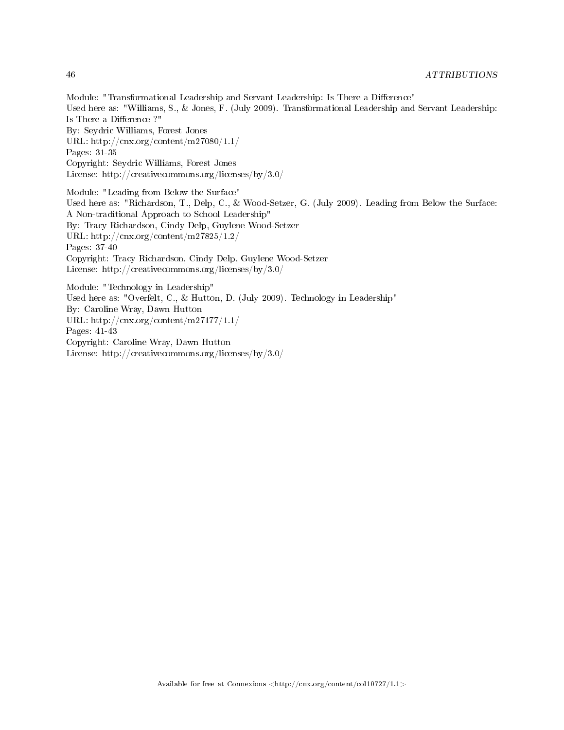Module: "Transformational Leadership and Servant Leadership: Is There a Difference"
Used here as: "Williams, S., & Jones, F. (July 2009). Transformational Leadership and Servant Leadership: Is There a Difference ?"
By: Seydric Williams, Forest Jones
URL: http://cnx.org/content/m27080/1.1/
Pages: 31-35
Copyright: Seydric Williams, Forest Jones
License: http://creativecommons.org/licenses/by/3.0/

Module: "Leading from Below the Surface"
Used here as: "Richardson, T., Delp, C., & Wood-Setzer, G. (July 2009). Leading from Below the Surface: A Non-traditional Approach to School Leadership"
By: Tracy Richardson, Cindy Delp, Guylene Wood-Setzer
URL: http://cnx.org/content/m27825/1.2/
Pages: 37-40
Copyright: Tracy Richardson, Cindy Delp, Guylene Wood-Setzer
License: http://creativecommons.org/licenses/by/3.0/

Module: "Technology in Leadership"
Used here as: "Overfelt, C., & Hutton, D. (July 2009). Technology in Leadership"
By: Caroline Wray, Dawn Hutton
URL: http://cnx.org/content/m27177/1.1/
Pages: 41-43
Copyright: Caroline Wray, Dawn Hutton
License: http://creativecommons.org/licenses/by/3.0/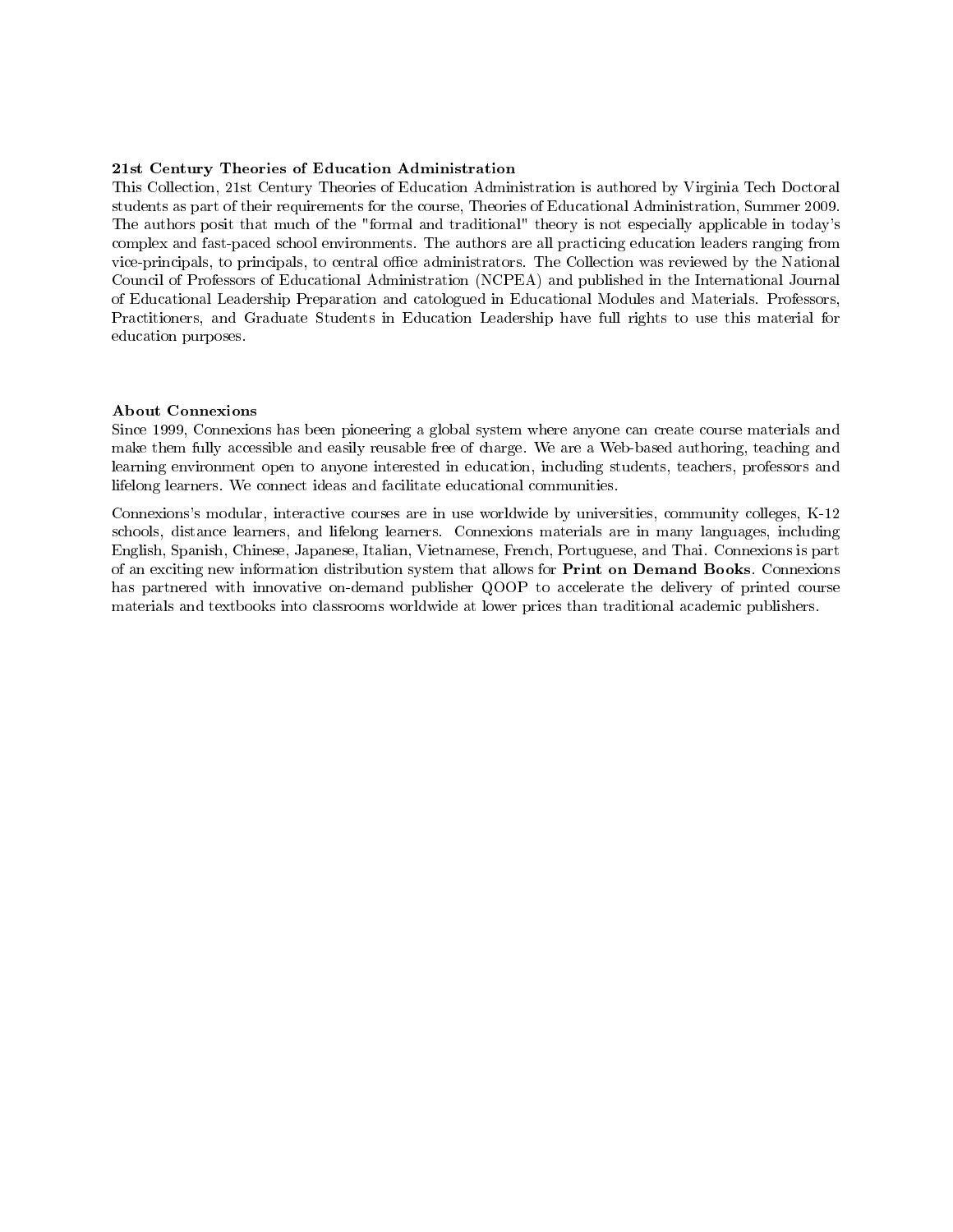**21st Century Theories of Education Administration**

This Collection, 21st Century Theories of Education Administration is authored by Virginia Tech Doctoral students as part of their requirements for the course, Theories of Educational Administration, Summer 2009. The authors posit that much of the "formal and traditional" theory is not especially applicable in today's complex and fast-paced school environments. The authors are all practicing education leaders ranging from vice-principals, to principals, to central office administrators. The Collection was reviewed by the National Council of Professors of Educational Administration (NCPEA) and published in the International Journal of Educational Leadership Preparation and catologued in Educational Modules and Materials. Professors, Practitioners, and Graduate Students in Education Leadership have full rights to use this material for education purposes.

**About Connexions**

Since 1999, Connexions has been pioneering a global system where anyone can create course materials and make them fully accessible and easily reusable free of charge. We are a Web-based authoring, teaching and learning environment open to anyone interested in education, including students, teachers, professors and lifelong learners. We connect ideas and facilitate educational communities.

Connexions's modular, interactive courses are in use worldwide by universities, community colleges, K-12 schools, distance learners, and lifelong learners. Connexions materials are in many languages, including English, Spanish, Chinese, Japanese, Italian, Vietnamese, French, Portuguese, and Thai. Connexions is part of an exciting new information distribution system that allows for **Print on Demand Books**. Connexions has partnered with innovative on-demand publisher QOOP to accelerate the delivery of printed course materials and textbooks into classrooms worldwide at lower prices than traditional academic publishers.